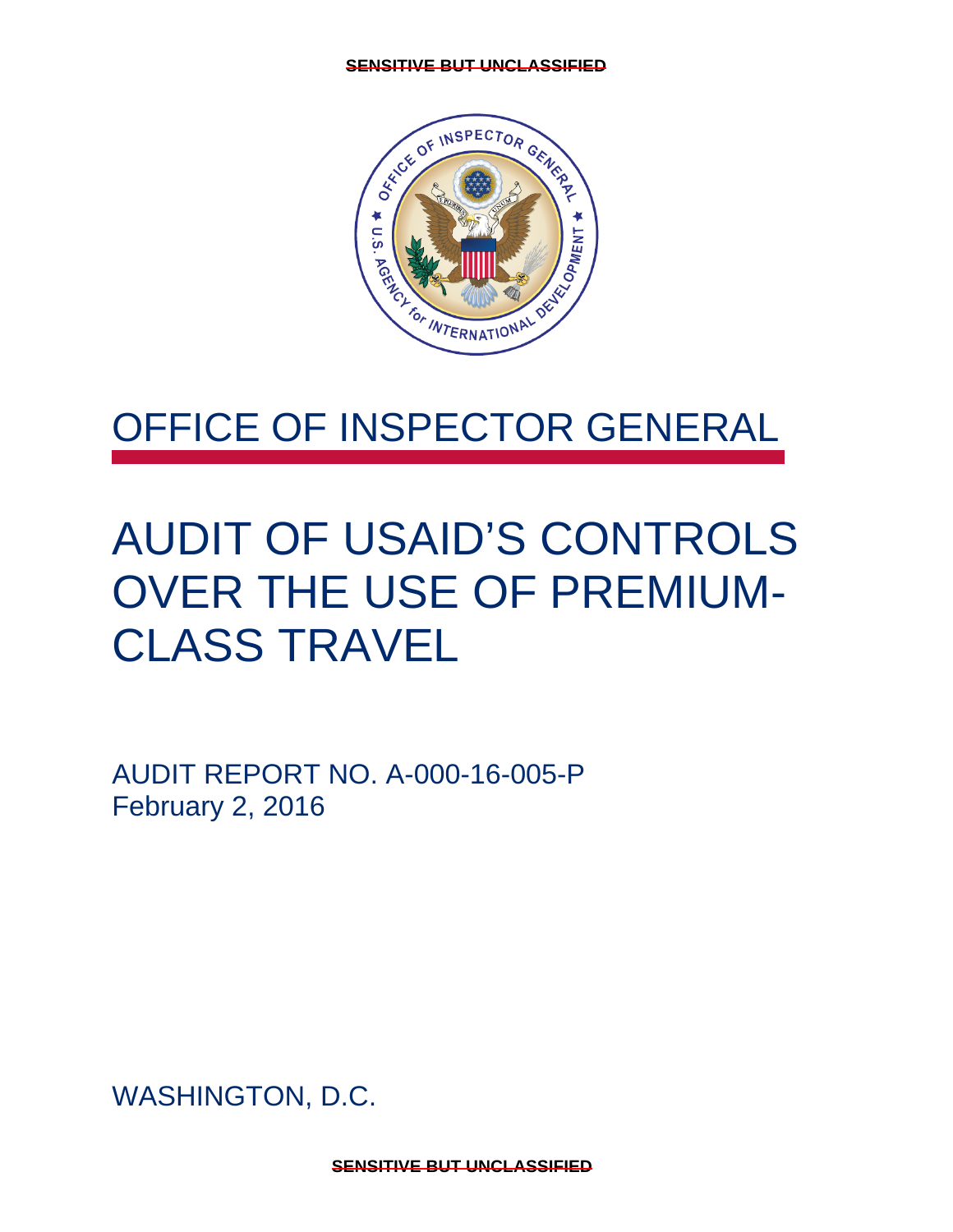SENSITIVE BUT UNCLASSIFIED

# OFFICE OF INSPECTOR GENERAL

# AUDIT OF USAID'S CONTROLS OVER THE USE OF PREMIUM-CLASS TRAVEL

AUDIT REPORT NO. A-000-16-005-P
February 2, 2016

WASHINGTON, D.C.

SENSITIVE BUT UNCLASSIFIED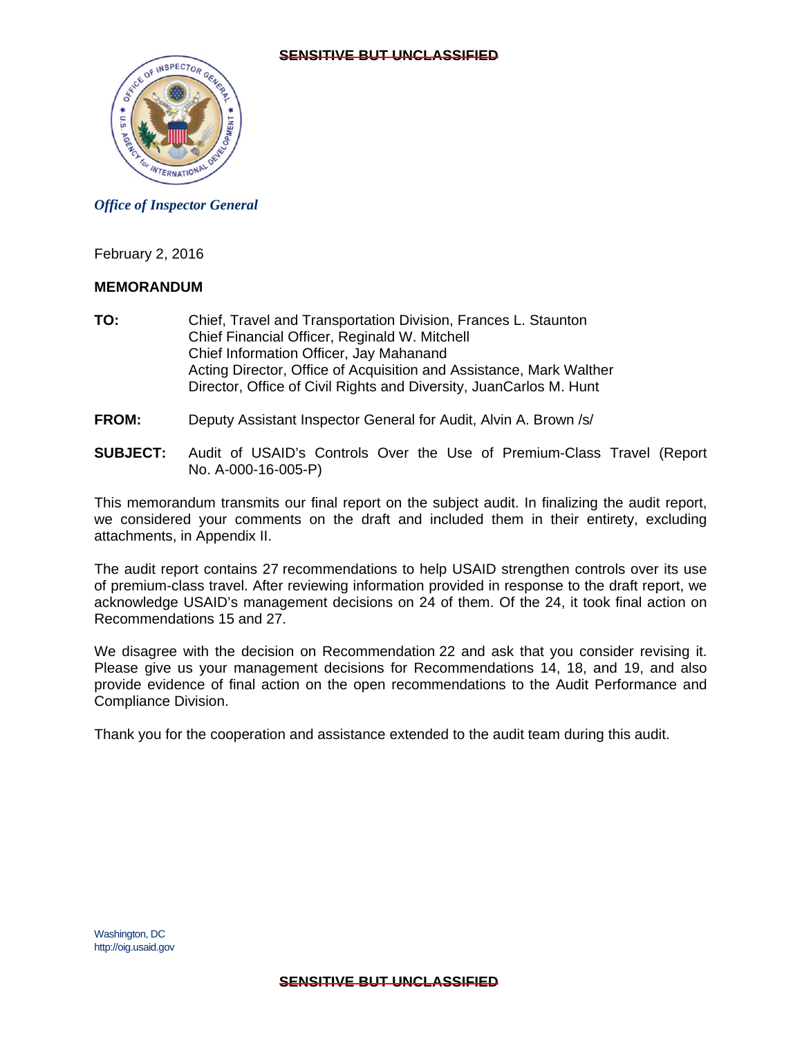~~SENSITIVE BUT UNCLASSIFIED~~

*Office of Inspector General*

February 2, 2016

**MEMORANDUM**

**TO:** Chief, Travel and Transportation Division, Frances L. Staunton
Chief Financial Officer, Reginald W. Mitchell
Chief Information Officer, Jay Mahanand
Acting Director, Office of Acquisition and Assistance, Mark Walther
Director, Office of Civil Rights and Diversity, JuanCarlos M. Hunt

**FROM:** Deputy Assistant Inspector General for Audit, Alvin A. Brown /s/

**SUBJECT:** Audit of USAID's Controls Over the Use of Premium-Class Travel (Report No. A-000-16-005-P)

This memorandum transmits our final report on the subject audit. In finalizing the audit report, we considered your comments on the draft and included them in their entirety, excluding attachments, in Appendix II.

The audit report contains 27 recommendations to help USAID strengthen controls over its use of premium-class travel. After reviewing information provided in response to the draft report, we acknowledge USAID's management decisions on 24 of them. Of the 24, it took final action on Recommendations 15 and 27.

We disagree with the decision on Recommendation 22 and ask that you consider revising it. Please give us your management decisions for Recommendations 14, 18, and 19, and also provide evidence of final action on the open recommendations to the Audit Performance and Compliance Division.

Thank you for the cooperation and assistance extended to the audit team during this audit.

Washington, DC
http://oig.usaid.gov

~~SENSITIVE BUT UNCLASSIFIED~~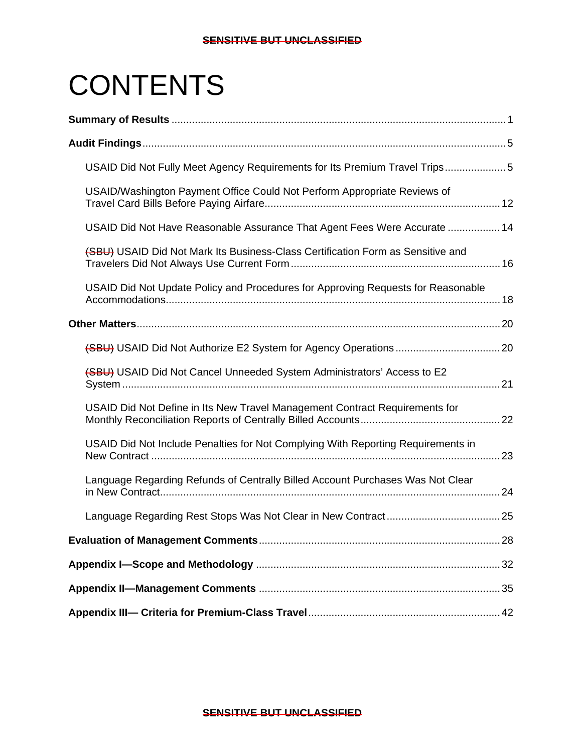# CONTENTS

**Summary of Results** .................................................................................................................. 1

**Audit Findings** ............................................................................................................................ 5

USAID Did Not Fully Meet Agency Requirements for Its Premium Travel Trips..................... 5

USAID/Washington Payment Office Could Not Perform Appropriate Reviews of Travel Card Bills Before Paying Airfare................................................................................ 12

USAID Did Not Have Reasonable Assurance That Agent Fees Were Accurate .................. 14

(SBU) USAID Did Not Mark Its Business-Class Certification Form as Sensitive and Travelers Did Not Always Use Current Form ........................................................................ 16

USAID Did Not Update Policy and Procedures for Approving Requests for Reasonable Accommodations.................................................................................................................. 18

**Other Matters** ............................................................................................................................ 20

(SBU) USAID Did Not Authorize E2 System for Agency Operations .................................... 20

(SBU) USAID Did Not Cancel Unneeded System Administrators' Access to E2 System ................................................................................................................................. 21

USAID Did Not Define in Its New Travel Management Contract Requirements for Monthly Reconciliation Reports of Centrally Billed Accounts ................................................ 22

USAID Did Not Include Penalties for Not Complying With Reporting Requirements in New Contract ....................................................................................................................... 23

Language Regarding Refunds of Centrally Billed Account Purchases Was Not Clear in New Contract..................................................................................................................... 24

Language Regarding Rest Stops Was Not Clear in New Contract ....................................... 25

**Evaluation of Management Comments** .................................................................................. 28

**Appendix I—Scope and Methodology** ................................................................................... 32

**Appendix II—Management Comments** .................................................................................. 35

**Appendix III— Criteria for Premium-Class Travel** ................................................................. 42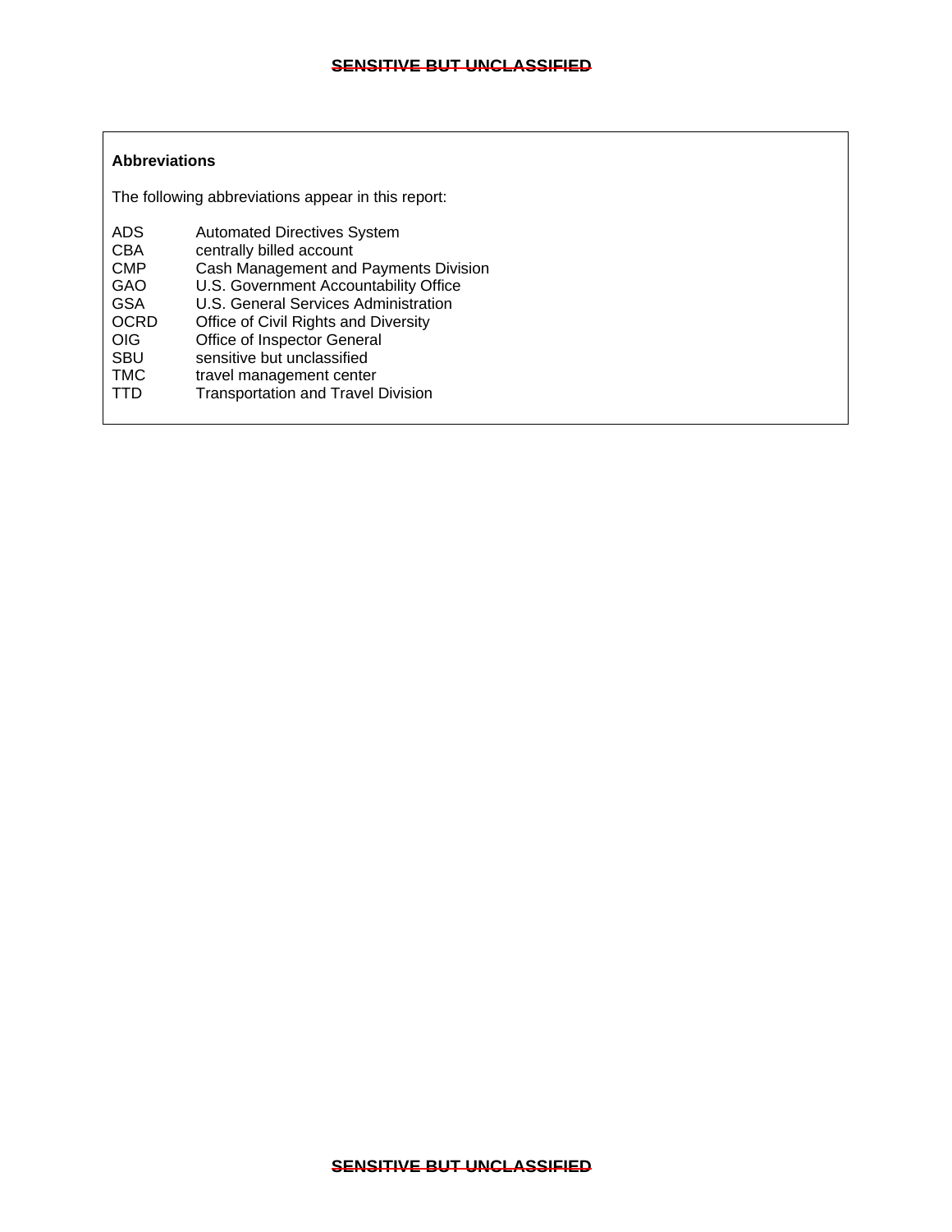**Abbreviations**

The following abbreviations appear in this report:

| | |
|---|---|
| ADS | Automated Directives System |
| CBA | centrally billed account |
| CMP | Cash Management and Payments Division |
| GAO | U.S. Government Accountability Office |
| GSA | U.S. General Services Administration |
| OCRD | Office of Civil Rights and Diversity |
| OIG | Office of Inspector General |
| SBU | sensitive but unclassified |
| TMC | travel management center |
| TTD | Transportation and Travel Division |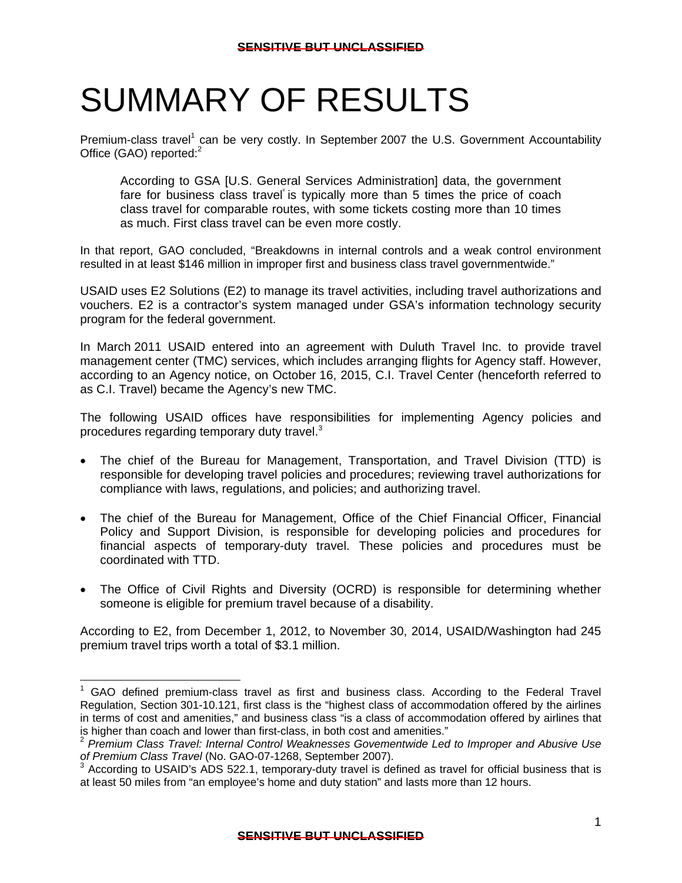# SUMMARY OF RESULTS

Premium-class travel[1] can be very costly. In September 2007 the U.S. Government Accountability Office (GAO) reported:[2]

> According to GSA [U.S. General Services Administration] data, the government fare for business class travel is typically more than 5 times the price of coach class travel for comparable routes, with some tickets costing more than 10 times as much. First class travel can be even more costly.

In that report, GAO concluded, "Breakdowns in internal controls and a weak control environment resulted in at least $146 million in improper first and business class travel governmentwide."

USAID uses E2 Solutions (E2) to manage its travel activities, including travel authorizations and vouchers. E2 is a contractor's system managed under GSA's information technology security program for the federal government.

In March 2011 USAID entered into an agreement with Duluth Travel Inc. to provide travel management center (TMC) services, which includes arranging flights for Agency staff. However, according to an Agency notice, on October 16, 2015, C.I. Travel Center (henceforth referred to as C.I. Travel) became the Agency's new TMC.

The following USAID offices have responsibilities for implementing Agency policies and procedures regarding temporary duty travel.[3]

- The chief of the Bureau for Management, Transportation, and Travel Division (TTD) is responsible for developing travel policies and procedures; reviewing travel authorizations for compliance with laws, regulations, and policies; and authorizing travel.
- The chief of the Bureau for Management, Office of the Chief Financial Officer, Financial Policy and Support Division, is responsible for developing policies and procedures for financial aspects of temporary-duty travel. These policies and procedures must be coordinated with TTD.
- The Office of Civil Rights and Diversity (OCRD) is responsible for determining whether someone is eligible for premium travel because of a disability.

According to E2, from December 1, 2012, to November 30, 2014, USAID/Washington had 245 premium travel trips worth a total of $3.1 million.

---

[1] GAO defined premium-class travel as first and business class. According to the Federal Travel Regulation, Section 301-10.121, first class is the "highest class of accommodation offered by the airlines in terms of cost and amenities," and business class "is a class of accommodation offered by airlines that is higher than coach and lower than first-class, in both cost and amenities."

[2] *Premium Class Travel: Internal Control Weaknesses Govementwide Led to Improper and Abusive Use of Premium Class Travel* (No. GAO-07-1268, September 2007).

[3] According to USAID's ADS 522.1, temporary-duty travel is defined as travel for official business that is at least 50 miles from "an employee's home and duty station" and lasts more than 12 hours.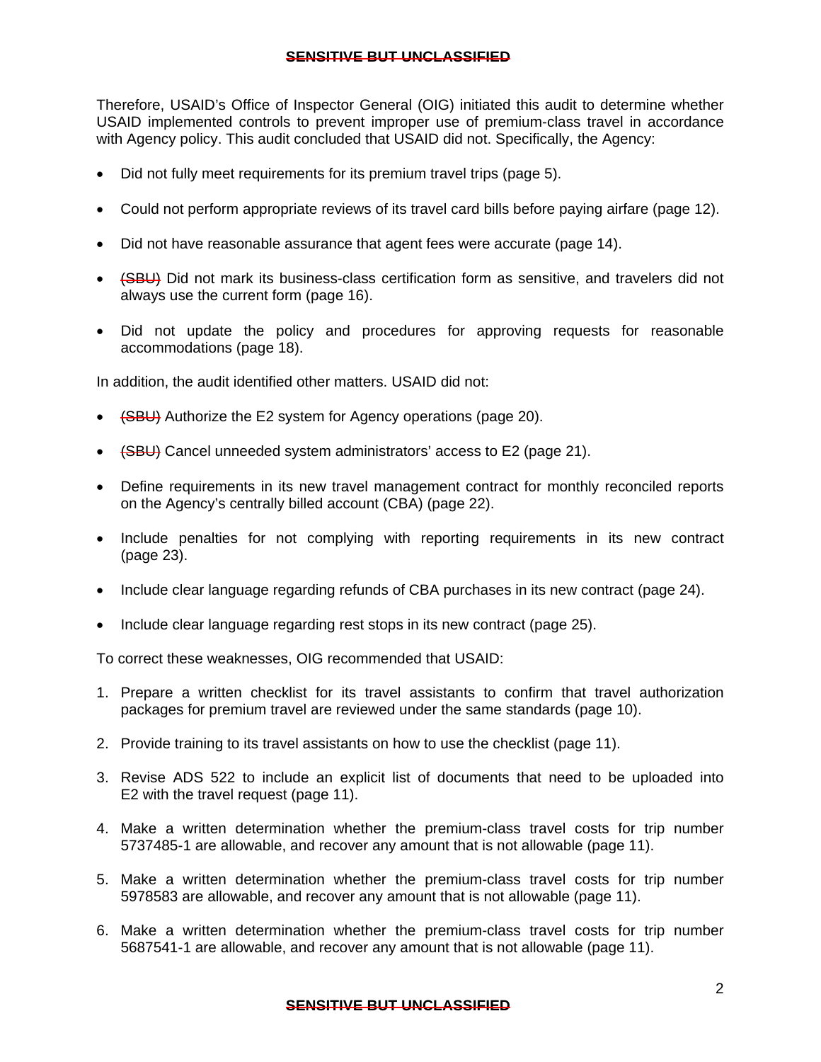Therefore, USAID's Office of Inspector General (OIG) initiated this audit to determine whether USAID implemented controls to prevent improper use of premium-class travel in accordance with Agency policy. This audit concluded that USAID did not. Specifically, the Agency:

- Did not fully meet requirements for its premium travel trips (page 5).
- Could not perform appropriate reviews of its travel card bills before paying airfare (page 12).
- Did not have reasonable assurance that agent fees were accurate (page 14).
- ~~(SBU)~~ Did not mark its business-class certification form as sensitive, and travelers did not always use the current form (page 16).
- Did not update the policy and procedures for approving requests for reasonable accommodations (page 18).

In addition, the audit identified other matters. USAID did not:

- ~~(SBU)~~ Authorize the E2 system for Agency operations (page 20).
- ~~(SBU)~~ Cancel unneeded system administrators' access to E2 (page 21).
- Define requirements in its new travel management contract for monthly reconciled reports on the Agency's centrally billed account (CBA) (page 22).
- Include penalties for not complying with reporting requirements in its new contract (page 23).
- Include clear language regarding refunds of CBA purchases in its new contract (page 24).
- Include clear language regarding rest stops in its new contract (page 25).

To correct these weaknesses, OIG recommended that USAID:

1. Prepare a written checklist for its travel assistants to confirm that travel authorization packages for premium travel are reviewed under the same standards (page 10).
2. Provide training to its travel assistants on how to use the checklist (page 11).
3. Revise ADS 522 to include an explicit list of documents that need to be uploaded into E2 with the travel request (page 11).
4. Make a written determination whether the premium-class travel costs for trip number 5737485-1 are allowable, and recover any amount that is not allowable (page 11).
5. Make a written determination whether the premium-class travel costs for trip number 5978583 are allowable, and recover any amount that is not allowable (page 11).
6. Make a written determination whether the premium-class travel costs for trip number 5687541-1 are allowable, and recover any amount that is not allowable (page 11).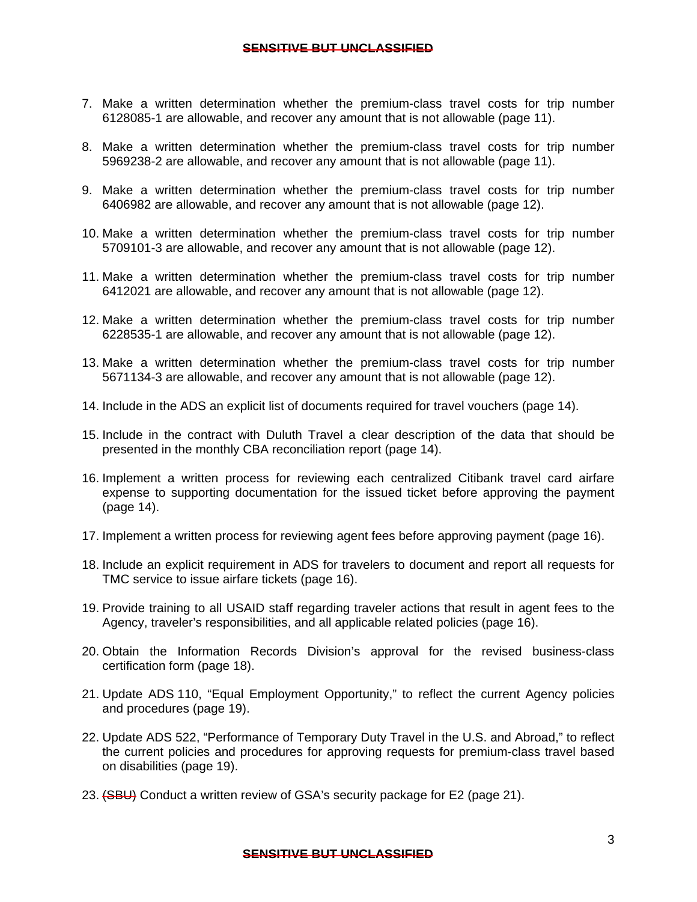7. Make a written determination whether the premium-class travel costs for trip number 6128085-1 are allowable, and recover any amount that is not allowable (page 11).

8. Make a written determination whether the premium-class travel costs for trip number 5969238-2 are allowable, and recover any amount that is not allowable (page 11).

9. Make a written determination whether the premium-class travel costs for trip number 6406982 are allowable, and recover any amount that is not allowable (page 12).

10. Make a written determination whether the premium-class travel costs for trip number 5709101-3 are allowable, and recover any amount that is not allowable (page 12).

11. Make a written determination whether the premium-class travel costs for trip number 6412021 are allowable, and recover any amount that is not allowable (page 12).

12. Make a written determination whether the premium-class travel costs for trip number 6228535-1 are allowable, and recover any amount that is not allowable (page 12).

13. Make a written determination whether the premium-class travel costs for trip number 5671134-3 are allowable, and recover any amount that is not allowable (page 12).

14. Include in the ADS an explicit list of documents required for travel vouchers (page 14).

15. Include in the contract with Duluth Travel a clear description of the data that should be presented in the monthly CBA reconciliation report (page 14).

16. Implement a written process for reviewing each centralized Citibank travel card airfare expense to supporting documentation for the issued ticket before approving the payment (page 14).

17. Implement a written process for reviewing agent fees before approving payment (page 16).

18. Include an explicit requirement in ADS for travelers to document and report all requests for TMC service to issue airfare tickets (page 16).

19. Provide training to all USAID staff regarding traveler actions that result in agent fees to the Agency, traveler's responsibilities, and all applicable related policies (page 16).

20. Obtain the Information Records Division's approval for the revised business-class certification form (page 18).

21. Update ADS 110, "Equal Employment Opportunity," to reflect the current Agency policies and procedures (page 19).

22. Update ADS 522, "Performance of Temporary Duty Travel in the U.S. and Abroad," to reflect the current policies and procedures for approving requests for premium-class travel based on disabilities (page 19).

23. ~~(SBU)~~ Conduct a written review of GSA's security package for E2 (page 21).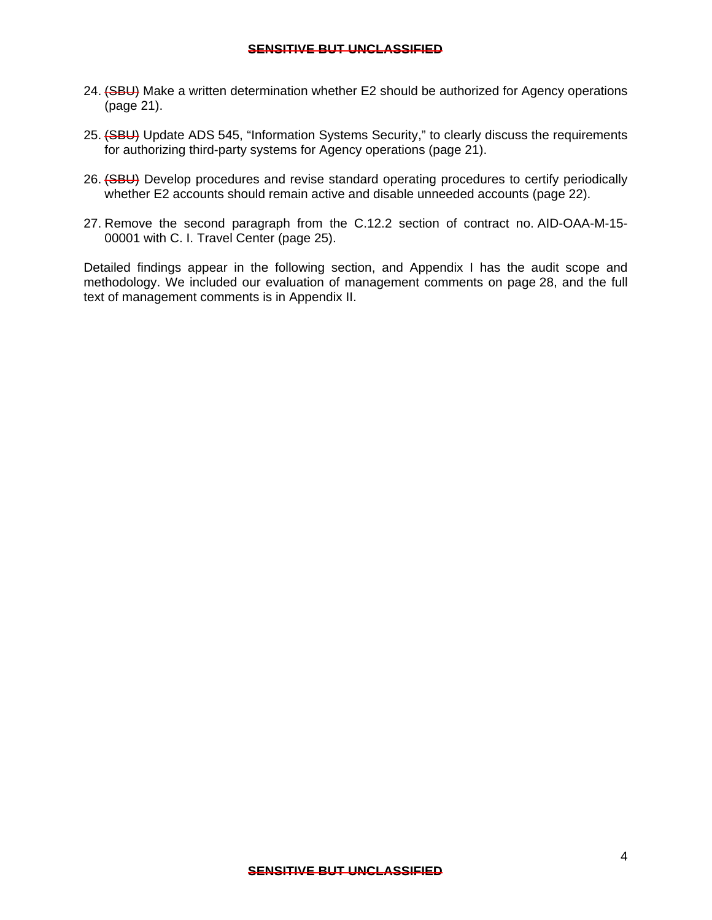24. ~~(SBU)~~ Make a written determination whether E2 should be authorized for Agency operations (page 21).

25. ~~(SBU)~~ Update ADS 545, "Information Systems Security," to clearly discuss the requirements for authorizing third-party systems for Agency operations (page 21).

26. ~~(SBU)~~ Develop procedures and revise standard operating procedures to certify periodically whether E2 accounts should remain active and disable unneeded accounts (page 22).

27. Remove the second paragraph from the C.12.2 section of contract no. AID-OAA-M-15-00001 with C. I. Travel Center (page 25).

Detailed findings appear in the following section, and Appendix I has the audit scope and methodology. We included our evaluation of management comments on page 28, and the full text of management comments is in Appendix II.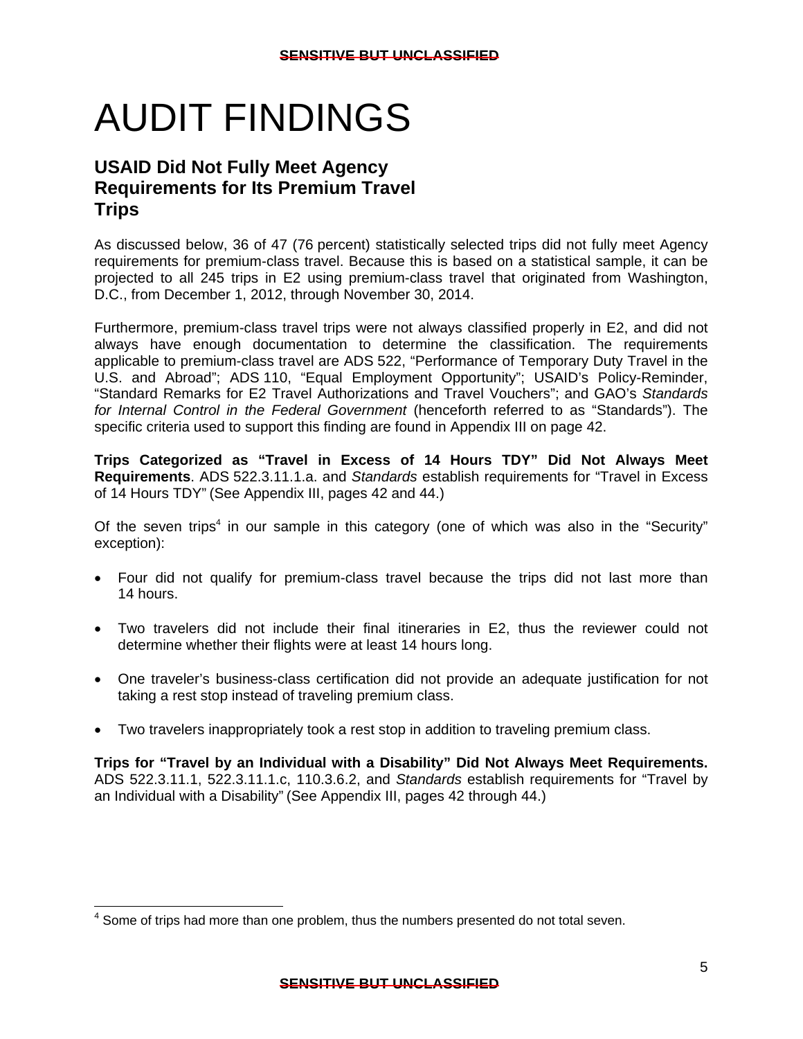# AUDIT FINDINGS

## USAID Did Not Fully Meet Agency Requirements for Its Premium Travel Trips

As discussed below, 36 of 47 (76 percent) statistically selected trips did not fully meet Agency requirements for premium-class travel. Because this is based on a statistical sample, it can be projected to all 245 trips in E2 using premium-class travel that originated from Washington, D.C., from December 1, 2012, through November 30, 2014.

Furthermore, premium-class travel trips were not always classified properly in E2, and did not always have enough documentation to determine the classification. The requirements applicable to premium-class travel are ADS 522, “Performance of Temporary Duty Travel in the U.S. and Abroad”; ADS 110, “Equal Employment Opportunity”; USAID’s Policy-Reminder, “Standard Remarks for E2 Travel Authorizations and Travel Vouchers”; and GAO’s *Standards for Internal Control in the Federal Government* (henceforth referred to as “Standards”). The specific criteria used to support this finding are found in Appendix III on page 42.

**Trips Categorized as “Travel in Excess of 14 Hours TDY” Did Not Always Meet Requirements**. ADS 522.3.11.1.a. and *Standards* establish requirements for “Travel in Excess of 14 Hours TDY” (See Appendix III, pages 42 and 44.)

Of the seven trips[4] in our sample in this category (one of which was also in the “Security” exception):

- Four did not qualify for premium-class travel because the trips did not last more than 14 hours.
- Two travelers did not include their final itineraries in E2, thus the reviewer could not determine whether their flights were at least 14 hours long.
- One traveler’s business-class certification did not provide an adequate justification for not taking a rest stop instead of traveling premium class.
- Two travelers inappropriately took a rest stop in addition to traveling premium class.

**Trips for “Travel by an Individual with a Disability” Did Not Always Meet Requirements.** ADS 522.3.11.1, 522.3.11.1.c, 110.3.6.2, and *Standards* establish requirements for “Travel by an Individual with a Disability” (See Appendix III, pages 42 through 44.)

[4] Some of trips had more than one problem, thus the numbers presented do not total seven.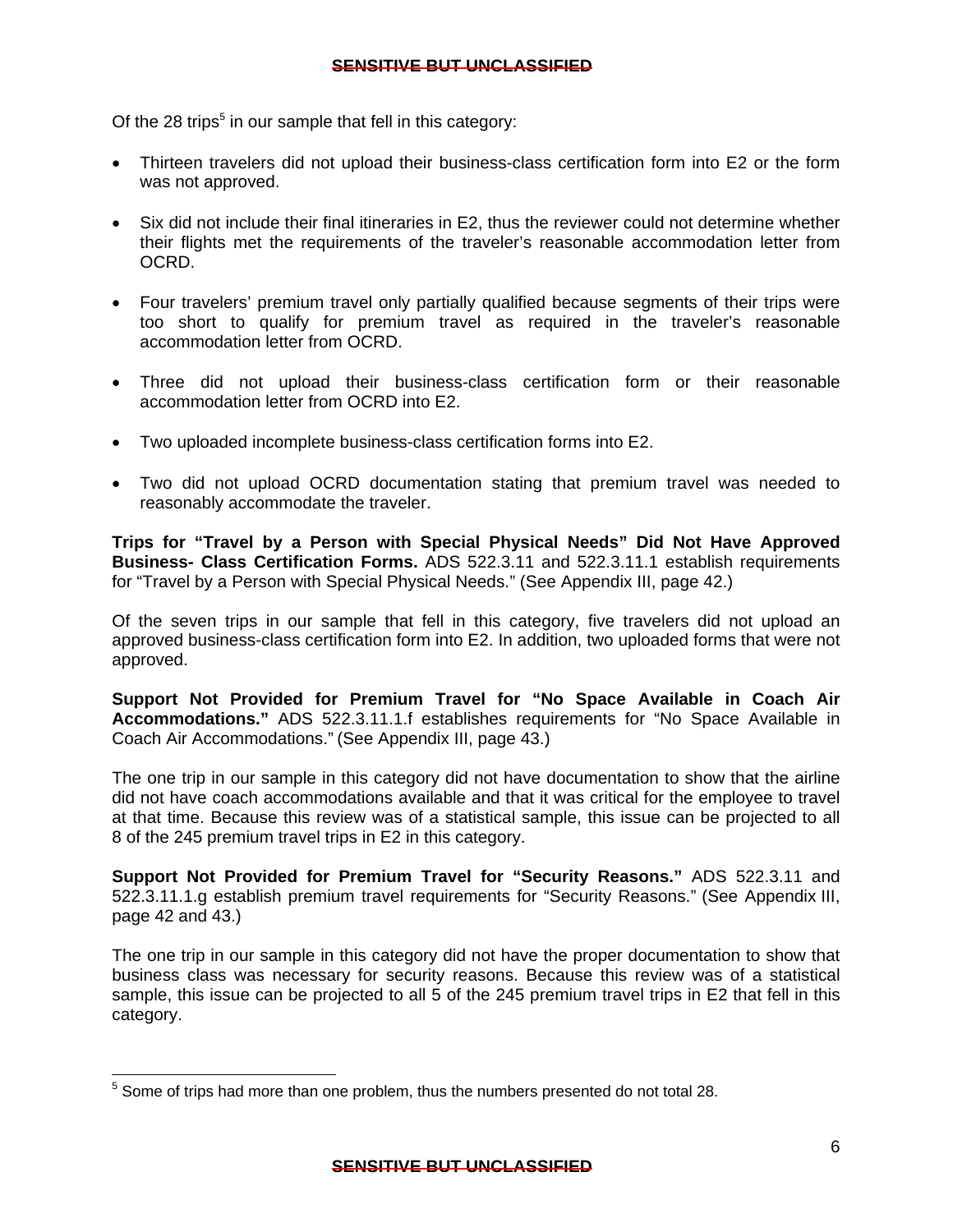Of the 28 trips[5] in our sample that fell in this category:

- Thirteen travelers did not upload their business-class certification form into E2 or the form was not approved.
- Six did not include their final itineraries in E2, thus the reviewer could not determine whether their flights met the requirements of the traveler's reasonable accommodation letter from OCRD.
- Four travelers' premium travel only partially qualified because segments of their trips were too short to qualify for premium travel as required in the traveler's reasonable accommodation letter from OCRD.
- Three did not upload their business-class certification form or their reasonable accommodation letter from OCRD into E2.
- Two uploaded incomplete business-class certification forms into E2.
- Two did not upload OCRD documentation stating that premium travel was needed to reasonably accommodate the traveler.

**Trips for "Travel by a Person with Special Physical Needs" Did Not Have Approved Business- Class Certification Forms.** ADS 522.3.11 and 522.3.11.1 establish requirements for "Travel by a Person with Special Physical Needs." (See Appendix III, page 42.)

Of the seven trips in our sample that fell in this category, five travelers did not upload an approved business-class certification form into E2. In addition, two uploaded forms that were not approved.

**Support Not Provided for Premium Travel for "No Space Available in Coach Air Accommodations."** ADS 522.3.11.1.f establishes requirements for "No Space Available in Coach Air Accommodations." (See Appendix III, page 43.)

The one trip in our sample in this category did not have documentation to show that the airline did not have coach accommodations available and that it was critical for the employee to travel at that time. Because this review was of a statistical sample, this issue can be projected to all 8 of the 245 premium travel trips in E2 in this category.

**Support Not Provided for Premium Travel for "Security Reasons."** ADS 522.3.11 and 522.3.11.1.g establish premium travel requirements for "Security Reasons." (See Appendix III, page 42 and 43.)

The one trip in our sample in this category did not have the proper documentation to show that business class was necessary for security reasons. Because this review was of a statistical sample, this issue can be projected to all 5 of the 245 premium travel trips in E2 that fell in this category.

[5] Some of trips had more than one problem, thus the numbers presented do not total 28.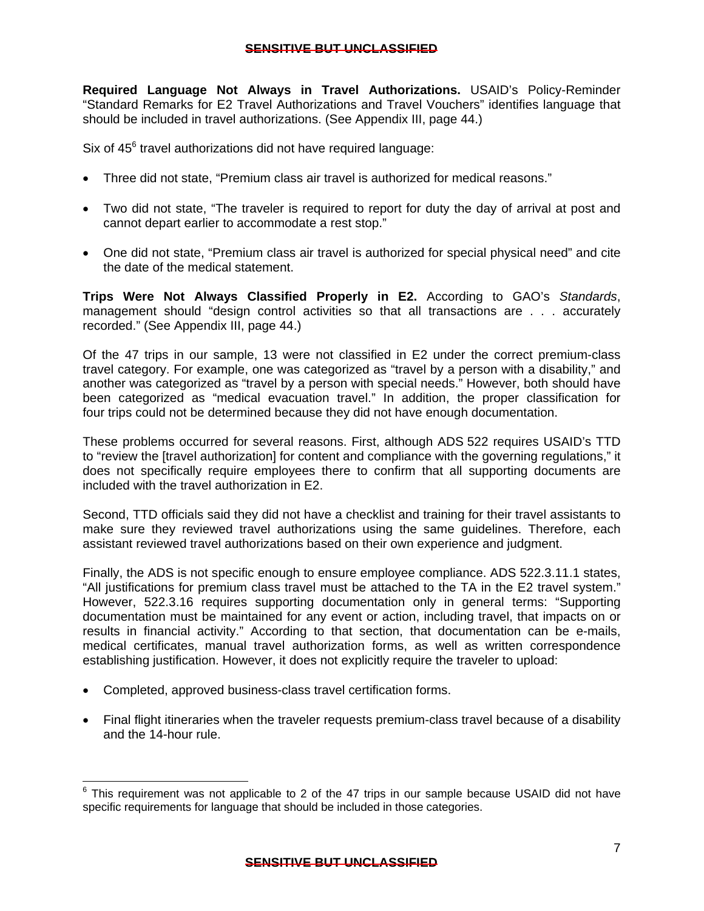**Required Language Not Always in Travel Authorizations.** USAID's Policy-Reminder "Standard Remarks for E2 Travel Authorizations and Travel Vouchers" identifies language that should be included in travel authorizations. (See Appendix III, page 44.)

Six of 45[6] travel authorizations did not have required language:

- Three did not state, "Premium class air travel is authorized for medical reasons."
- Two did not state, "The traveler is required to report for duty the day of arrival at post and cannot depart earlier to accommodate a rest stop."
- One did not state, "Premium class air travel is authorized for special physical need" and cite the date of the medical statement.

**Trips Were Not Always Classified Properly in E2.** According to GAO's *Standards*, management should "design control activities so that all transactions are . . . accurately recorded." (See Appendix III, page 44.)

Of the 47 trips in our sample, 13 were not classified in E2 under the correct premium-class travel category. For example, one was categorized as "travel by a person with a disability," and another was categorized as "travel by a person with special needs." However, both should have been categorized as "medical evacuation travel." In addition, the proper classification for four trips could not be determined because they did not have enough documentation.

These problems occurred for several reasons. First, although ADS 522 requires USAID's TTD to "review the [travel authorization] for content and compliance with the governing regulations," it does not specifically require employees there to confirm that all supporting documents are included with the travel authorization in E2.

Second, TTD officials said they did not have a checklist and training for their travel assistants to make sure they reviewed travel authorizations using the same guidelines. Therefore, each assistant reviewed travel authorizations based on their own experience and judgment.

Finally, the ADS is not specific enough to ensure employee compliance. ADS 522.3.11.1 states, "All justifications for premium class travel must be attached to the TA in the E2 travel system." However, 522.3.16 requires supporting documentation only in general terms: "Supporting documentation must be maintained for any event or action, including travel, that impacts on or results in financial activity." According to that section, that documentation can be e-mails, medical certificates, manual travel authorization forms, as well as written correspondence establishing justification. However, it does not explicitly require the traveler to upload:

- Completed, approved business-class travel certification forms.
- Final flight itineraries when the traveler requests premium-class travel because of a disability and the 14-hour rule.

[6] This requirement was not applicable to 2 of the 47 trips in our sample because USAID did not have specific requirements for language that should be included in those categories.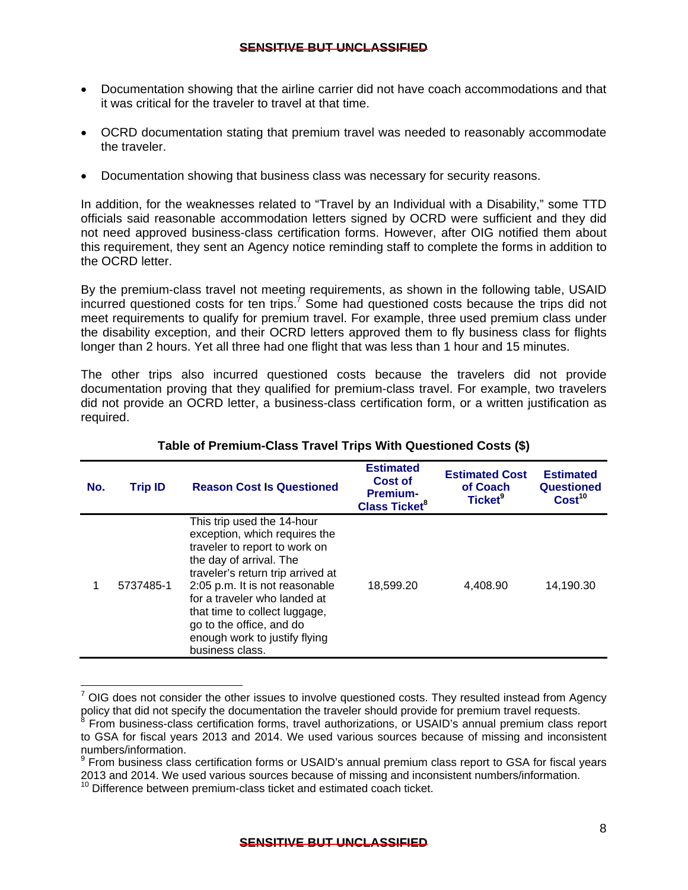- Documentation showing that the airline carrier did not have coach accommodations and that it was critical for the traveler to travel at that time.
- OCRD documentation stating that premium travel was needed to reasonably accommodate the traveler.
- Documentation showing that business class was necessary for security reasons.

In addition, for the weaknesses related to "Travel by an Individual with a Disability," some TTD officials said reasonable accommodation letters signed by OCRD were sufficient and they did not need approved business-class certification forms. However, after OIG notified them about this requirement, they sent an Agency notice reminding staff to complete the forms in addition to the OCRD letter.

By the premium-class travel not meeting requirements, as shown in the following table, USAID incurred questioned costs for ten trips.[7] Some had questioned costs because the trips did not meet requirements to qualify for premium travel. For example, three used premium class under the disability exception, and their OCRD letters approved them to fly business class for flights longer than 2 hours. Yet all three had one flight that was less than 1 hour and 15 minutes.

The other trips also incurred questioned costs because the travelers did not provide documentation proving that they qualified for premium-class travel. For example, two travelers did not provide an OCRD letter, a business-class certification form, or a written justification as required.

**Table of Premium-Class Travel Trips With Questioned Costs ($)**

| No. | Trip ID | Reason Cost Is Questioned | Estimated Cost of Premium-Class Ticket[8] | Estimated Cost of Coach Ticket[9] | Estimated Questioned Cost[10] |
|---|---|---|---|---|---|
| 1 | 5737485-1 | This trip used the 14-hour exception, which requires the traveler to report to work on the day of arrival. The traveler's return trip arrived at 2:05 p.m. It is not reasonable for a traveler who landed at that time to collect luggage, go to the office, and do enough work to justify flying business class. | 18,599.20 | 4,408.90 | 14,190.30 |

[7] OIG does not consider the other issues to involve questioned costs. They resulted instead from Agency policy that did not specify the documentation the traveler should provide for premium travel requests.

[8] From business-class certification forms, travel authorizations, or USAID's annual premium class report to GSA for fiscal years 2013 and 2014. We used various sources because of missing and inconsistent numbers/information.

[9] From business class certification forms or USAID's annual premium class report to GSA for fiscal years 2013 and 2014. We used various sources because of missing and inconsistent numbers/information.

[10] Difference between premium-class ticket and estimated coach ticket.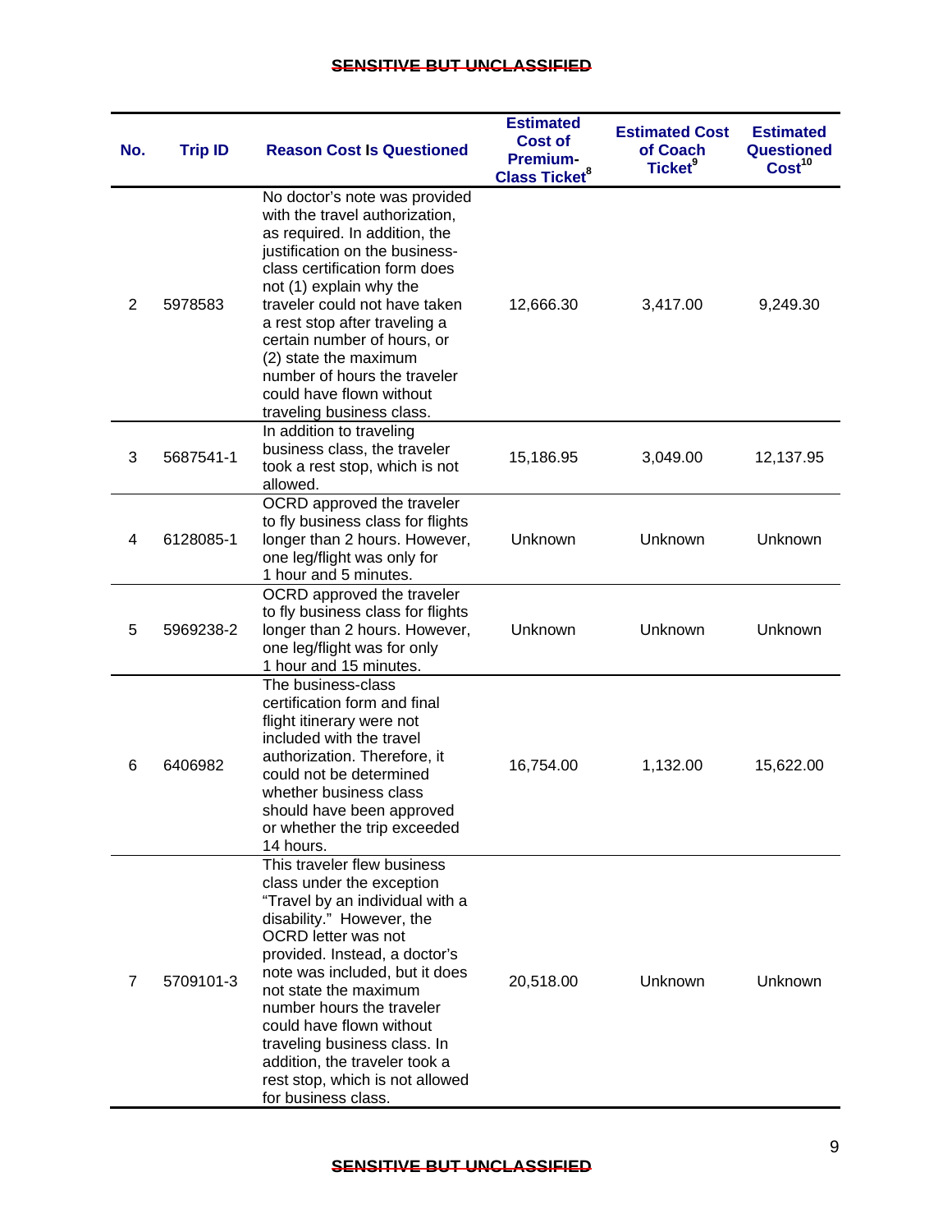| No. | Trip ID | Reason Cost Is Questioned | Estimated Cost of Premium-Class Ticket[8] | Estimated Cost of Coach Ticket[9] | Estimated Questioned Cost[10] |
|---|---|---|---|---|---|
| 2 | 5978583 | No doctor's note was provided with the travel authorization, as required. In addition, the justification on the business-class certification form does not (1) explain why the traveler could not have taken a rest stop after traveling a certain number of hours, or (2) state the maximum number of hours the traveler could have flown without traveling business class. | 12,666.30 | 3,417.00 | 9,249.30 |
| 3 | 5687541-1 | In addition to traveling business class, the traveler took a rest stop, which is not allowed. | 15,186.95 | 3,049.00 | 12,137.95 |
| 4 | 6128085-1 | OCRD approved the traveler to fly business class for flights longer than 2 hours. However, one leg/flight was only for 1 hour and 5 minutes. | Unknown | Unknown | Unknown |
| 5 | 5969238-2 | OCRD approved the traveler to fly business class for flights longer than 2 hours. However, one leg/flight was for only 1 hour and 15 minutes. | Unknown | Unknown | Unknown |
| 6 | 6406982 | The business-class certification form and final flight itinerary were not included with the travel authorization. Therefore, it could not be determined whether business class should have been approved or whether the trip exceeded 14 hours. | 16,754.00 | 1,132.00 | 15,622.00 |
| 7 | 5709101-3 | This traveler flew business class under the exception "Travel by an individual with a disability." However, the OCRD letter was not provided. Instead, a doctor's note was included, but it does not state the maximum number hours the traveler could have flown without traveling business class. In addition, the traveler took a rest stop, which is not allowed for business class. | 20,518.00 | Unknown | Unknown |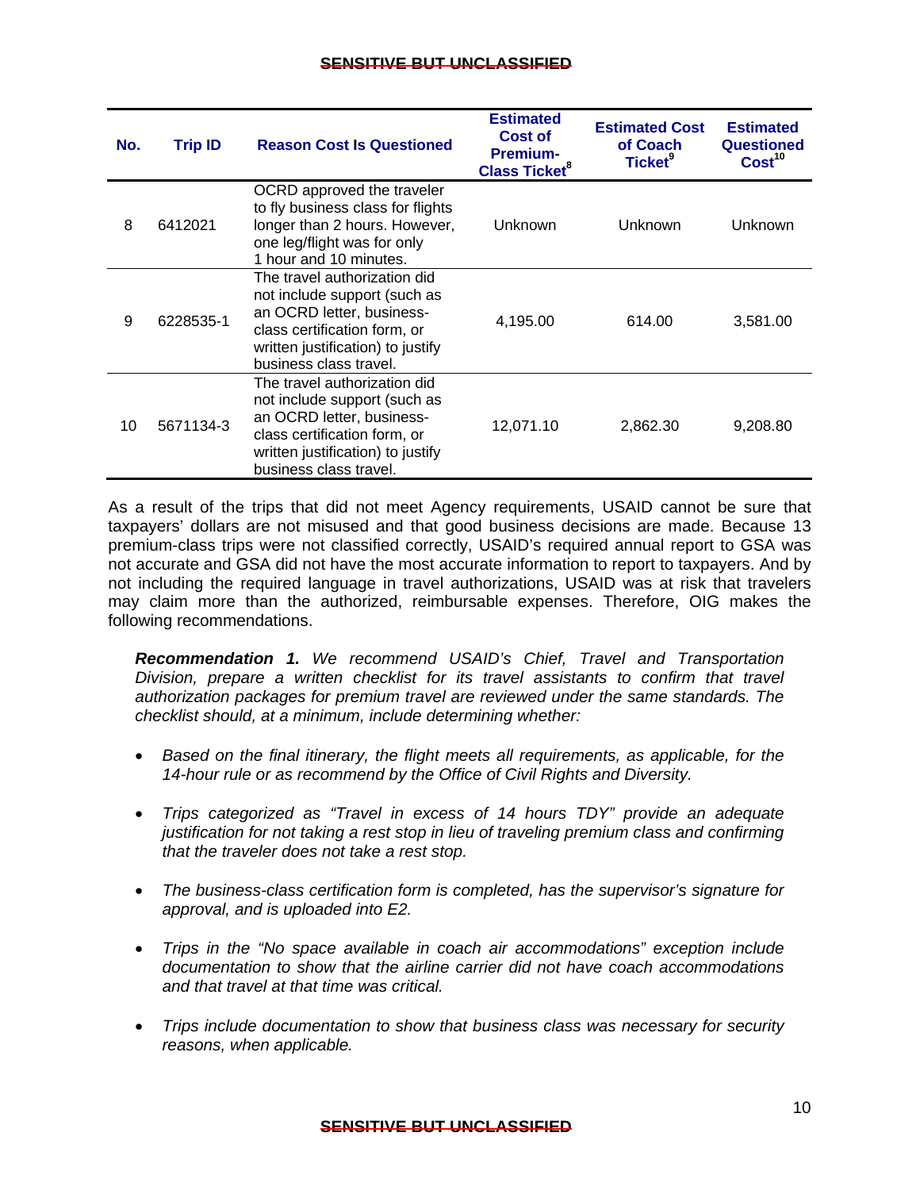| No. | Trip ID | Reason Cost Is Questioned | Estimated Cost of Premium-Class Ticket[8] | Estimated Cost of Coach Ticket[9] | Estimated Questioned Cost[10] |
|---|---|---|---|---|---|
| 8 | 6412021 | OCRD approved the traveler to fly business class for flights longer than 2 hours. However, one leg/flight was for only 1 hour and 10 minutes. | Unknown | Unknown | Unknown |
| 9 | 6228535-1 | The travel authorization did not include support (such as an OCRD letter, business-class certification form, or written justification) to justify business class travel. | 4,195.00 | 614.00 | 3,581.00 |
| 10 | 5671134-3 | The travel authorization did not include support (such as an OCRD letter, business-class certification form, or written justification) to justify business class travel. | 12,071.10 | 2,862.30 | 9,208.80 |

As a result of the trips that did not meet Agency requirements, USAID cannot be sure that taxpayers' dollars are not misused and that good business decisions are made. Because 13 premium-class trips were not classified correctly, USAID's required annual report to GSA was not accurate and GSA did not have the most accurate information to report to taxpayers. And by not including the required language in travel authorizations, USAID was at risk that travelers may claim more than the authorized, reimbursable expenses. Therefore, OIG makes the following recommendations.

***Recommendation 1.*** *We recommend USAID's Chief, Travel and Transportation Division, prepare a written checklist for its travel assistants to confirm that travel authorization packages for premium travel are reviewed under the same standards. The checklist should, at a minimum, include determining whether:*

- *Based on the final itinerary, the flight meets all requirements, as applicable, for the 14-hour rule or as recommend by the Office of Civil Rights and Diversity.*
- *Trips categorized as "Travel in excess of 14 hours TDY" provide an adequate justification for not taking a rest stop in lieu of traveling premium class and confirming that the traveler does not take a rest stop.*
- *The business-class certification form is completed, has the supervisor's signature for approval, and is uploaded into E2.*
- *Trips in the "No space available in coach air accommodations" exception include documentation to show that the airline carrier did not have coach accommodations and that travel at that time was critical.*
- *Trips include documentation to show that business class was necessary for security reasons, when applicable.*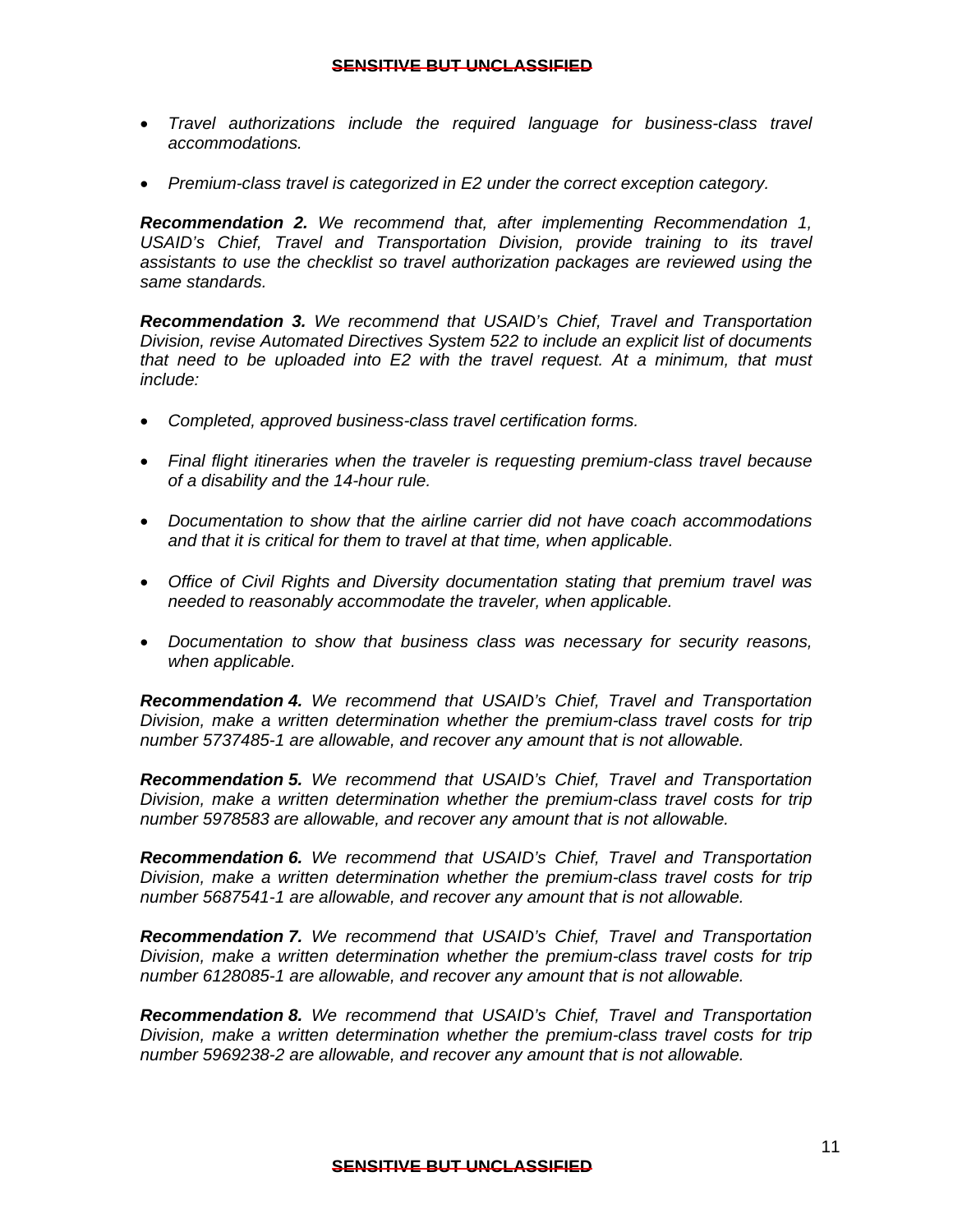- *Travel authorizations include the required language for business-class travel accommodations.*

- *Premium-class travel is categorized in E2 under the correct exception category.*

***Recommendation 2.*** *We recommend that, after implementing Recommendation 1, USAID's Chief, Travel and Transportation Division, provide training to its travel assistants to use the checklist so travel authorization packages are reviewed using the same standards.*

***Recommendation 3.*** *We recommend that USAID's Chief, Travel and Transportation Division, revise Automated Directives System 522 to include an explicit list of documents that need to be uploaded into E2 with the travel request. At a minimum, that must include:*

- *Completed, approved business-class travel certification forms.*

- *Final flight itineraries when the traveler is requesting premium-class travel because of a disability and the 14-hour rule.*

- *Documentation to show that the airline carrier did not have coach accommodations and that it is critical for them to travel at that time, when applicable.*

- *Office of Civil Rights and Diversity documentation stating that premium travel was needed to reasonably accommodate the traveler, when applicable.*

- *Documentation to show that business class was necessary for security reasons, when applicable.*

***Recommendation 4.*** *We recommend that USAID's Chief, Travel and Transportation Division, make a written determination whether the premium-class travel costs for trip number 5737485-1 are allowable, and recover any amount that is not allowable.*

***Recommendation 5.*** *We recommend that USAID's Chief, Travel and Transportation Division, make a written determination whether the premium-class travel costs for trip number 5978583 are allowable, and recover any amount that is not allowable.*

***Recommendation 6.*** *We recommend that USAID's Chief, Travel and Transportation Division, make a written determination whether the premium-class travel costs for trip number 5687541-1 are allowable, and recover any amount that is not allowable.*

***Recommendation 7.*** *We recommend that USAID's Chief, Travel and Transportation Division, make a written determination whether the premium-class travel costs for trip number 6128085-1 are allowable, and recover any amount that is not allowable.*

***Recommendation 8.*** *We recommend that USAID's Chief, Travel and Transportation Division, make a written determination whether the premium-class travel costs for trip number 5969238-2 are allowable, and recover any amount that is not allowable.*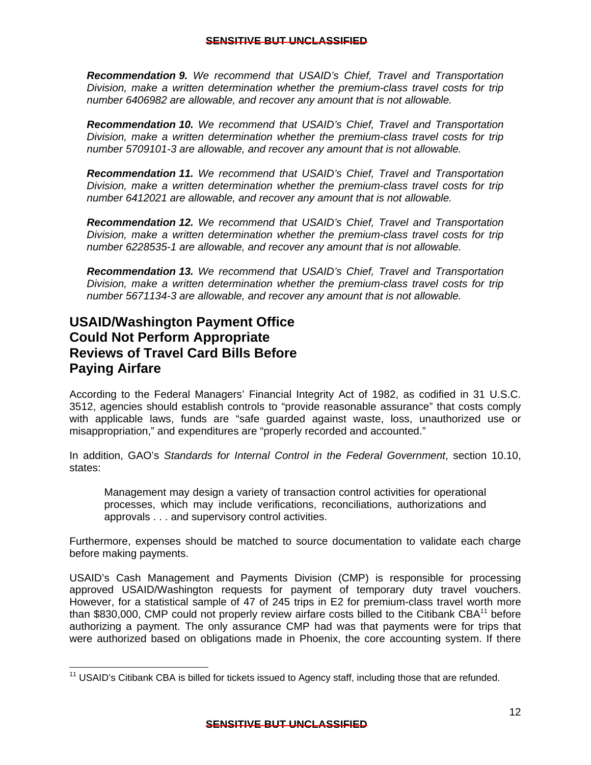***Recommendation 9.*** *We recommend that USAID's Chief, Travel and Transportation Division, make a written determination whether the premium-class travel costs for trip number 6406982 are allowable, and recover any amount that is not allowable.*

***Recommendation 10.*** *We recommend that USAID's Chief, Travel and Transportation Division, make a written determination whether the premium-class travel costs for trip number 5709101-3 are allowable, and recover any amount that is not allowable.*

***Recommendation 11.*** *We recommend that USAID's Chief, Travel and Transportation Division, make a written determination whether the premium-class travel costs for trip number 6412021 are allowable, and recover any amount that is not allowable.*

***Recommendation 12.*** *We recommend that USAID's Chief, Travel and Transportation Division, make a written determination whether the premium-class travel costs for trip number 6228535-1 are allowable, and recover any amount that is not allowable.*

***Recommendation 13.*** *We recommend that USAID's Chief, Travel and Transportation Division, make a written determination whether the premium-class travel costs for trip number 5671134-3 are allowable, and recover any amount that is not allowable.*

## USAID/Washington Payment Office Could Not Perform Appropriate Reviews of Travel Card Bills Before Paying Airfare

According to the Federal Managers' Financial Integrity Act of 1982, as codified in 31 U.S.C. 3512, agencies should establish controls to "provide reasonable assurance" that costs comply with applicable laws, funds are "safe guarded against waste, loss, unauthorized use or misappropriation," and expenditures are "properly recorded and accounted."

In addition, GAO's *Standards for Internal Control in the Federal Government*, section 10.10, states:

> Management may design a variety of transaction control activities for operational processes, which may include verifications, reconciliations, authorizations and approvals . . . and supervisory control activities.

Furthermore, expenses should be matched to source documentation to validate each charge before making payments.

USAID's Cash Management and Payments Division (CMP) is responsible for processing approved USAID/Washington requests for payment of temporary duty travel vouchers. However, for a statistical sample of 47 of 245 trips in E2 for premium-class travel worth more than $830,000, CMP could not properly review airfare costs billed to the Citibank CBA[11] before authorizing a payment. The only assurance CMP had was that payments were for trips that were authorized based on obligations made in Phoenix, the core accounting system. If there

[11] USAID's Citibank CBA is billed for tickets issued to Agency staff, including those that are refunded.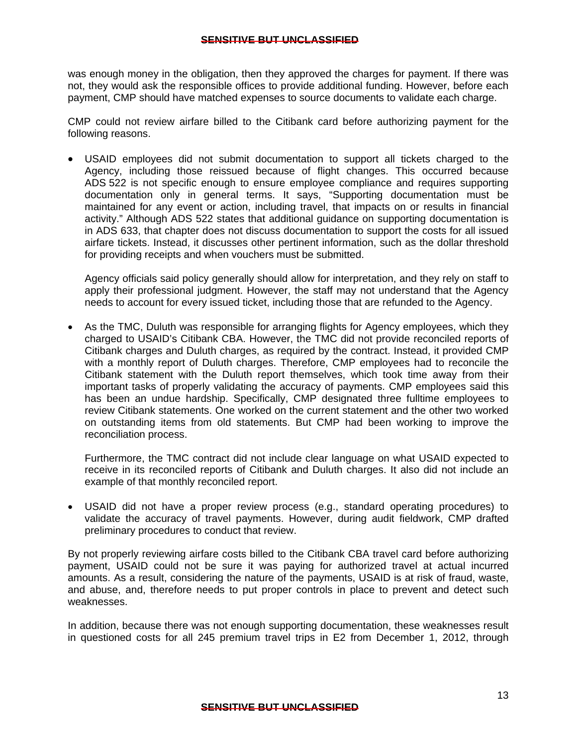was enough money in the obligation, then they approved the charges for payment. If there was not, they would ask the responsible offices to provide additional funding. However, before each payment, CMP should have matched expenses to source documents to validate each charge.

CMP could not review airfare billed to the Citibank card before authorizing payment for the following reasons.

- USAID employees did not submit documentation to support all tickets charged to the Agency, including those reissued because of flight changes. This occurred because ADS 522 is not specific enough to ensure employee compliance and requires supporting documentation only in general terms. It says, "Supporting documentation must be maintained for any event or action, including travel, that impacts on or results in financial activity." Although ADS 522 states that additional guidance on supporting documentation is in ADS 633, that chapter does not discuss documentation to support the costs for all issued airfare tickets. Instead, it discusses other pertinent information, such as the dollar threshold for providing receipts and when vouchers must be submitted.

  Agency officials said policy generally should allow for interpretation, and they rely on staff to apply their professional judgment. However, the staff may not understand that the Agency needs to account for every issued ticket, including those that are refunded to the Agency.

- As the TMC, Duluth was responsible for arranging flights for Agency employees, which they charged to USAID's Citibank CBA. However, the TMC did not provide reconciled reports of Citibank charges and Duluth charges, as required by the contract. Instead, it provided CMP with a monthly report of Duluth charges. Therefore, CMP employees had to reconcile the Citibank statement with the Duluth report themselves, which took time away from their important tasks of properly validating the accuracy of payments. CMP employees said this has been an undue hardship. Specifically, CMP designated three fulltime employees to review Citibank statements. One worked on the current statement and the other two worked on outstanding items from old statements. But CMP had been working to improve the reconciliation process.

  Furthermore, the TMC contract did not include clear language on what USAID expected to receive in its reconciled reports of Citibank and Duluth charges. It also did not include an example of that monthly reconciled report.

- USAID did not have a proper review process (e.g., standard operating procedures) to validate the accuracy of travel payments. However, during audit fieldwork, CMP drafted preliminary procedures to conduct that review.

By not properly reviewing airfare costs billed to the Citibank CBA travel card before authorizing payment, USAID could not be sure it was paying for authorized travel at actual incurred amounts. As a result, considering the nature of the payments, USAID is at risk of fraud, waste, and abuse, and, therefore needs to put proper controls in place to prevent and detect such weaknesses.

In addition, because there was not enough supporting documentation, these weaknesses result in questioned costs for all 245 premium travel trips in E2 from December 1, 2012, through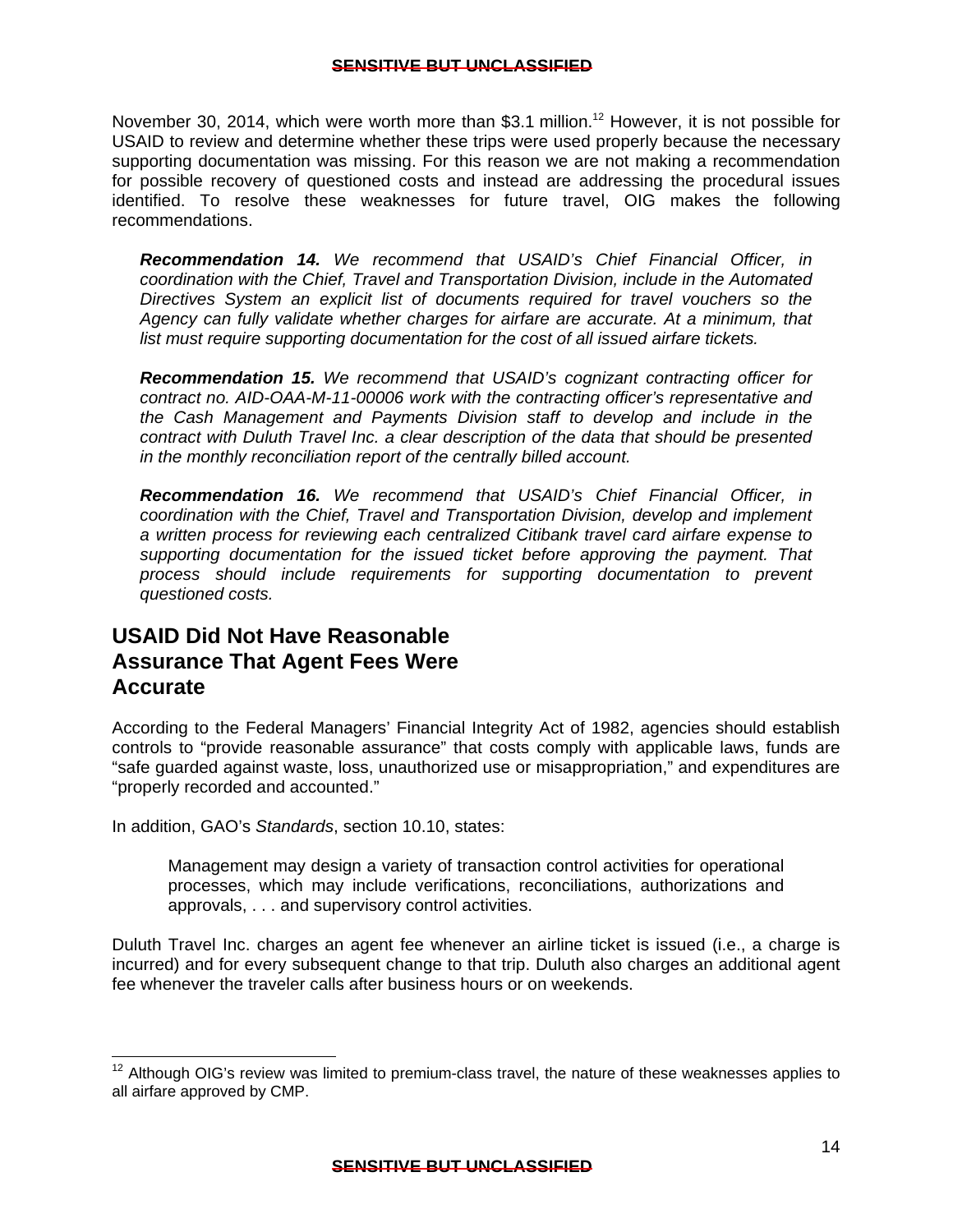November 30, 2014, which were worth more than $3.1 million.[12] However, it is not possible for USAID to review and determine whether these trips were used properly because the necessary supporting documentation was missing. For this reason we are not making a recommendation for possible recovery of questioned costs and instead are addressing the procedural issues identified. To resolve these weaknesses for future travel, OIG makes the following recommendations.

> ***Recommendation 14.*** *We recommend that USAID's Chief Financial Officer, in coordination with the Chief, Travel and Transportation Division, include in the Automated Directives System an explicit list of documents required for travel vouchers so the Agency can fully validate whether charges for airfare are accurate. At a minimum, that list must require supporting documentation for the cost of all issued airfare tickets.*
>
> ***Recommendation 15.*** *We recommend that USAID's cognizant contracting officer for contract no. AID-OAA-M-11-00006 work with the contracting officer's representative and the Cash Management and Payments Division staff to develop and include in the contract with Duluth Travel Inc. a clear description of the data that should be presented in the monthly reconciliation report of the centrally billed account.*
>
> ***Recommendation 16.*** *We recommend that USAID's Chief Financial Officer, in coordination with the Chief, Travel and Transportation Division, develop and implement a written process for reviewing each centralized Citibank travel card airfare expense to supporting documentation for the issued ticket before approving the payment. That process should include requirements for supporting documentation to prevent questioned costs.*

## USAID Did Not Have Reasonable Assurance That Agent Fees Were Accurate

According to the Federal Managers' Financial Integrity Act of 1982, agencies should establish controls to "provide reasonable assurance" that costs comply with applicable laws, funds are "safe guarded against waste, loss, unauthorized use or misappropriation," and expenditures are "properly recorded and accounted."

In addition, GAO's *Standards*, section 10.10, states:

> Management may design a variety of transaction control activities for operational processes, which may include verifications, reconciliations, authorizations and approvals, . . . and supervisory control activities.

Duluth Travel Inc. charges an agent fee whenever an airline ticket is issued (i.e., a charge is incurred) and for every subsequent change to that trip. Duluth also charges an additional agent fee whenever the traveler calls after business hours or on weekends.

---

[12] Although OIG's review was limited to premium-class travel, the nature of these weaknesses applies to all airfare approved by CMP.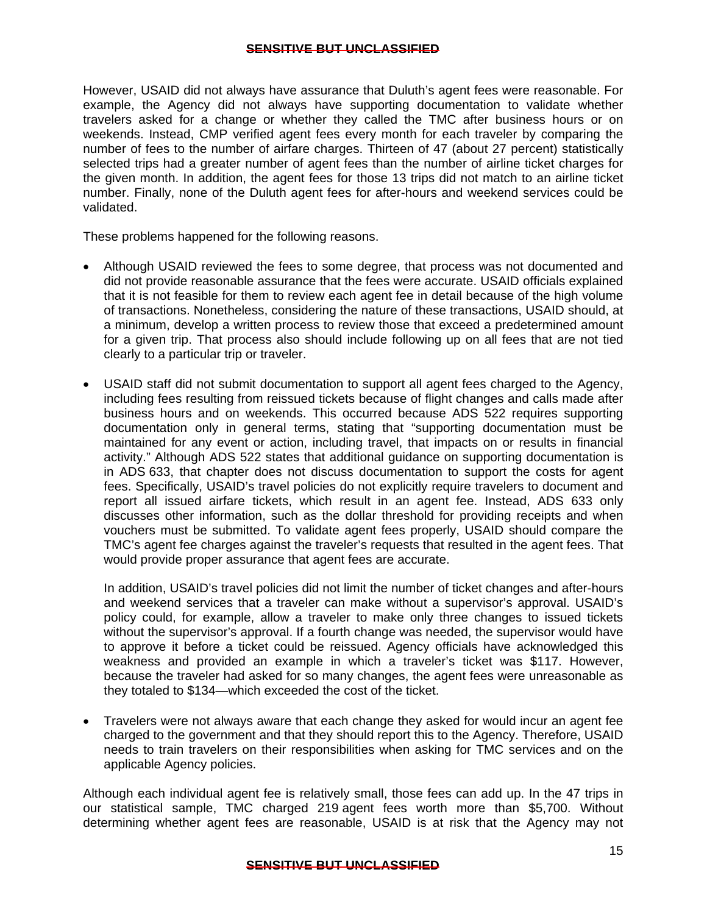However, USAID did not always have assurance that Duluth's agent fees were reasonable. For example, the Agency did not always have supporting documentation to validate whether travelers asked for a change or whether they called the TMC after business hours or on weekends. Instead, CMP verified agent fees every month for each traveler by comparing the number of fees to the number of airfare charges. Thirteen of 47 (about 27 percent) statistically selected trips had a greater number of agent fees than the number of airline ticket charges for the given month. In addition, the agent fees for those 13 trips did not match to an airline ticket number. Finally, none of the Duluth agent fees for after-hours and weekend services could be validated.

These problems happened for the following reasons.

- Although USAID reviewed the fees to some degree, that process was not documented and did not provide reasonable assurance that the fees were accurate. USAID officials explained that it is not feasible for them to review each agent fee in detail because of the high volume of transactions. Nonetheless, considering the nature of these transactions, USAID should, at a minimum, develop a written process to review those that exceed a predetermined amount for a given trip. That process also should include following up on all fees that are not tied clearly to a particular trip or traveler.

- USAID staff did not submit documentation to support all agent fees charged to the Agency, including fees resulting from reissued tickets because of flight changes and calls made after business hours and on weekends. This occurred because ADS 522 requires supporting documentation only in general terms, stating that "supporting documentation must be maintained for any event or action, including travel, that impacts on or results in financial activity." Although ADS 522 states that additional guidance on supporting documentation is in ADS 633, that chapter does not discuss documentation to support the costs for agent fees. Specifically, USAID's travel policies do not explicitly require travelers to document and report all issued airfare tickets, which result in an agent fee. Instead, ADS 633 only discusses other information, such as the dollar threshold for providing receipts and when vouchers must be submitted. To validate agent fees properly, USAID should compare the TMC's agent fee charges against the traveler's requests that resulted in the agent fees. That would provide proper assurance that agent fees are accurate.

  In addition, USAID's travel policies did not limit the number of ticket changes and after-hours and weekend services that a traveler can make without a supervisor's approval. USAID's policy could, for example, allow a traveler to make only three changes to issued tickets without the supervisor's approval. If a fourth change was needed, the supervisor would have to approve it before a ticket could be reissued. Agency officials have acknowledged this weakness and provided an example in which a traveler's ticket was $117. However, because the traveler had asked for so many changes, the agent fees were unreasonable as they totaled to $134—which exceeded the cost of the ticket.

- Travelers were not always aware that each change they asked for would incur an agent fee charged to the government and that they should report this to the Agency. Therefore, USAID needs to train travelers on their responsibilities when asking for TMC services and on the applicable Agency policies.

Although each individual agent fee is relatively small, those fees can add up. In the 47 trips in our statistical sample, TMC charged 219 agent fees worth more than $5,700. Without determining whether agent fees are reasonable, USAID is at risk that the Agency may not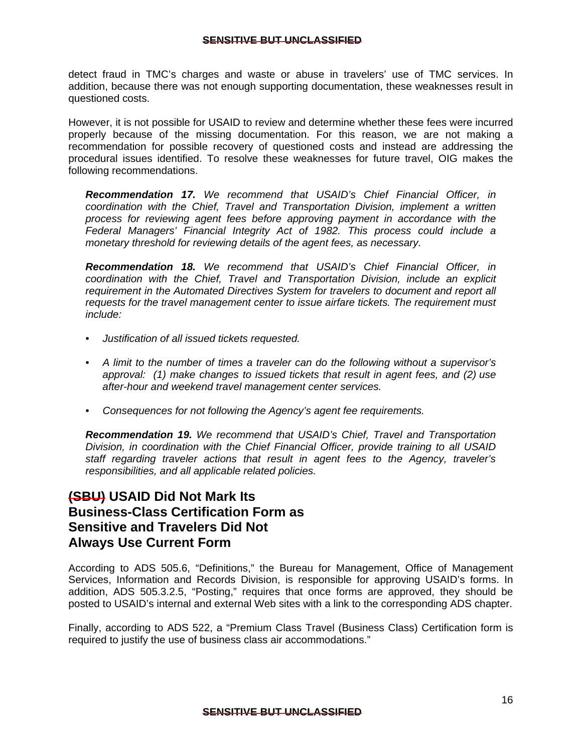detect fraud in TMC's charges and waste or abuse in travelers' use of TMC services. In addition, because there was not enough supporting documentation, these weaknesses result in questioned costs.

However, it is not possible for USAID to review and determine whether these fees were incurred properly because of the missing documentation. For this reason, we are not making a recommendation for possible recovery of questioned costs and instead are addressing the procedural issues identified. To resolve these weaknesses for future travel, OIG makes the following recommendations.

> ***Recommendation 17.*** *We recommend that USAID's Chief Financial Officer, in coordination with the Chief, Travel and Transportation Division, implement a written process for reviewing agent fees before approving payment in accordance with the Federal Managers' Financial Integrity Act of 1982. This process could include a monetary threshold for reviewing details of the agent fees, as necessary.*
>
> ***Recommendation 18.*** *We recommend that USAID's Chief Financial Officer, in coordination with the Chief, Travel and Transportation Division, include an explicit requirement in the Automated Directives System for travelers to document and report all requests for the travel management center to issue airfare tickets. The requirement must include:*
>
> - *Justification of all issued tickets requested.*
> - *A limit to the number of times a traveler can do the following without a supervisor's approval: (1) make changes to issued tickets that result in agent fees, and (2) use after-hour and weekend travel management center services.*
> - *Consequences for not following the Agency's agent fee requirements.*
>
> ***Recommendation 19.*** *We recommend that USAID's Chief, Travel and Transportation Division, in coordination with the Chief Financial Officer, provide training to all USAID staff regarding traveler actions that result in agent fees to the Agency, traveler's responsibilities, and all applicable related policies.*

## ~~(SBU)~~ USAID Did Not Mark Its Business-Class Certification Form as Sensitive and Travelers Did Not Always Use Current Form

According to ADS 505.6, "Definitions," the Bureau for Management, Office of Management Services, Information and Records Division, is responsible for approving USAID's forms. In addition, ADS 505.3.2.5, "Posting," requires that once forms are approved, they should be posted to USAID's internal and external Web sites with a link to the corresponding ADS chapter.

Finally, according to ADS 522, a "Premium Class Travel (Business Class) Certification form is required to justify the use of business class air accommodations."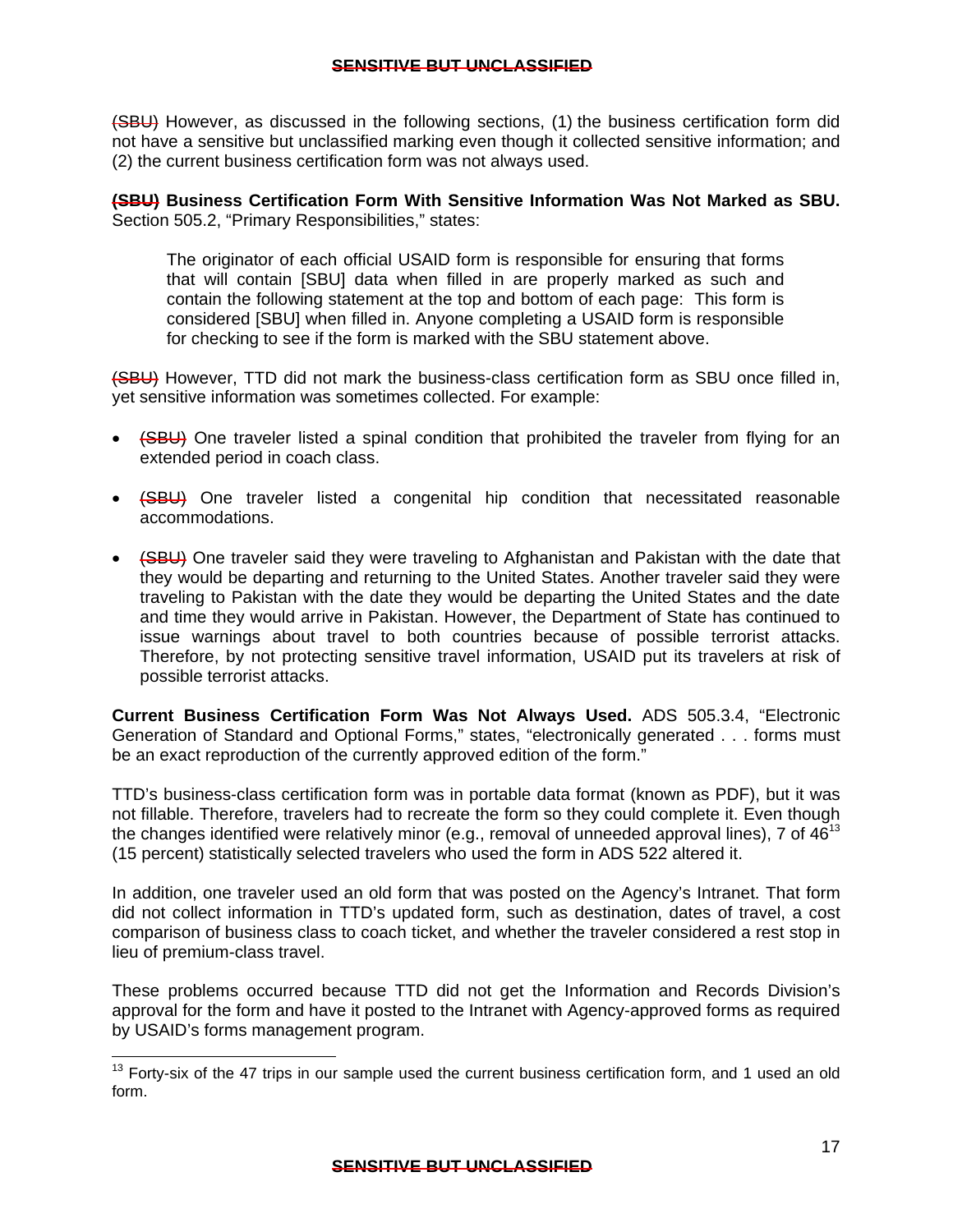(SBU) However, as discussed in the following sections, (1) the business certification form did not have a sensitive but unclassified marking even though it collected sensitive information; and (2) the current business certification form was not always used.

**(SBU) Business Certification Form With Sensitive Information Was Not Marked as SBU.** Section 505.2, "Primary Responsibilities," states:

> The originator of each official USAID form is responsible for ensuring that forms that will contain [SBU] data when filled in are properly marked as such and contain the following statement at the top and bottom of each page: This form is considered [SBU] when filled in. Anyone completing a USAID form is responsible for checking to see if the form is marked with the SBU statement above.

(SBU) However, TTD did not mark the business-class certification form as SBU once filled in, yet sensitive information was sometimes collected. For example:

- (SBU) One traveler listed a spinal condition that prohibited the traveler from flying for an extended period in coach class.
- (SBU) One traveler listed a congenital hip condition that necessitated reasonable accommodations.
- (SBU) One traveler said they were traveling to Afghanistan and Pakistan with the date that they would be departing and returning to the United States. Another traveler said they were traveling to Pakistan with the date they would be departing the United States and the date and time they would arrive in Pakistan. However, the Department of State has continued to issue warnings about travel to both countries because of possible terrorist attacks. Therefore, by not protecting sensitive travel information, USAID put its travelers at risk of possible terrorist attacks.

**Current Business Certification Form Was Not Always Used.** ADS 505.3.4, "Electronic Generation of Standard and Optional Forms," states, "electronically generated . . . forms must be an exact reproduction of the currently approved edition of the form."

TTD's business-class certification form was in portable data format (known as PDF), but it was not fillable. Therefore, travelers had to recreate the form so they could complete it. Even though the changes identified were relatively minor (e.g., removal of unneeded approval lines), 7 of 46[13] (15 percent) statistically selected travelers who used the form in ADS 522 altered it.

In addition, one traveler used an old form that was posted on the Agency's Intranet. That form did not collect information in TTD's updated form, such as destination, dates of travel, a cost comparison of business class to coach ticket, and whether the traveler considered a rest stop in lieu of premium-class travel.

These problems occurred because TTD did not get the Information and Records Division's approval for the form and have it posted to the Intranet with Agency-approved forms as required by USAID's forms management program.

[13] Forty-six of the 47 trips in our sample used the current business certification form, and 1 used an old form.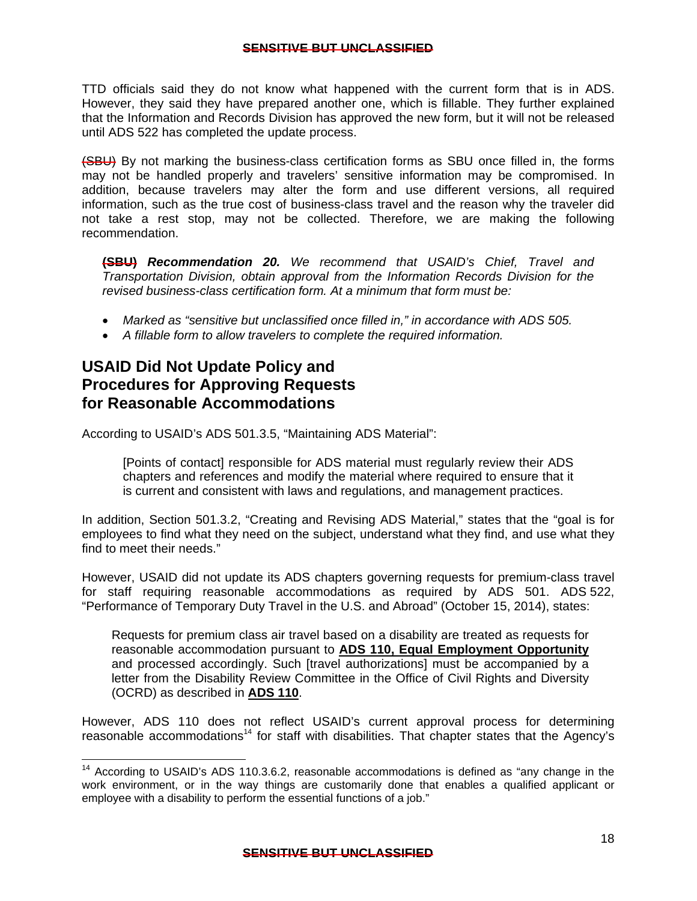TTD officials said they do not know what happened with the current form that is in ADS. However, they said they have prepared another one, which is fillable. They further explained that the Information and Records Division has approved the new form, but it will not be released until ADS 522 has completed the update process.

~~(SBU)~~ By not marking the business-class certification forms as SBU once filled in, the forms may not be handled properly and travelers' sensitive information may be compromised. In addition, because travelers may alter the form and use different versions, all required information, such as the true cost of business-class travel and the reason why the traveler did not take a rest stop, may not be collected. Therefore, we are making the following recommendation.

> **~~(SBU)~~** ***Recommendation 20.*** *We recommend that USAID's Chief, Travel and Transportation Division, obtain approval from the Information Records Division for the revised business-class certification form. At a minimum that form must be:*

- *Marked as "sensitive but unclassified once filled in," in accordance with ADS 505.*
- *A fillable form to allow travelers to complete the required information.*

## USAID Did Not Update Policy and Procedures for Approving Requests for Reasonable Accommodations

According to USAID's ADS 501.3.5, "Maintaining ADS Material":

> [Points of contact] responsible for ADS material must regularly review their ADS chapters and references and modify the material where required to ensure that it is current and consistent with laws and regulations, and management practices.

In addition, Section 501.3.2, "Creating and Revising ADS Material," states that the "goal is for employees to find what they need on the subject, understand what they find, and use what they find to meet their needs."

However, USAID did not update its ADS chapters governing requests for premium-class travel for staff requiring reasonable accommodations as required by ADS 501. ADS 522, "Performance of Temporary Duty Travel in the U.S. and Abroad" (October 15, 2014), states:

> Requests for premium class air travel based on a disability are treated as requests for reasonable accommodation pursuant to **ADS 110, Equal Employment Opportunity** and processed accordingly. Such [travel authorizations] must be accompanied by a letter from the Disability Review Committee in the Office of Civil Rights and Diversity (OCRD) as described in **ADS 110**.

However, ADS 110 does not reflect USAID's current approval process for determining reasonable accommodations[14] for staff with disabilities. That chapter states that the Agency's

[14] According to USAID's ADS 110.3.6.2, reasonable accommodations is defined as "any change in the work environment, or in the way things are customarily done that enables a qualified applicant or employee with a disability to perform the essential functions of a job."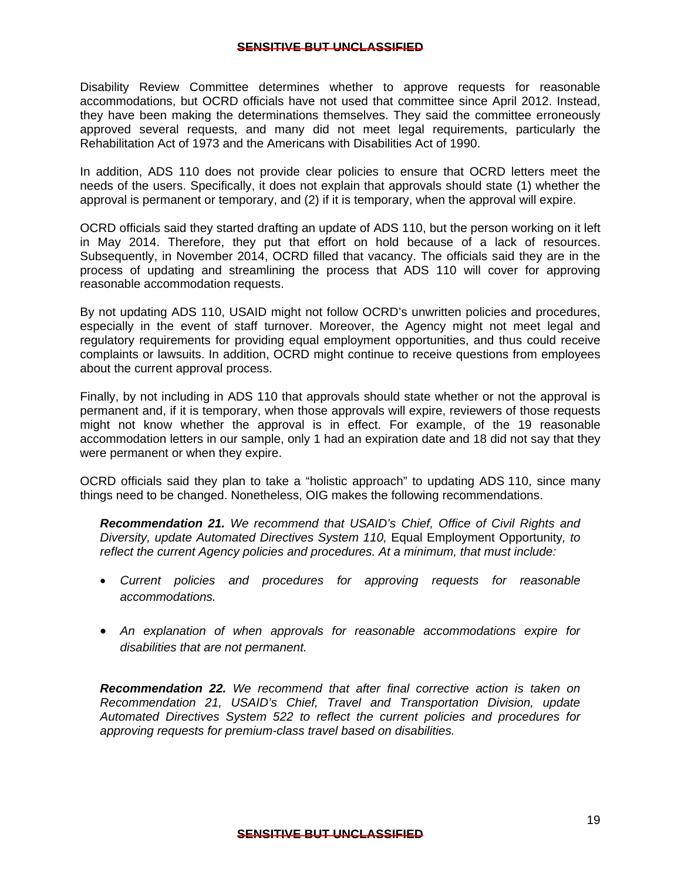Disability Review Committee determines whether to approve requests for reasonable accommodations, but OCRD officials have not used that committee since April 2012. Instead, they have been making the determinations themselves. They said the committee erroneously approved several requests, and many did not meet legal requirements, particularly the Rehabilitation Act of 1973 and the Americans with Disabilities Act of 1990.

In addition, ADS 110 does not provide clear policies to ensure that OCRD letters meet the needs of the users. Specifically, it does not explain that approvals should state (1) whether the approval is permanent or temporary, and (2) if it is temporary, when the approval will expire.

OCRD officials said they started drafting an update of ADS 110, but the person working on it left in May 2014. Therefore, they put that effort on hold because of a lack of resources. Subsequently, in November 2014, OCRD filled that vacancy. The officials said they are in the process of updating and streamlining the process that ADS 110 will cover for approving reasonable accommodation requests.

By not updating ADS 110, USAID might not follow OCRD's unwritten policies and procedures, especially in the event of staff turnover. Moreover, the Agency might not meet legal and regulatory requirements for providing equal employment opportunities, and thus could receive complaints or lawsuits. In addition, OCRD might continue to receive questions from employees about the current approval process.

Finally, by not including in ADS 110 that approvals should state whether or not the approval is permanent and, if it is temporary, when those approvals will expire, reviewers of those requests might not know whether the approval is in effect. For example, of the 19 reasonable accommodation letters in our sample, only 1 had an expiration date and 18 did not say that they were permanent or when they expire.

OCRD officials said they plan to take a "holistic approach" to updating ADS 110, since many things need to be changed. Nonetheless, OIG makes the following recommendations.

***Recommendation 21.*** *We recommend that USAID's Chief, Office of Civil Rights and Diversity, update Automated Directives System 110,* Equal Employment Opportunity*, to reflect the current Agency policies and procedures. At a minimum, that must include:*

- *Current policies and procedures for approving requests for reasonable accommodations.*
- *An explanation of when approvals for reasonable accommodations expire for disabilities that are not permanent.*

***Recommendation 22.*** *We recommend that after final corrective action is taken on Recommendation 21, USAID's Chief, Travel and Transportation Division, update Automated Directives System 522 to reflect the current policies and procedures for approving requests for premium-class travel based on disabilities.*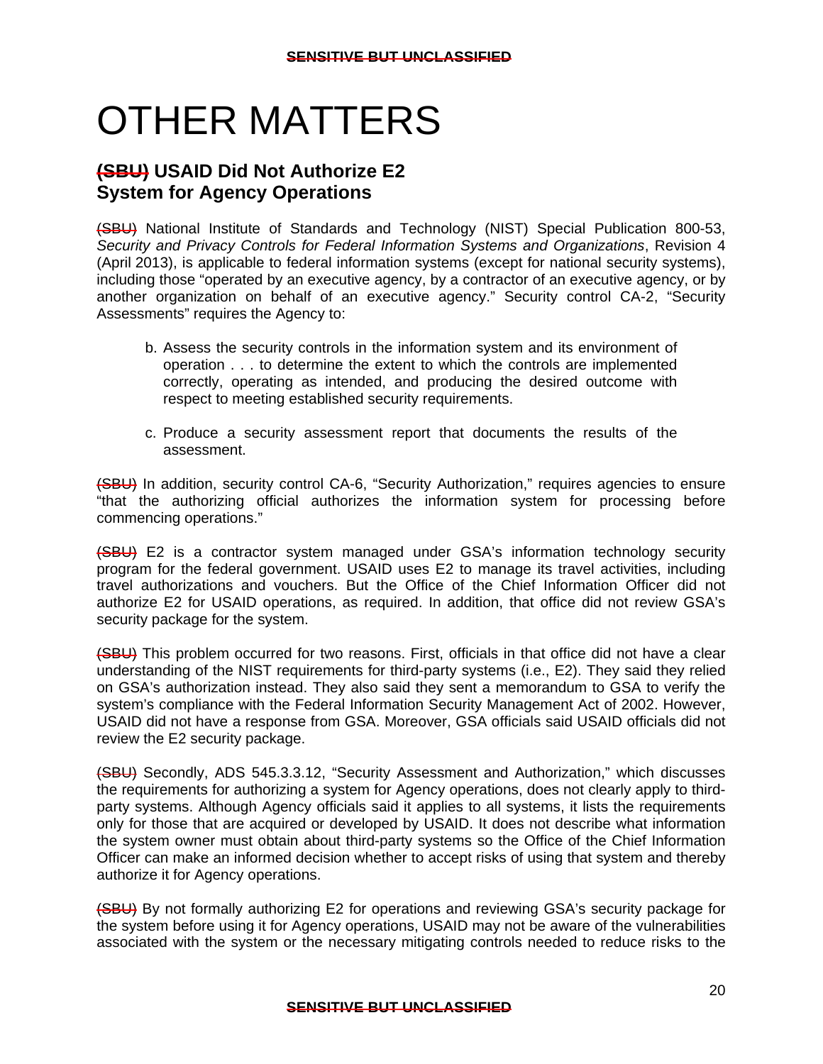# OTHER MATTERS

## (SBU) USAID Did Not Authorize E2 System for Agency Operations

(SBU) National Institute of Standards and Technology (NIST) Special Publication 800-53, *Security and Privacy Controls for Federal Information Systems and Organizations*, Revision 4 (April 2013), is applicable to federal information systems (except for national security systems), including those "operated by an executive agency, by a contractor of an executive agency, or by another organization on behalf of an executive agency." Security control CA-2, "Security Assessments" requires the Agency to:

> b. Assess the security controls in the information system and its environment of operation . . . to determine the extent to which the controls are implemented correctly, operating as intended, and producing the desired outcome with respect to meeting established security requirements.
>
> c. Produce a security assessment report that documents the results of the assessment.

(SBU) In addition, security control CA-6, "Security Authorization," requires agencies to ensure "that the authorizing official authorizes the information system for processing before commencing operations."

(SBU) E2 is a contractor system managed under GSA's information technology security program for the federal government. USAID uses E2 to manage its travel activities, including travel authorizations and vouchers. But the Office of the Chief Information Officer did not authorize E2 for USAID operations, as required. In addition, that office did not review GSA's security package for the system.

(SBU) This problem occurred for two reasons. First, officials in that office did not have a clear understanding of the NIST requirements for third-party systems (i.e., E2). They said they relied on GSA's authorization instead. They also said they sent a memorandum to GSA to verify the system's compliance with the Federal Information Security Management Act of 2002. However, USAID did not have a response from GSA. Moreover, GSA officials said USAID officials did not review the E2 security package.

(SBU) Secondly, ADS 545.3.3.12, "Security Assessment and Authorization," which discusses the requirements for authorizing a system for Agency operations, does not clearly apply to third-party systems. Although Agency officials said it applies to all systems, it lists the requirements only for those that are acquired or developed by USAID. It does not describe what information the system owner must obtain about third-party systems so the Office of the Chief Information Officer can make an informed decision whether to accept risks of using that system and thereby authorize it for Agency operations.

(SBU) By not formally authorizing E2 for operations and reviewing GSA's security package for the system before using it for Agency operations, USAID may not be aware of the vulnerabilities associated with the system or the necessary mitigating controls needed to reduce risks to the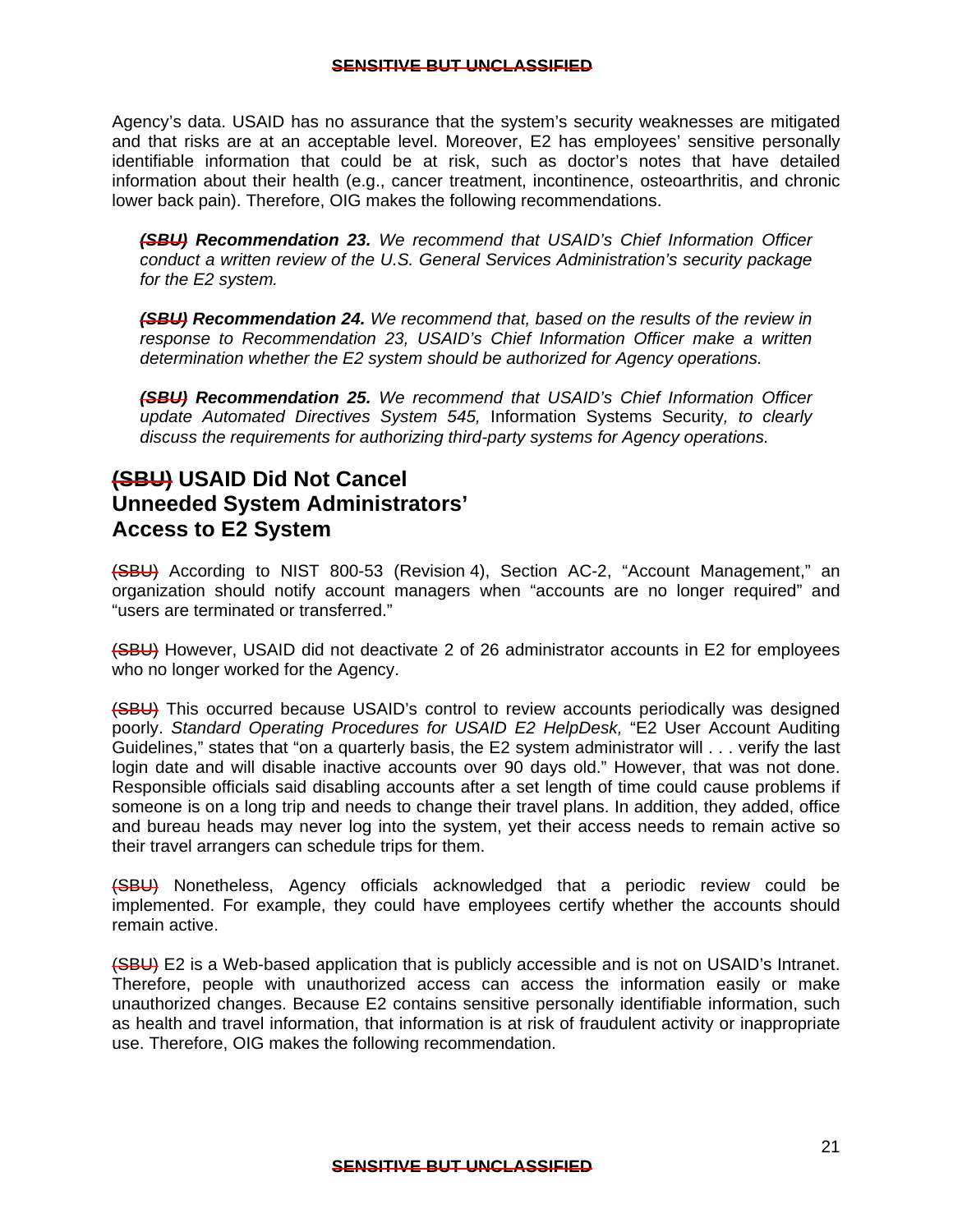Agency's data. USAID has no assurance that the system's security weaknesses are mitigated and that risks are at an acceptable level. Moreover, E2 has employees' sensitive personally identifiable information that could be at risk, such as doctor's notes that have detailed information about their health (e.g., cancer treatment, incontinence, osteoarthritis, and chronic lower back pain). Therefore, OIG makes the following recommendations.

> ***~~(SBU)~~ Recommendation 23.*** *We recommend that USAID's Chief Information Officer conduct a written review of the U.S. General Services Administration's security package for the E2 system.*
>
> ***~~(SBU)~~ Recommendation 24.*** *We recommend that, based on the results of the review in response to Recommendation 23, USAID's Chief Information Officer make a written determination whether the E2 system should be authorized for Agency operations.*
>
> ***~~(SBU)~~ Recommendation 25.*** *We recommend that USAID's Chief Information Officer update Automated Directives System 545,* Information Systems Security*, to clearly discuss the requirements for authorizing third-party systems for Agency operations.*

## ~~(SBU)~~ USAID Did Not Cancel Unneeded System Administrators' Access to E2 System

~~(SBU)~~ According to NIST 800-53 (Revision 4), Section AC-2, "Account Management," an organization should notify account managers when "accounts are no longer required" and "users are terminated or transferred."

~~(SBU)~~ However, USAID did not deactivate 2 of 26 administrator accounts in E2 for employees who no longer worked for the Agency.

~~(SBU)~~ This occurred because USAID's control to review accounts periodically was designed poorly. *Standard Operating Procedures for USAID E2 HelpDesk,* "E2 User Account Auditing Guidelines," states that "on a quarterly basis, the E2 system administrator will . . . verify the last login date and will disable inactive accounts over 90 days old." However, that was not done. Responsible officials said disabling accounts after a set length of time could cause problems if someone is on a long trip and needs to change their travel plans. In addition, they added, office and bureau heads may never log into the system, yet their access needs to remain active so their travel arrangers can schedule trips for them.

~~(SBU)~~ Nonetheless, Agency officials acknowledged that a periodic review could be implemented. For example, they could have employees certify whether the accounts should remain active.

~~(SBU)~~ E2 is a Web-based application that is publicly accessible and is not on USAID's Intranet. Therefore, people with unauthorized access can access the information easily or make unauthorized changes. Because E2 contains sensitive personally identifiable information, such as health and travel information, that information is at risk of fraudulent activity or inappropriate use. Therefore, OIG makes the following recommendation.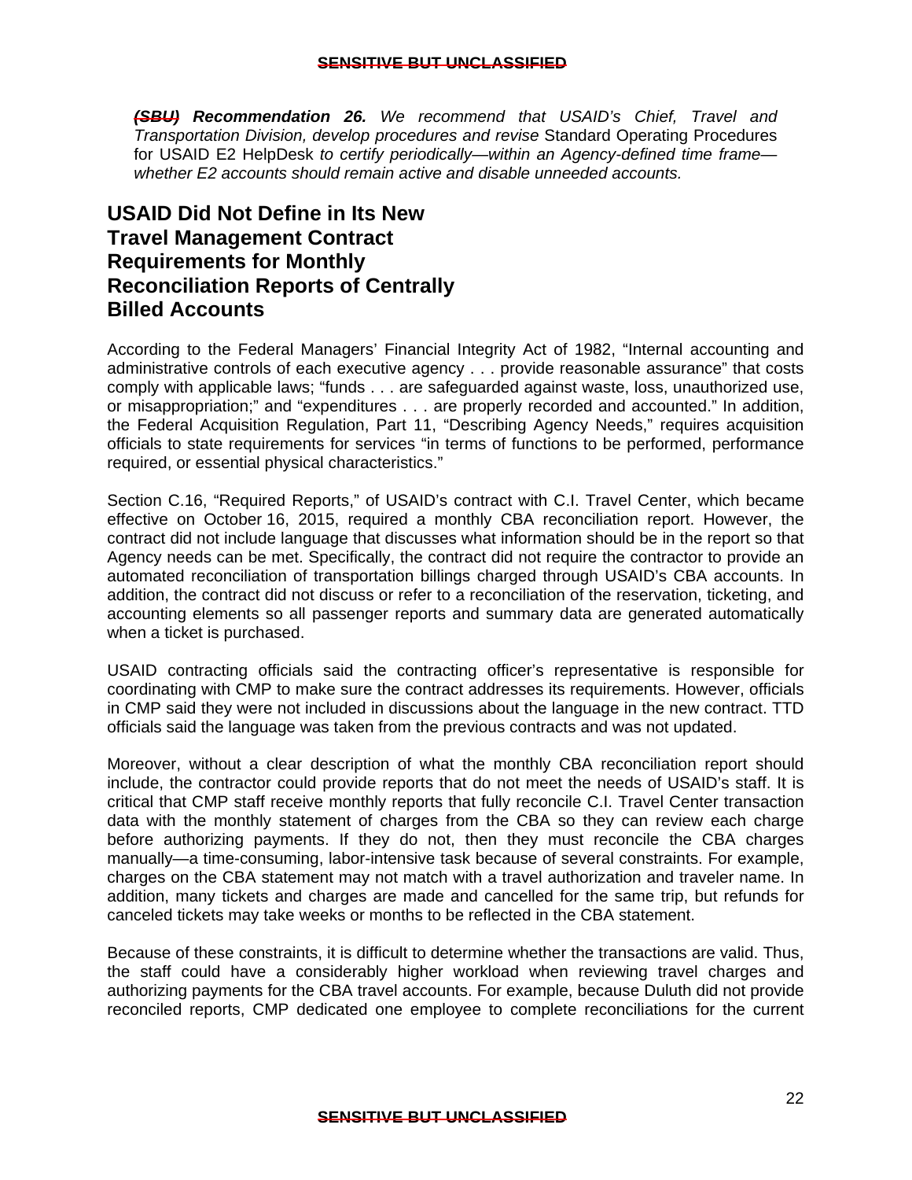***(SBU) Recommendation 26.*** *We recommend that USAID's Chief, Travel and Transportation Division, develop procedures and revise* Standard Operating Procedures for USAID E2 HelpDesk *to certify periodically—within an Agency-defined time frame—whether E2 accounts should remain active and disable unneeded accounts.*

## USAID Did Not Define in Its New Travel Management Contract Requirements for Monthly Reconciliation Reports of Centrally Billed Accounts

According to the Federal Managers' Financial Integrity Act of 1982, "Internal accounting and administrative controls of each executive agency . . . provide reasonable assurance" that costs comply with applicable laws; "funds . . . are safeguarded against waste, loss, unauthorized use, or misappropriation;" and "expenditures . . . are properly recorded and accounted." In addition, the Federal Acquisition Regulation, Part 11, "Describing Agency Needs," requires acquisition officials to state requirements for services "in terms of functions to be performed, performance required, or essential physical characteristics."

Section C.16, "Required Reports," of USAID's contract with C.I. Travel Center, which became effective on October 16, 2015, required a monthly CBA reconciliation report. However, the contract did not include language that discusses what information should be in the report so that Agency needs can be met. Specifically, the contract did not require the contractor to provide an automated reconciliation of transportation billings charged through USAID's CBA accounts. In addition, the contract did not discuss or refer to a reconciliation of the reservation, ticketing, and accounting elements so all passenger reports and summary data are generated automatically when a ticket is purchased.

USAID contracting officials said the contracting officer's representative is responsible for coordinating with CMP to make sure the contract addresses its requirements. However, officials in CMP said they were not included in discussions about the language in the new contract. TTD officials said the language was taken from the previous contracts and was not updated.

Moreover, without a clear description of what the monthly CBA reconciliation report should include, the contractor could provide reports that do not meet the needs of USAID's staff. It is critical that CMP staff receive monthly reports that fully reconcile C.I. Travel Center transaction data with the monthly statement of charges from the CBA so they can review each charge before authorizing payments. If they do not, then they must reconcile the CBA charges manually—a time-consuming, labor-intensive task because of several constraints. For example, charges on the CBA statement may not match with a travel authorization and traveler name. In addition, many tickets and charges are made and cancelled for the same trip, but refunds for canceled tickets may take weeks or months to be reflected in the CBA statement.

Because of these constraints, it is difficult to determine whether the transactions are valid. Thus, the staff could have a considerably higher workload when reviewing travel charges and authorizing payments for the CBA travel accounts. For example, because Duluth did not provide reconciled reports, CMP dedicated one employee to complete reconciliations for the current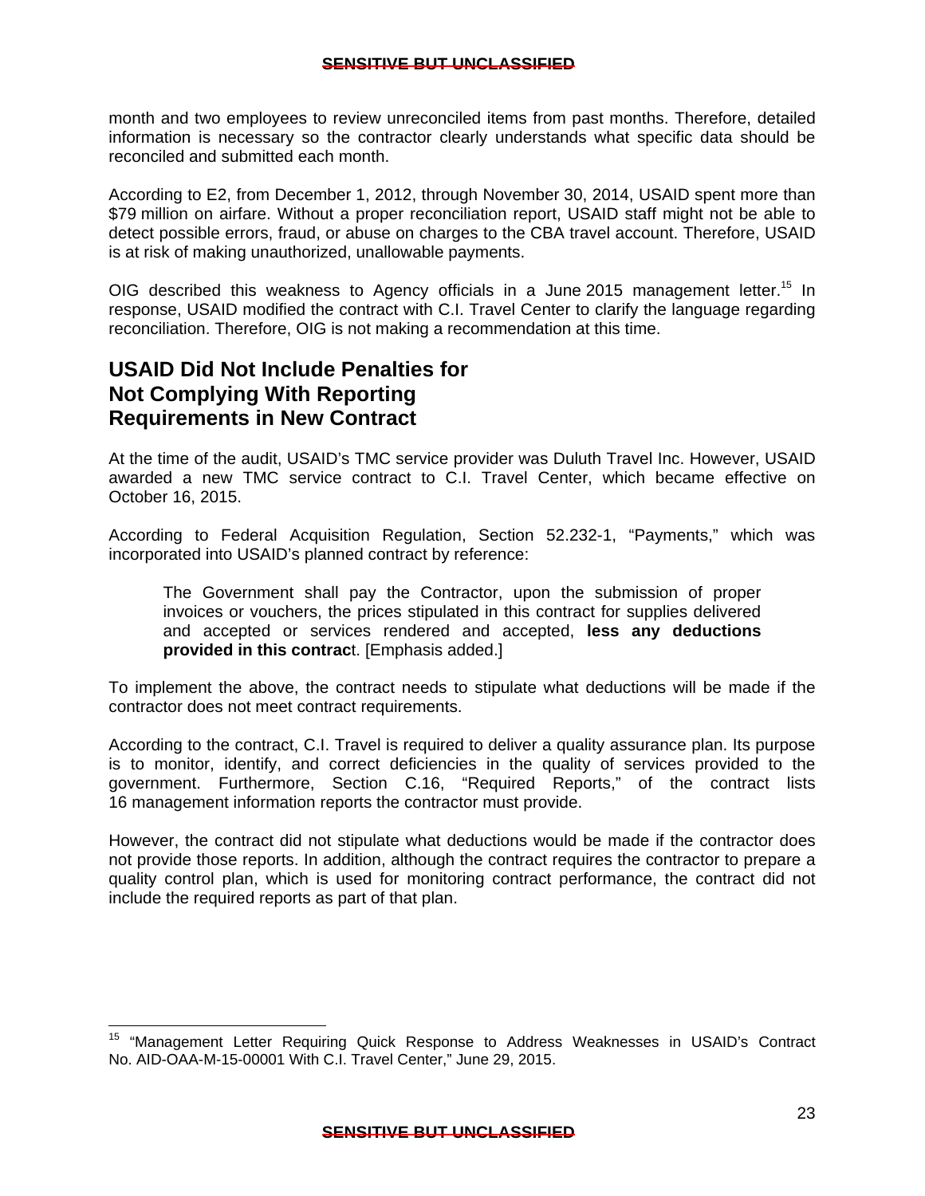month and two employees to review unreconciled items from past months. Therefore, detailed information is necessary so the contractor clearly understands what specific data should be reconciled and submitted each month.

According to E2, from December 1, 2012, through November 30, 2014, USAID spent more than $79 million on airfare. Without a proper reconciliation report, USAID staff might not be able to detect possible errors, fraud, or abuse on charges to the CBA travel account. Therefore, USAID is at risk of making unauthorized, unallowable payments.

OIG described this weakness to Agency officials in a June 2015 management letter.[15] In response, USAID modified the contract with C.I. Travel Center to clarify the language regarding reconciliation. Therefore, OIG is not making a recommendation at this time.

## USAID Did Not Include Penalties for Not Complying With Reporting Requirements in New Contract

At the time of the audit, USAID's TMC service provider was Duluth Travel Inc. However, USAID awarded a new TMC service contract to C.I. Travel Center, which became effective on October 16, 2015.

According to Federal Acquisition Regulation, Section 52.232-1, "Payments," which was incorporated into USAID's planned contract by reference:

> The Government shall pay the Contractor, upon the submission of proper invoices or vouchers, the prices stipulated in this contract for supplies delivered and accepted or services rendered and accepted, **less any deductions provided in this contrac**t. [Emphasis added.]

To implement the above, the contract needs to stipulate what deductions will be made if the contractor does not meet contract requirements.

According to the contract, C.I. Travel is required to deliver a quality assurance plan. Its purpose is to monitor, identify, and correct deficiencies in the quality of services provided to the government. Furthermore, Section C.16, "Required Reports," of the contract lists 16 management information reports the contractor must provide.

However, the contract did not stipulate what deductions would be made if the contractor does not provide those reports. In addition, although the contract requires the contractor to prepare a quality control plan, which is used for monitoring contract performance, the contract did not include the required reports as part of that plan.

---

[15] "Management Letter Requiring Quick Response to Address Weaknesses in USAID's Contract No. AID-OAA-M-15-00001 With C.I. Travel Center," June 29, 2015.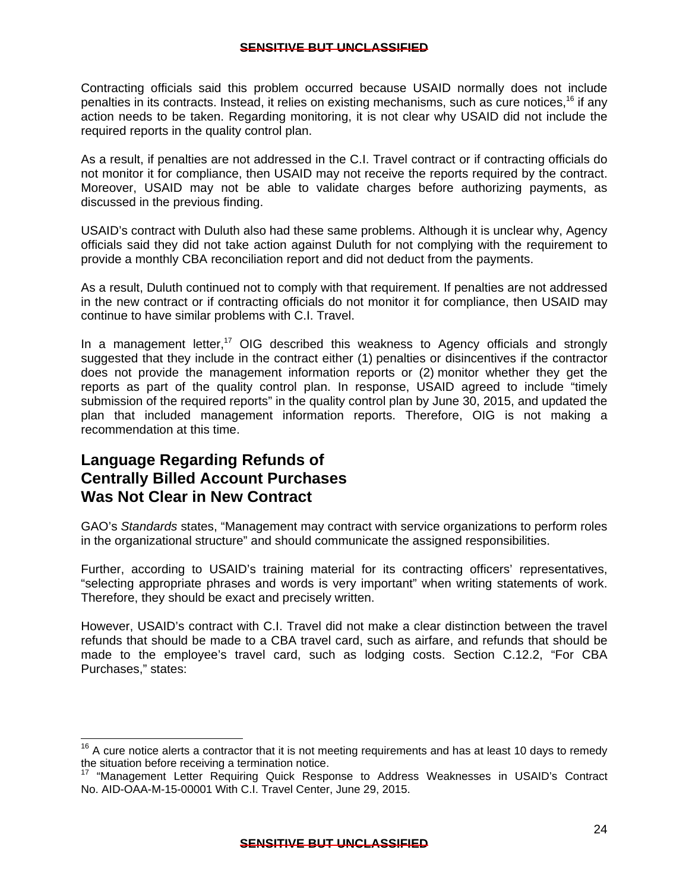Contracting officials said this problem occurred because USAID normally does not include penalties in its contracts. Instead, it relies on existing mechanisms, such as cure notices,[16] if any action needs to be taken. Regarding monitoring, it is not clear why USAID did not include the required reports in the quality control plan.

As a result, if penalties are not addressed in the C.I. Travel contract or if contracting officials do not monitor it for compliance, then USAID may not receive the reports required by the contract. Moreover, USAID may not be able to validate charges before authorizing payments, as discussed in the previous finding.

USAID's contract with Duluth also had these same problems. Although it is unclear why, Agency officials said they did not take action against Duluth for not complying with the requirement to provide a monthly CBA reconciliation report and did not deduct from the payments.

As a result, Duluth continued not to comply with that requirement. If penalties are not addressed in the new contract or if contracting officials do not monitor it for compliance, then USAID may continue to have similar problems with C.I. Travel.

In a management letter,[17] OIG described this weakness to Agency officials and strongly suggested that they include in the contract either (1) penalties or disincentives if the contractor does not provide the management information reports or (2) monitor whether they get the reports as part of the quality control plan. In response, USAID agreed to include "timely submission of the required reports" in the quality control plan by June 30, 2015, and updated the plan that included management information reports. Therefore, OIG is not making a recommendation at this time.

## Language Regarding Refunds of Centrally Billed Account Purchases Was Not Clear in New Contract

GAO's *Standards* states, "Management may contract with service organizations to perform roles in the organizational structure" and should communicate the assigned responsibilities.

Further, according to USAID's training material for its contracting officers' representatives, "selecting appropriate phrases and words is very important" when writing statements of work. Therefore, they should be exact and precisely written.

However, USAID's contract with C.I. Travel did not make a clear distinction between the travel refunds that should be made to a CBA travel card, such as airfare, and refunds that should be made to the employee's travel card, such as lodging costs. Section C.12.2, "For CBA Purchases," states:

---

[16] A cure notice alerts a contractor that it is not meeting requirements and has at least 10 days to remedy the situation before receiving a termination notice.

[17] "Management Letter Requiring Quick Response to Address Weaknesses in USAID's Contract No. AID-OAA-M-15-00001 With C.I. Travel Center, June 29, 2015.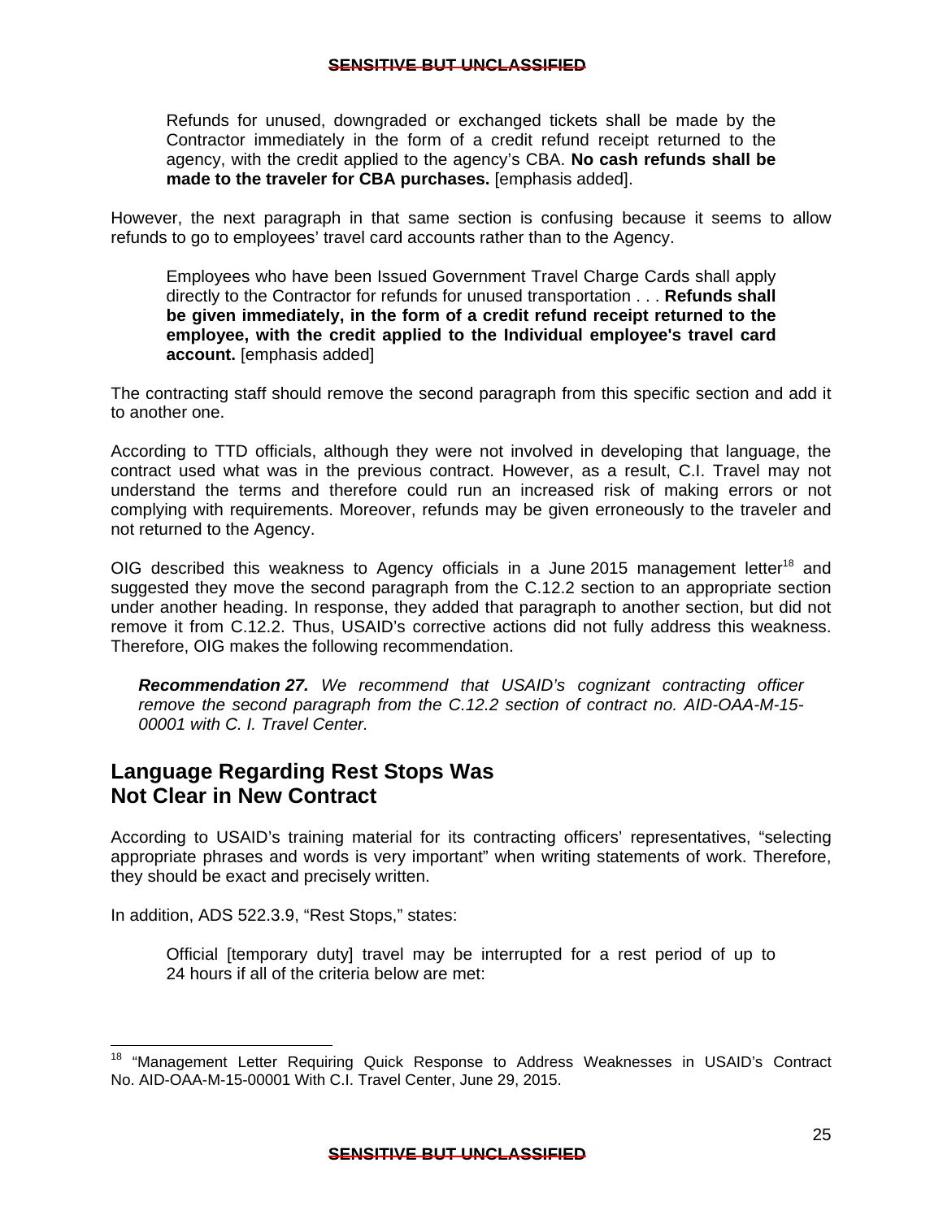> Refunds for unused, downgraded or exchanged tickets shall be made by the Contractor immediately in the form of a credit refund receipt returned to the agency, with the credit applied to the agency's CBA. **No cash refunds shall be made to the traveler for CBA purchases.** [emphasis added].

However, the next paragraph in that same section is confusing because it seems to allow refunds to go to employees' travel card accounts rather than to the Agency.

> Employees who have been Issued Government Travel Charge Cards shall apply directly to the Contractor for refunds for unused transportation . . . **Refunds shall be given immediately, in the form of a credit refund receipt returned to the employee, with the credit applied to the Individual employee's travel card account.** [emphasis added]

The contracting staff should remove the second paragraph from this specific section and add it to another one.

According to TTD officials, although they were not involved in developing that language, the contract used what was in the previous contract. However, as a result, C.I. Travel may not understand the terms and therefore could run an increased risk of making errors or not complying with requirements. Moreover, refunds may be given erroneously to the traveler and not returned to the Agency.

OIG described this weakness to Agency officials in a June 2015 management letter[18] and suggested they move the second paragraph from the C.12.2 section to an appropriate section under another heading. In response, they added that paragraph to another section, but did not remove it from C.12.2. Thus, USAID's corrective actions did not fully address this weakness. Therefore, OIG makes the following recommendation.

***Recommendation 27.*** *We recommend that USAID's cognizant contracting officer remove the second paragraph from the C.12.2 section of contract no. AID-OAA-M-15-00001 with C. I. Travel Center.*

## Language Regarding Rest Stops Was Not Clear in New Contract

According to USAID's training material for its contracting officers' representatives, "selecting appropriate phrases and words is very important" when writing statements of work. Therefore, they should be exact and precisely written.

In addition, ADS 522.3.9, "Rest Stops," states:

> Official [temporary duty] travel may be interrupted for a rest period of up to 24 hours if all of the criteria below are met:

---

[18] "Management Letter Requiring Quick Response to Address Weaknesses in USAID's Contract No. AID-OAA-M-15-00001 With C.I. Travel Center, June 29, 2015.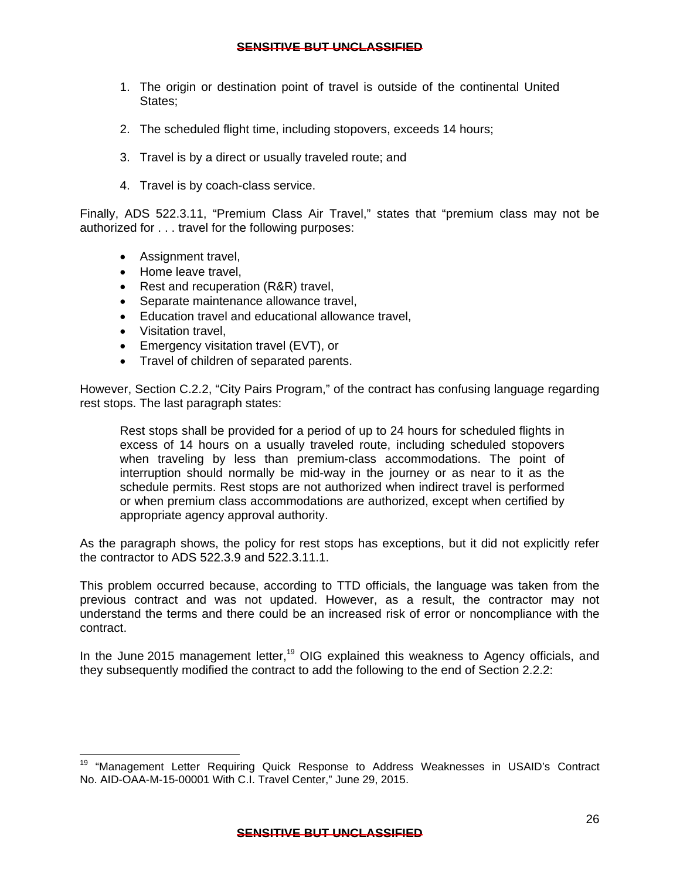1. The origin or destination point of travel is outside of the continental United States;

2. The scheduled flight time, including stopovers, exceeds 14 hours;

3. Travel is by a direct or usually traveled route; and

4. Travel is by coach-class service.

Finally, ADS 522.3.11, "Premium Class Air Travel," states that "premium class may not be authorized for . . . travel for the following purposes:

- Assignment travel,
- Home leave travel,
- Rest and recuperation (R&R) travel,
- Separate maintenance allowance travel,
- Education travel and educational allowance travel,
- Visitation travel,
- Emergency visitation travel (EVT), or
- Travel of children of separated parents.

However, Section C.2.2, "City Pairs Program," of the contract has confusing language regarding rest stops. The last paragraph states:

> Rest stops shall be provided for a period of up to 24 hours for scheduled flights in excess of 14 hours on a usually traveled route, including scheduled stopovers when traveling by less than premium-class accommodations. The point of interruption should normally be mid-way in the journey or as near to it as the schedule permits. Rest stops are not authorized when indirect travel is performed or when premium class accommodations are authorized, except when certified by appropriate agency approval authority.

As the paragraph shows, the policy for rest stops has exceptions, but it did not explicitly refer the contractor to ADS 522.3.9 and 522.3.11.1.

This problem occurred because, according to TTD officials, the language was taken from the previous contract and was not updated. However, as a result, the contractor may not understand the terms and there could be an increased risk of error or noncompliance with the contract.

In the June 2015 management letter,[19] OIG explained this weakness to Agency officials, and they subsequently modified the contract to add the following to the end of Section 2.2.2:

---

[19] "Management Letter Requiring Quick Response to Address Weaknesses in USAID's Contract No. AID-OAA-M-15-00001 With C.I. Travel Center," June 29, 2015.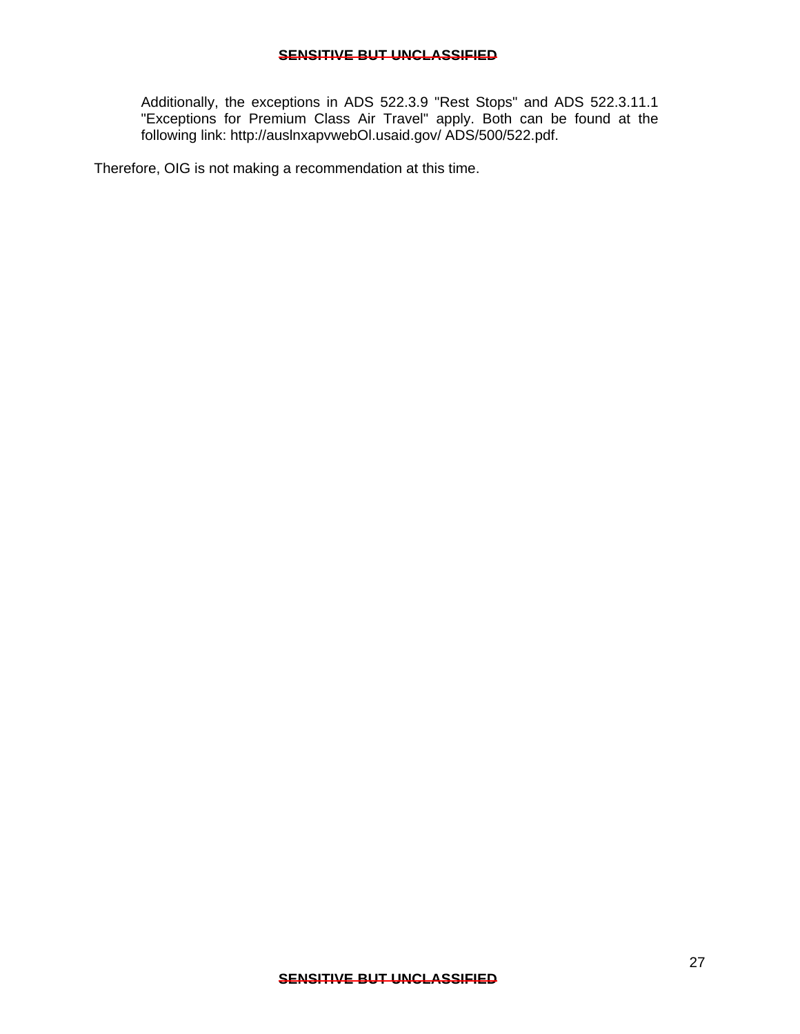Additionally, the exceptions in ADS 522.3.9 "Rest Stops" and ADS 522.3.11.1 "Exceptions for Premium Class Air Travel" apply. Both can be found at the following link: http://auslnxapvwebOl.usaid.gov/ ADS/500/522.pdf.

Therefore, OIG is not making a recommendation at this time.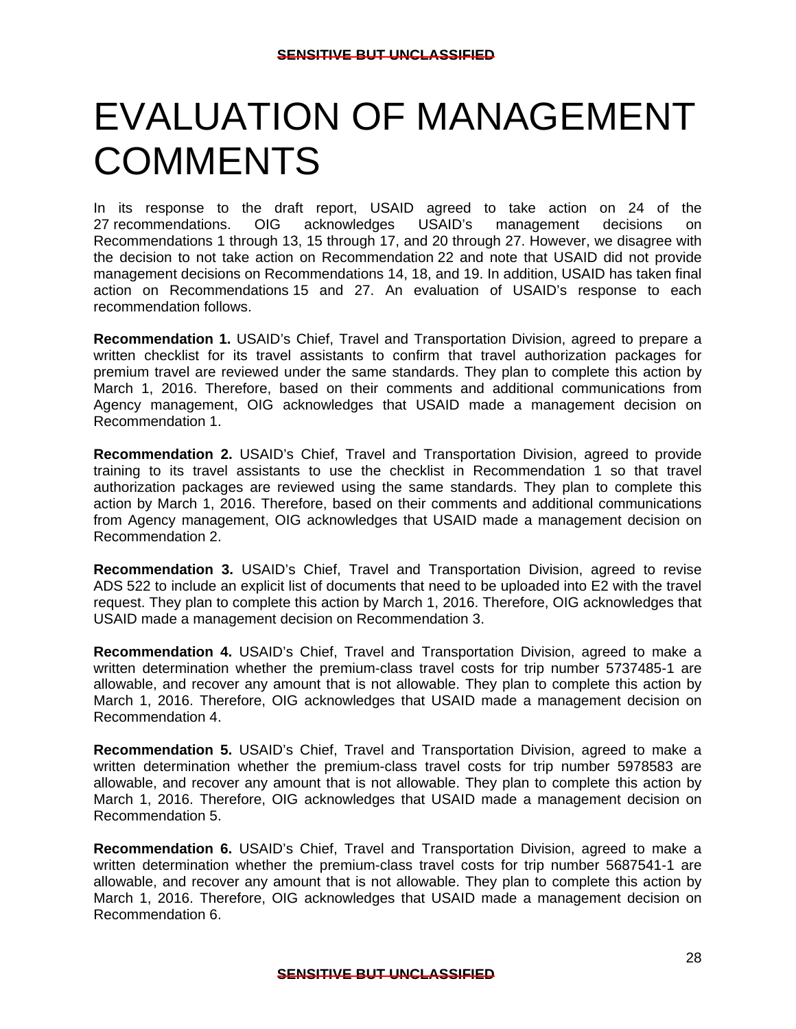# EVALUATION OF MANAGEMENT COMMENTS

In its response to the draft report, USAID agreed to take action on 24 of the 27 recommendations. OIG acknowledges USAID's management decisions on Recommendations 1 through 13, 15 through 17, and 20 through 27. However, we disagree with the decision to not take action on Recommendation 22 and note that USAID did not provide management decisions on Recommendations 14, 18, and 19. In addition, USAID has taken final action on Recommendations 15 and 27. An evaluation of USAID's response to each recommendation follows.

**Recommendation 1.** USAID's Chief, Travel and Transportation Division, agreed to prepare a written checklist for its travel assistants to confirm that travel authorization packages for premium travel are reviewed under the same standards. They plan to complete this action by March 1, 2016. Therefore, based on their comments and additional communications from Agency management, OIG acknowledges that USAID made a management decision on Recommendation 1.

**Recommendation 2.** USAID's Chief, Travel and Transportation Division, agreed to provide training to its travel assistants to use the checklist in Recommendation 1 so that travel authorization packages are reviewed using the same standards. They plan to complete this action by March 1, 2016. Therefore, based on their comments and additional communications from Agency management, OIG acknowledges that USAID made a management decision on Recommendation 2.

**Recommendation 3.** USAID's Chief, Travel and Transportation Division, agreed to revise ADS 522 to include an explicit list of documents that need to be uploaded into E2 with the travel request. They plan to complete this action by March 1, 2016. Therefore, OIG acknowledges that USAID made a management decision on Recommendation 3.

**Recommendation 4.** USAID's Chief, Travel and Transportation Division, agreed to make a written determination whether the premium-class travel costs for trip number 5737485-1 are allowable, and recover any amount that is not allowable. They plan to complete this action by March 1, 2016. Therefore, OIG acknowledges that USAID made a management decision on Recommendation 4.

**Recommendation 5.** USAID's Chief, Travel and Transportation Division, agreed to make a written determination whether the premium-class travel costs for trip number 5978583 are allowable, and recover any amount that is not allowable. They plan to complete this action by March 1, 2016. Therefore, OIG acknowledges that USAID made a management decision on Recommendation 5.

**Recommendation 6.** USAID's Chief, Travel and Transportation Division, agreed to make a written determination whether the premium-class travel costs for trip number 5687541-1 are allowable, and recover any amount that is not allowable. They plan to complete this action by March 1, 2016. Therefore, OIG acknowledges that USAID made a management decision on Recommendation 6.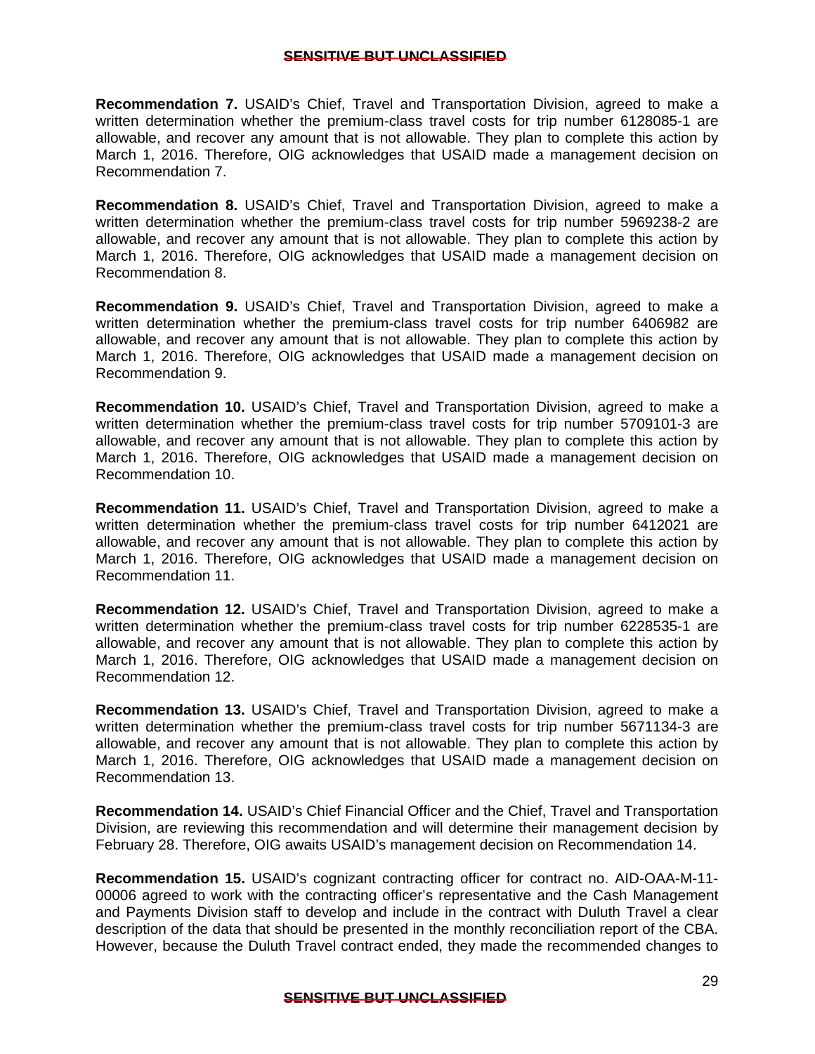**Recommendation 7.** USAID's Chief, Travel and Transportation Division, agreed to make a written determination whether the premium-class travel costs for trip number 6128085-1 are allowable, and recover any amount that is not allowable. They plan to complete this action by March 1, 2016. Therefore, OIG acknowledges that USAID made a management decision on Recommendation 7.

**Recommendation 8.** USAID's Chief, Travel and Transportation Division, agreed to make a written determination whether the premium-class travel costs for trip number 5969238-2 are allowable, and recover any amount that is not allowable. They plan to complete this action by March 1, 2016. Therefore, OIG acknowledges that USAID made a management decision on Recommendation 8.

**Recommendation 9.** USAID's Chief, Travel and Transportation Division, agreed to make a written determination whether the premium-class travel costs for trip number 6406982 are allowable, and recover any amount that is not allowable. They plan to complete this action by March 1, 2016. Therefore, OIG acknowledges that USAID made a management decision on Recommendation 9.

**Recommendation 10.** USAID's Chief, Travel and Transportation Division, agreed to make a written determination whether the premium-class travel costs for trip number 5709101-3 are allowable, and recover any amount that is not allowable. They plan to complete this action by March 1, 2016. Therefore, OIG acknowledges that USAID made a management decision on Recommendation 10.

**Recommendation 11.** USAID's Chief, Travel and Transportation Division, agreed to make a written determination whether the premium-class travel costs for trip number 6412021 are allowable, and recover any amount that is not allowable. They plan to complete this action by March 1, 2016. Therefore, OIG acknowledges that USAID made a management decision on Recommendation 11.

**Recommendation 12.** USAID's Chief, Travel and Transportation Division, agreed to make a written determination whether the premium-class travel costs for trip number 6228535-1 are allowable, and recover any amount that is not allowable. They plan to complete this action by March 1, 2016. Therefore, OIG acknowledges that USAID made a management decision on Recommendation 12.

**Recommendation 13.** USAID's Chief, Travel and Transportation Division, agreed to make a written determination whether the premium-class travel costs for trip number 5671134-3 are allowable, and recover any amount that is not allowable. They plan to complete this action by March 1, 2016. Therefore, OIG acknowledges that USAID made a management decision on Recommendation 13.

**Recommendation 14.** USAID's Chief Financial Officer and the Chief, Travel and Transportation Division, are reviewing this recommendation and will determine their management decision by February 28. Therefore, OIG awaits USAID's management decision on Recommendation 14.

**Recommendation 15.** USAID's cognizant contracting officer for contract no. AID-OAA-M-11-00006 agreed to work with the contracting officer's representative and the Cash Management and Payments Division staff to develop and include in the contract with Duluth Travel a clear description of the data that should be presented in the monthly reconciliation report of the CBA. However, because the Duluth Travel contract ended, they made the recommended changes to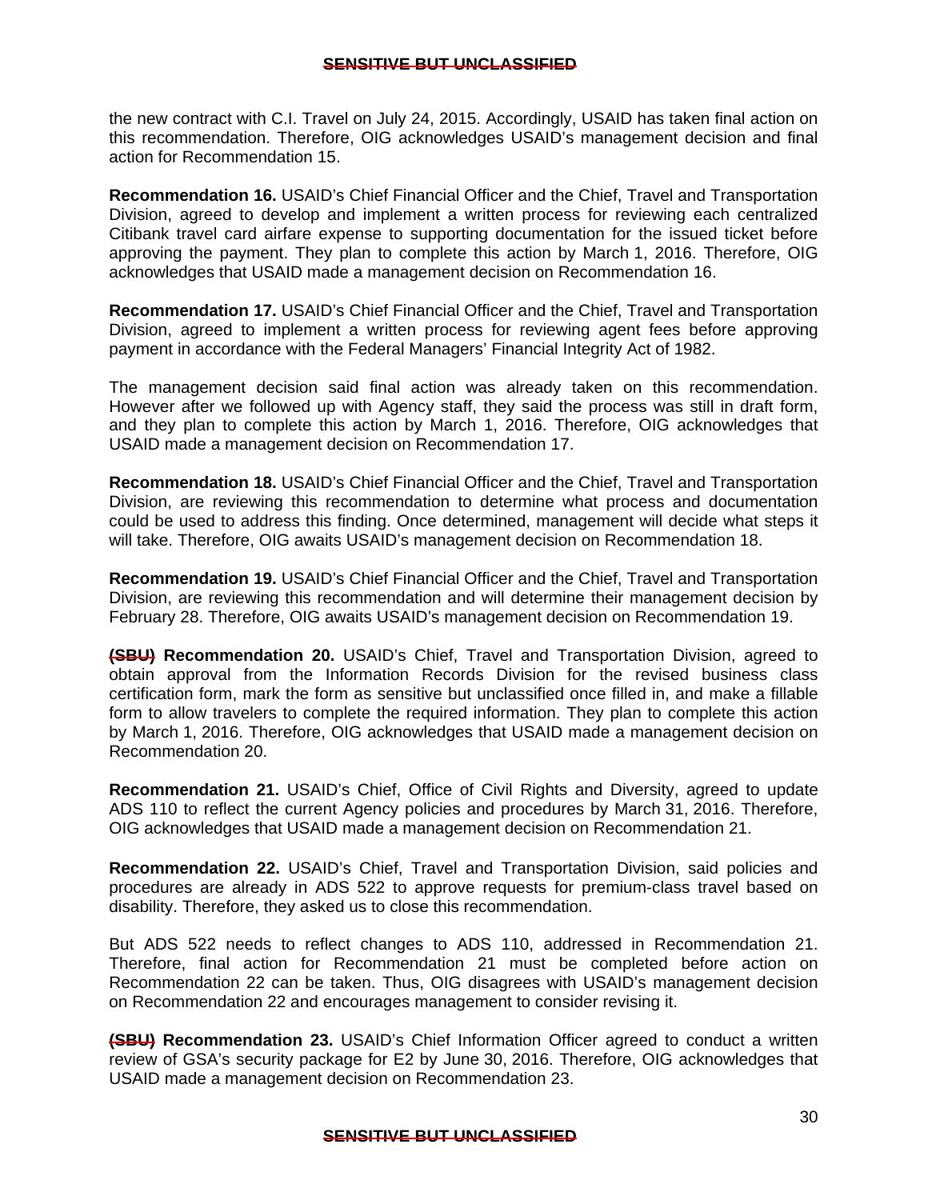the new contract with C.I. Travel on July 24, 2015. Accordingly, USAID has taken final action on this recommendation. Therefore, OIG acknowledges USAID's management decision and final action for Recommendation 15.

**Recommendation 16.** USAID's Chief Financial Officer and the Chief, Travel and Transportation Division, agreed to develop and implement a written process for reviewing each centralized Citibank travel card airfare expense to supporting documentation for the issued ticket before approving the payment. They plan to complete this action by March 1, 2016. Therefore, OIG acknowledges that USAID made a management decision on Recommendation 16.

**Recommendation 17.** USAID's Chief Financial Officer and the Chief, Travel and Transportation Division, agreed to implement a written process for reviewing agent fees before approving payment in accordance with the Federal Managers' Financial Integrity Act of 1982.

The management decision said final action was already taken on this recommendation. However after we followed up with Agency staff, they said the process was still in draft form, and they plan to complete this action by March 1, 2016. Therefore, OIG acknowledges that USAID made a management decision on Recommendation 17.

**Recommendation 18.** USAID's Chief Financial Officer and the Chief, Travel and Transportation Division, are reviewing this recommendation to determine what process and documentation could be used to address this finding. Once determined, management will decide what steps it will take. Therefore, OIG awaits USAID's management decision on Recommendation 18.

**Recommendation 19.** USAID's Chief Financial Officer and the Chief, Travel and Transportation Division, are reviewing this recommendation and will determine their management decision by February 28. Therefore, OIG awaits USAID's management decision on Recommendation 19.

~~**(SBU)**~~ **Recommendation 20.** USAID's Chief, Travel and Transportation Division, agreed to obtain approval from the Information Records Division for the revised business class certification form, mark the form as sensitive but unclassified once filled in, and make a fillable form to allow travelers to complete the required information. They plan to complete this action by March 1, 2016. Therefore, OIG acknowledges that USAID made a management decision on Recommendation 20.

**Recommendation 21.** USAID's Chief, Office of Civil Rights and Diversity, agreed to update ADS 110 to reflect the current Agency policies and procedures by March 31, 2016. Therefore, OIG acknowledges that USAID made a management decision on Recommendation 21.

**Recommendation 22.** USAID's Chief, Travel and Transportation Division, said policies and procedures are already in ADS 522 to approve requests for premium-class travel based on disability. Therefore, they asked us to close this recommendation.

But ADS 522 needs to reflect changes to ADS 110, addressed in Recommendation 21. Therefore, final action for Recommendation 21 must be completed before action on Recommendation 22 can be taken. Thus, OIG disagrees with USAID's management decision on Recommendation 22 and encourages management to consider revising it.

~~**(SBU)**~~ **Recommendation 23.** USAID's Chief Information Officer agreed to conduct a written review of GSA's security package for E2 by June 30, 2016. Therefore, OIG acknowledges that USAID made a management decision on Recommendation 23.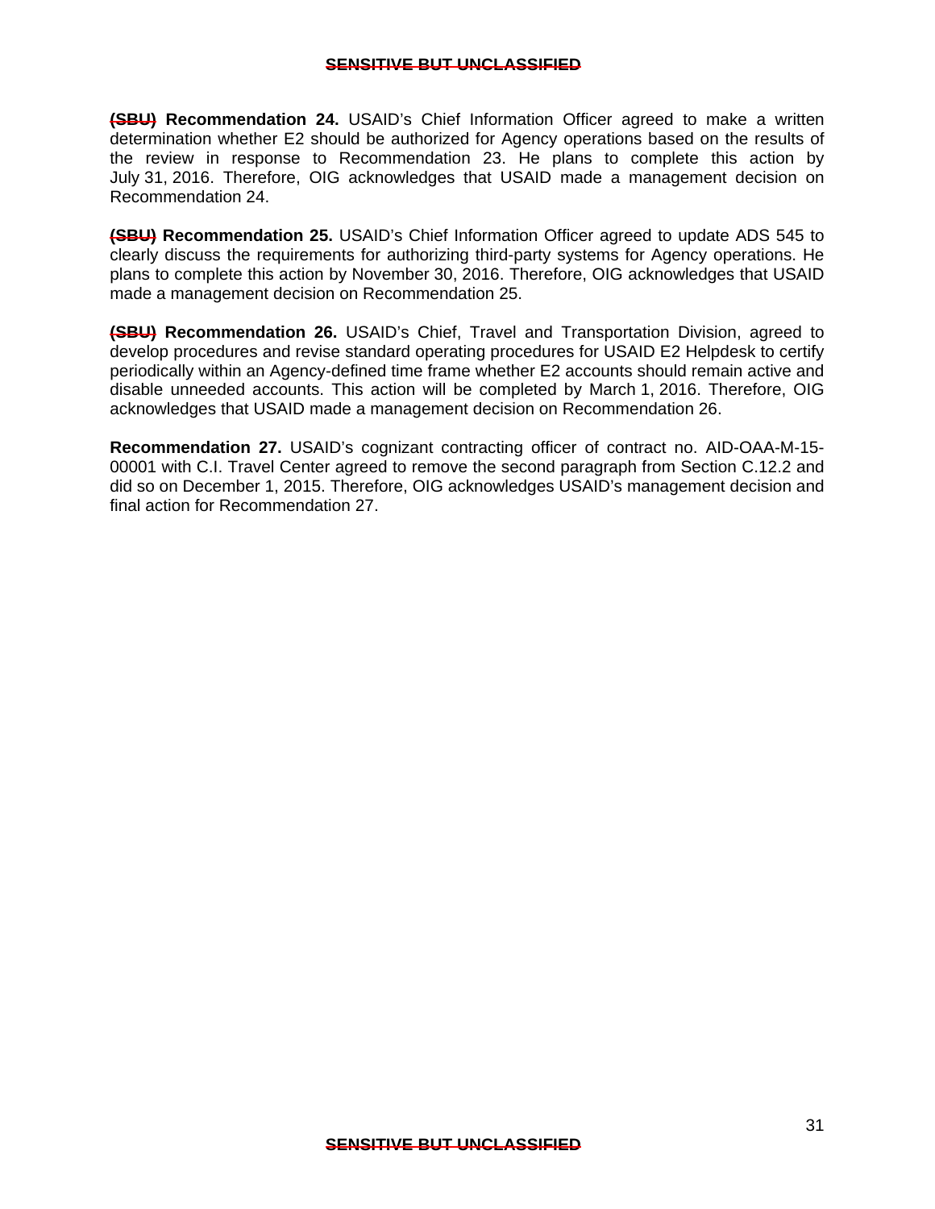**~~(SBU)~~ Recommendation 24.** USAID's Chief Information Officer agreed to make a written determination whether E2 should be authorized for Agency operations based on the results of the review in response to Recommendation 23. He plans to complete this action by July 31, 2016. Therefore, OIG acknowledges that USAID made a management decision on Recommendation 24.

**~~(SBU)~~ Recommendation 25.** USAID's Chief Information Officer agreed to update ADS 545 to clearly discuss the requirements for authorizing third-party systems for Agency operations. He plans to complete this action by November 30, 2016. Therefore, OIG acknowledges that USAID made a management decision on Recommendation 25.

**~~(SBU)~~ Recommendation 26.** USAID's Chief, Travel and Transportation Division, agreed to develop procedures and revise standard operating procedures for USAID E2 Helpdesk to certify periodically within an Agency-defined time frame whether E2 accounts should remain active and disable unneeded accounts. This action will be completed by March 1, 2016. Therefore, OIG acknowledges that USAID made a management decision on Recommendation 26.

**Recommendation 27.** USAID's cognizant contracting officer of contract no. AID-OAA-M-15-00001 with C.I. Travel Center agreed to remove the second paragraph from Section C.12.2 and did so on December 1, 2015. Therefore, OIG acknowledges USAID's management decision and final action for Recommendation 27.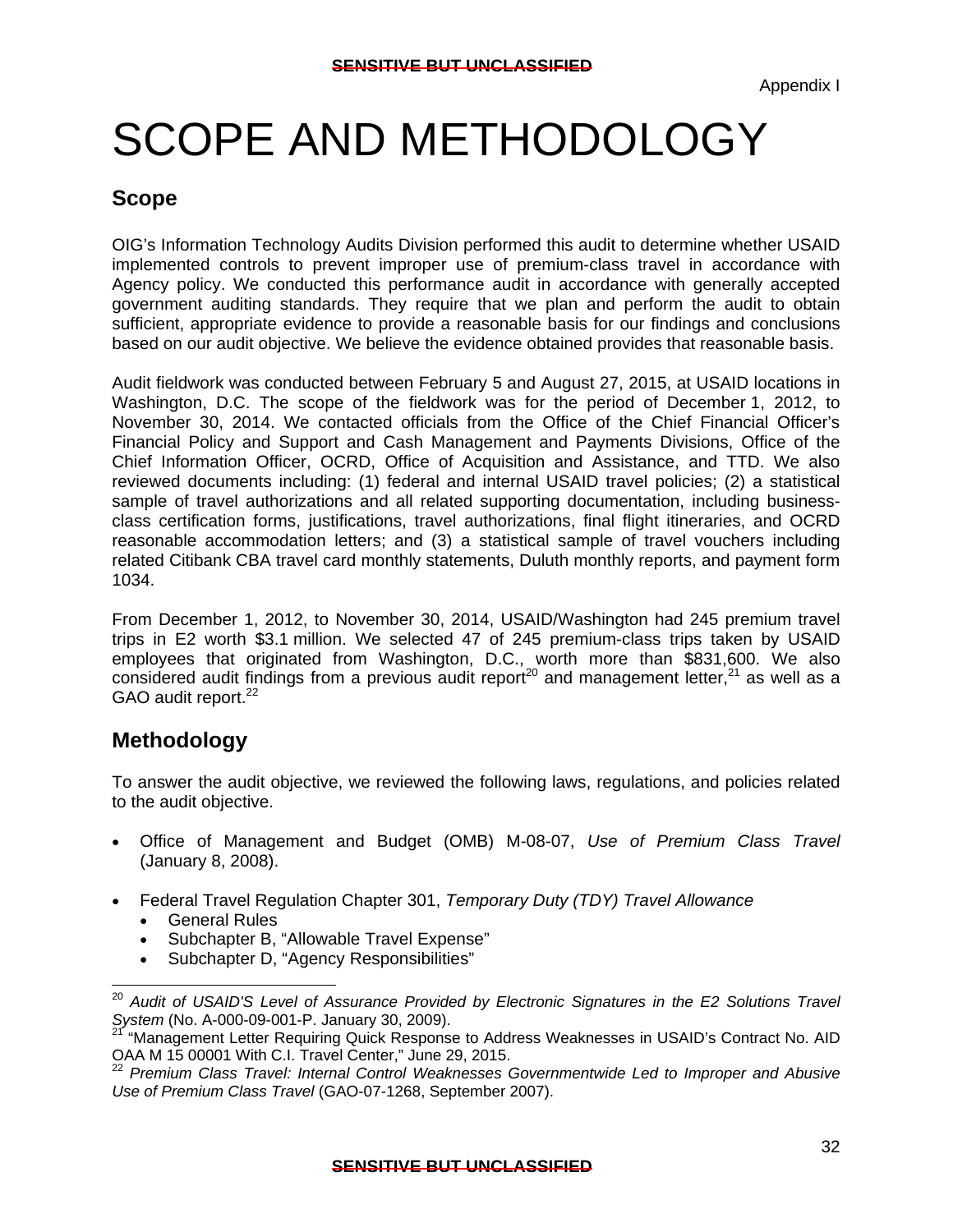Appendix I

# SCOPE AND METHODOLOGY

## Scope

OIG's Information Technology Audits Division performed this audit to determine whether USAID implemented controls to prevent improper use of premium-class travel in accordance with Agency policy. We conducted this performance audit in accordance with generally accepted government auditing standards. They require that we plan and perform the audit to obtain sufficient, appropriate evidence to provide a reasonable basis for our findings and conclusions based on our audit objective. We believe the evidence obtained provides that reasonable basis.

Audit fieldwork was conducted between February 5 and August 27, 2015, at USAID locations in Washington, D.C. The scope of the fieldwork was for the period of December 1, 2012, to November 30, 2014. We contacted officials from the Office of the Chief Financial Officer's Financial Policy and Support and Cash Management and Payments Divisions, Office of the Chief Information Officer, OCRD, Office of Acquisition and Assistance, and TTD. We also reviewed documents including: (1) federal and internal USAID travel policies; (2) a statistical sample of travel authorizations and all related supporting documentation, including business-class certification forms, justifications, travel authorizations, final flight itineraries, and OCRD reasonable accommodation letters; and (3) a statistical sample of travel vouchers including related Citibank CBA travel card monthly statements, Duluth monthly reports, and payment form 1034.

From December 1, 2012, to November 30, 2014, USAID/Washington had 245 premium travel trips in E2 worth $3.1 million. We selected 47 of 245 premium-class trips taken by USAID employees that originated from Washington, D.C., worth more than $831,600. We also considered audit findings from a previous audit report[20] and management letter,[21] as well as a GAO audit report.[22]

## Methodology

To answer the audit objective, we reviewed the following laws, regulations, and policies related to the audit objective.

- Office of Management and Budget (OMB) M-08-07, *Use of Premium Class Travel* (January 8, 2008).

- Federal Travel Regulation Chapter 301, *Temporary Duty (TDY) Travel Allowance*
  - General Rules
  - Subchapter B, "Allowable Travel Expense"
  - Subchapter D, "Agency Responsibilities"

---

[20] *Audit of USAID'S Level of Assurance Provided by Electronic Signatures in the E2 Solutions Travel System* (No. A-000-09-001-P. January 30, 2009).

[21] "Management Letter Requiring Quick Response to Address Weaknesses in USAID's Contract No. AID OAA M 15 00001 With C.I. Travel Center," June 29, 2015.

[22] *Premium Class Travel: Internal Control Weaknesses Governmentwide Led to Improper and Abusive Use of Premium Class Travel* (GAO-07-1268, September 2007).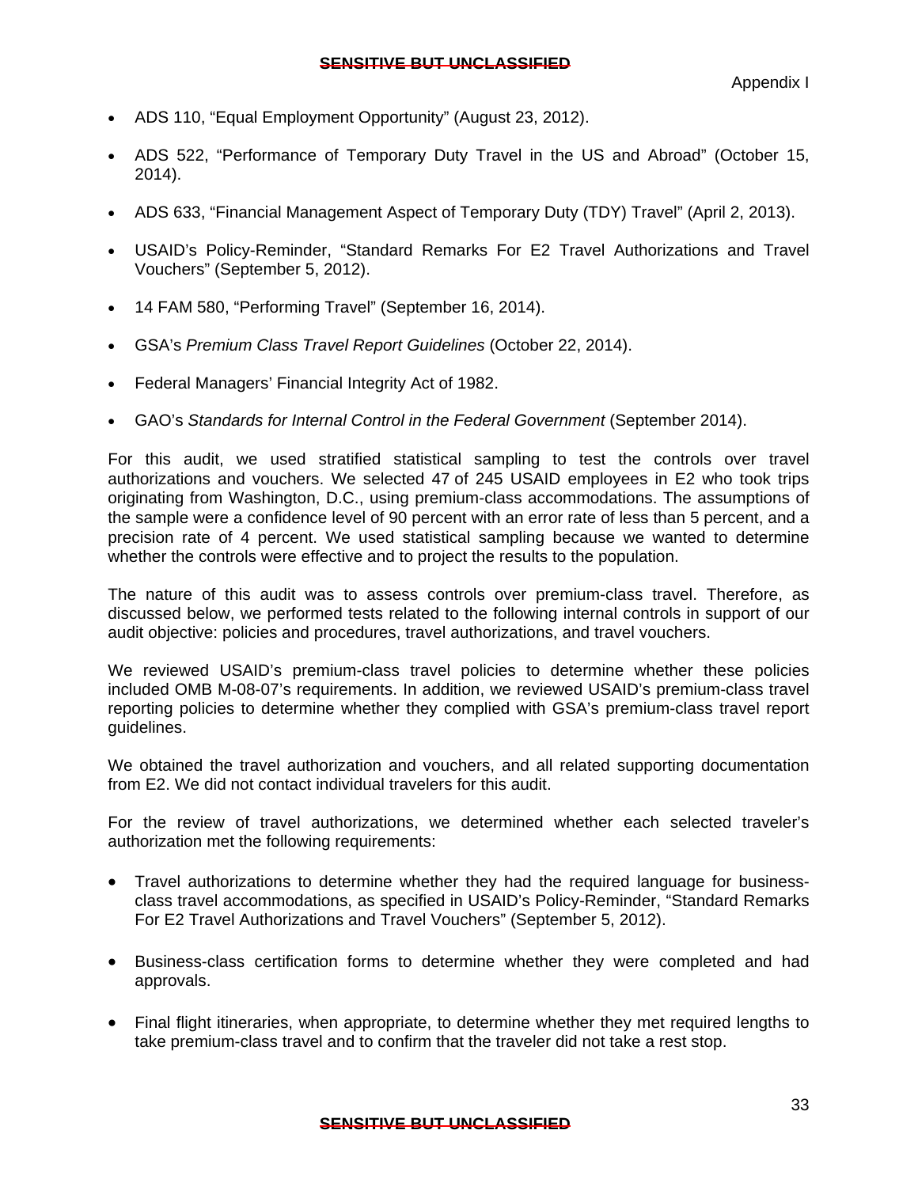- ADS 110, “Equal Employment Opportunity” (August 23, 2012).
- ADS 522, “Performance of Temporary Duty Travel in the US and Abroad” (October 15, 2014).
- ADS 633, “Financial Management Aspect of Temporary Duty (TDY) Travel” (April 2, 2013).
- USAID’s Policy-Reminder, “Standard Remarks For E2 Travel Authorizations and Travel Vouchers” (September 5, 2012).
- 14 FAM 580, “Performing Travel” (September 16, 2014).
- GSA’s *Premium Class Travel Report Guidelines* (October 22, 2014).
- Federal Managers’ Financial Integrity Act of 1982.
- GAO’s *Standards for Internal Control in the Federal Government* (September 2014).

For this audit, we used stratified statistical sampling to test the controls over travel authorizations and vouchers. We selected 47 of 245 USAID employees in E2 who took trips originating from Washington, D.C., using premium-class accommodations. The assumptions of the sample were a confidence level of 90 percent with an error rate of less than 5 percent, and a precision rate of 4 percent. We used statistical sampling because we wanted to determine whether the controls were effective and to project the results to the population.

The nature of this audit was to assess controls over premium-class travel. Therefore, as discussed below, we performed tests related to the following internal controls in support of our audit objective: policies and procedures, travel authorizations, and travel vouchers.

We reviewed USAID’s premium-class travel policies to determine whether these policies included OMB M-08-07’s requirements. In addition, we reviewed USAID’s premium-class travel reporting policies to determine whether they complied with GSA’s premium-class travel report guidelines.

We obtained the travel authorization and vouchers, and all related supporting documentation from E2. We did not contact individual travelers for this audit.

For the review of travel authorizations, we determined whether each selected traveler’s authorization met the following requirements:

- Travel authorizations to determine whether they had the required language for business-class travel accommodations, as specified in USAID’s Policy-Reminder, “Standard Remarks For E2 Travel Authorizations and Travel Vouchers” (September 5, 2012).
- Business-class certification forms to determine whether they were completed and had approvals.
- Final flight itineraries, when appropriate, to determine whether they met required lengths to take premium-class travel and to confirm that the traveler did not take a rest stop.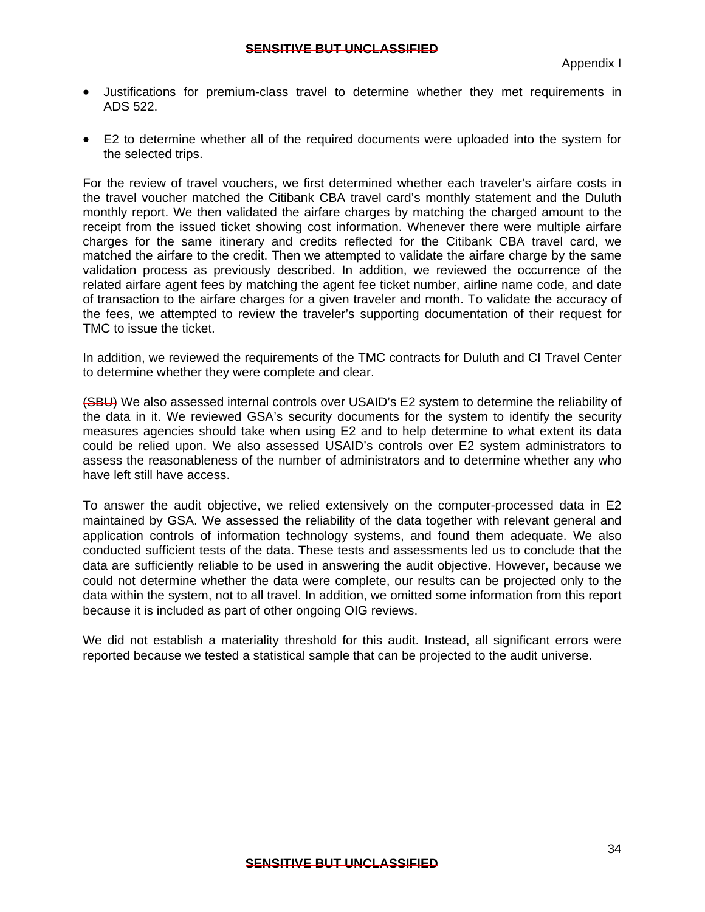- Justifications for premium-class travel to determine whether they met requirements in ADS 522.

- E2 to determine whether all of the required documents were uploaded into the system for the selected trips.

For the review of travel vouchers, we first determined whether each traveler's airfare costs in the travel voucher matched the Citibank CBA travel card's monthly statement and the Duluth monthly report. We then validated the airfare charges by matching the charged amount to the receipt from the issued ticket showing cost information. Whenever there were multiple airfare charges for the same itinerary and credits reflected for the Citibank CBA travel card, we matched the airfare to the credit. Then we attempted to validate the airfare charge by the same validation process as previously described. In addition, we reviewed the occurrence of the related airfare agent fees by matching the agent fee ticket number, airline name code, and date of transaction to the airfare charges for a given traveler and month. To validate the accuracy of the fees, we attempted to review the traveler's supporting documentation of their request for TMC to issue the ticket.

In addition, we reviewed the requirements of the TMC contracts for Duluth and CI Travel Center to determine whether they were complete and clear.

~~(SBU)~~ We also assessed internal controls over USAID's E2 system to determine the reliability of the data in it. We reviewed GSA's security documents for the system to identify the security measures agencies should take when using E2 and to help determine to what extent its data could be relied upon. We also assessed USAID's controls over E2 system administrators to assess the reasonableness of the number of administrators and to determine whether any who have left still have access.

To answer the audit objective, we relied extensively on the computer-processed data in E2 maintained by GSA. We assessed the reliability of the data together with relevant general and application controls of information technology systems, and found them adequate. We also conducted sufficient tests of the data. These tests and assessments led us to conclude that the data are sufficiently reliable to be used in answering the audit objective. However, because we could not determine whether the data were complete, our results can be projected only to the data within the system, not to all travel. In addition, we omitted some information from this report because it is included as part of other ongoing OIG reviews.

We did not establish a materiality threshold for this audit. Instead, all significant errors were reported because we tested a statistical sample that can be projected to the audit universe.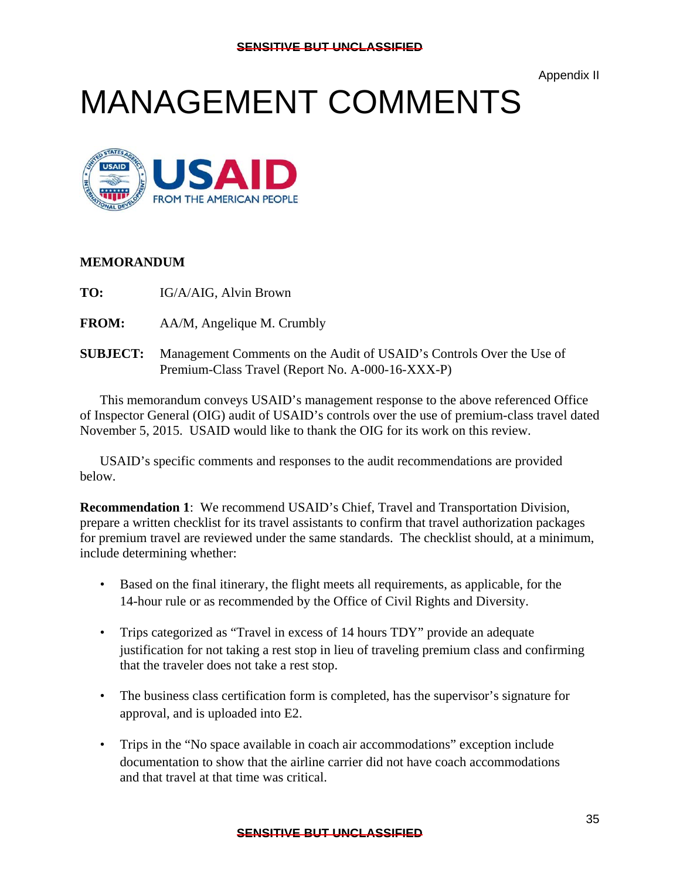Appendix II

# MANAGEMENT COMMENTS

USAID FROM THE AMERICAN PEOPLE

**MEMORANDUM**

**TO:** IG/A/AIG, Alvin Brown

**FROM:** AA/M, Angelique M. Crumbly

**SUBJECT:** Management Comments on the Audit of USAID's Controls Over the Use of Premium-Class Travel (Report No. A-000-16-XXX-P)

This memorandum conveys USAID's management response to the above referenced Office of Inspector General (OIG) audit of USAID's controls over the use of premium-class travel dated November 5, 2015. USAID would like to thank the OIG for its work on this review.

USAID's specific comments and responses to the audit recommendations are provided below.

**Recommendation 1**: We recommend USAID's Chief, Travel and Transportation Division, prepare a written checklist for its travel assistants to confirm that travel authorization packages for premium travel are reviewed under the same standards. The checklist should, at a minimum, include determining whether:

- Based on the final itinerary, the flight meets all requirements, as applicable, for the 14-hour rule or as recommended by the Office of Civil Rights and Diversity.
- Trips categorized as "Travel in excess of 14 hours TDY" provide an adequate justification for not taking a rest stop in lieu of traveling premium class and confirming that the traveler does not take a rest stop.
- The business class certification form is completed, has the supervisor's signature for approval, and is uploaded into E2.
- Trips in the "No space available in coach air accommodations" exception include documentation to show that the airline carrier did not have coach accommodations and that travel at that time was critical.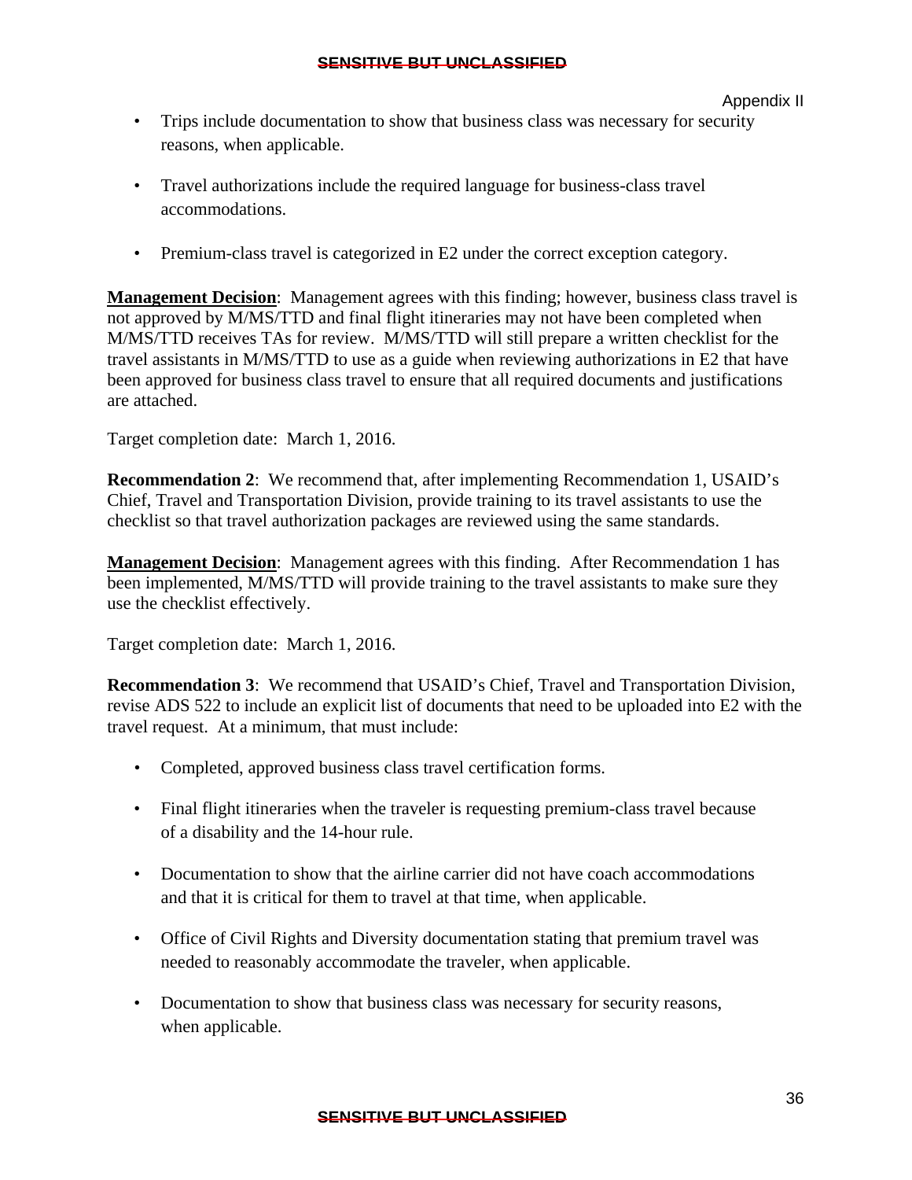- Trips include documentation to show that business class was necessary for security reasons, when applicable.

- Travel authorizations include the required language for business-class travel accommodations.

- Premium-class travel is categorized in E2 under the correct exception category.

**Management Decision**: Management agrees with this finding; however, business class travel is not approved by M/MS/TTD and final flight itineraries may not have been completed when M/MS/TTD receives TAs for review. M/MS/TTD will still prepare a written checklist for the travel assistants in M/MS/TTD to use as a guide when reviewing authorizations in E2 that have been approved for business class travel to ensure that all required documents and justifications are attached.

Target completion date: March 1, 2016.

**Recommendation 2**: We recommend that, after implementing Recommendation 1, USAID's Chief, Travel and Transportation Division, provide training to its travel assistants to use the checklist so that travel authorization packages are reviewed using the same standards.

**Management Decision**: Management agrees with this finding. After Recommendation 1 has been implemented, M/MS/TTD will provide training to the travel assistants to make sure they use the checklist effectively.

Target completion date: March 1, 2016.

**Recommendation 3**: We recommend that USAID's Chief, Travel and Transportation Division, revise ADS 522 to include an explicit list of documents that need to be uploaded into E2 with the travel request. At a minimum, that must include:

- Completed, approved business class travel certification forms.

- Final flight itineraries when the traveler is requesting premium-class travel because of a disability and the 14-hour rule.

- Documentation to show that the airline carrier did not have coach accommodations and that it is critical for them to travel at that time, when applicable.

- Office of Civil Rights and Diversity documentation stating that premium travel was needed to reasonably accommodate the traveler, when applicable.

- Documentation to show that business class was necessary for security reasons, when applicable.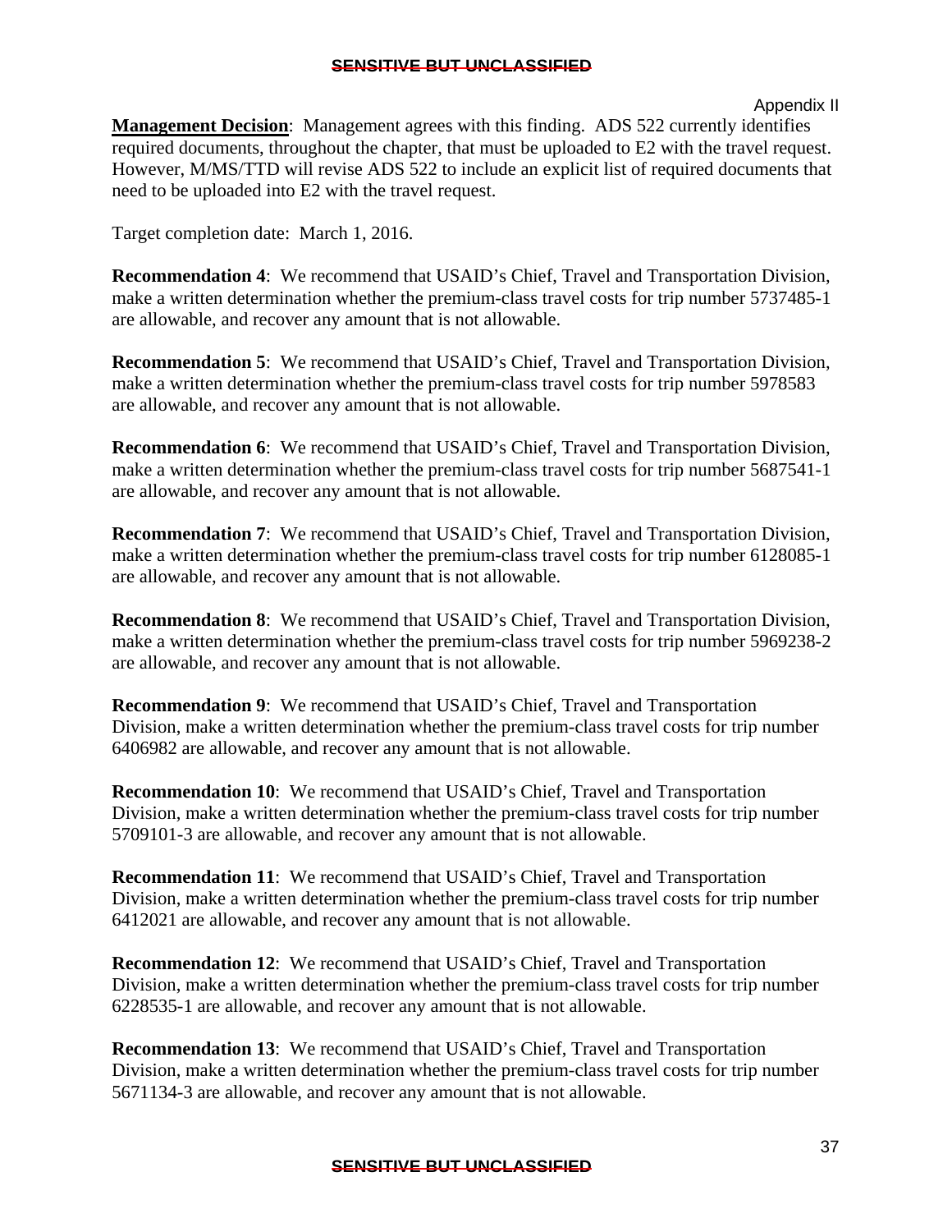**Management Decision**: Management agrees with this finding. ADS 522 currently identifies required documents, throughout the chapter, that must be uploaded to E2 with the travel request. However, M/MS/TTD will revise ADS 522 to include an explicit list of required documents that need to be uploaded into E2 with the travel request.

Target completion date: March 1, 2016.

**Recommendation 4**: We recommend that USAID's Chief, Travel and Transportation Division, make a written determination whether the premium-class travel costs for trip number 5737485-1 are allowable, and recover any amount that is not allowable.

**Recommendation 5**: We recommend that USAID's Chief, Travel and Transportation Division, make a written determination whether the premium-class travel costs for trip number 5978583 are allowable, and recover any amount that is not allowable.

**Recommendation 6**: We recommend that USAID's Chief, Travel and Transportation Division, make a written determination whether the premium-class travel costs for trip number 5687541-1 are allowable, and recover any amount that is not allowable.

**Recommendation 7**: We recommend that USAID's Chief, Travel and Transportation Division, make a written determination whether the premium-class travel costs for trip number 6128085-1 are allowable, and recover any amount that is not allowable.

**Recommendation 8**: We recommend that USAID's Chief, Travel and Transportation Division, make a written determination whether the premium-class travel costs for trip number 5969238-2 are allowable, and recover any amount that is not allowable.

**Recommendation 9**: We recommend that USAID's Chief, Travel and Transportation Division, make a written determination whether the premium-class travel costs for trip number 6406982 are allowable, and recover any amount that is not allowable.

**Recommendation 10**: We recommend that USAID's Chief, Travel and Transportation Division, make a written determination whether the premium-class travel costs for trip number 5709101-3 are allowable, and recover any amount that is not allowable.

**Recommendation 11**: We recommend that USAID's Chief, Travel and Transportation Division, make a written determination whether the premium-class travel costs for trip number 6412021 are allowable, and recover any amount that is not allowable.

**Recommendation 12**: We recommend that USAID's Chief, Travel and Transportation Division, make a written determination whether the premium-class travel costs for trip number 6228535-1 are allowable, and recover any amount that is not allowable.

**Recommendation 13**: We recommend that USAID's Chief, Travel and Transportation Division, make a written determination whether the premium-class travel costs for trip number 5671134-3 are allowable, and recover any amount that is not allowable.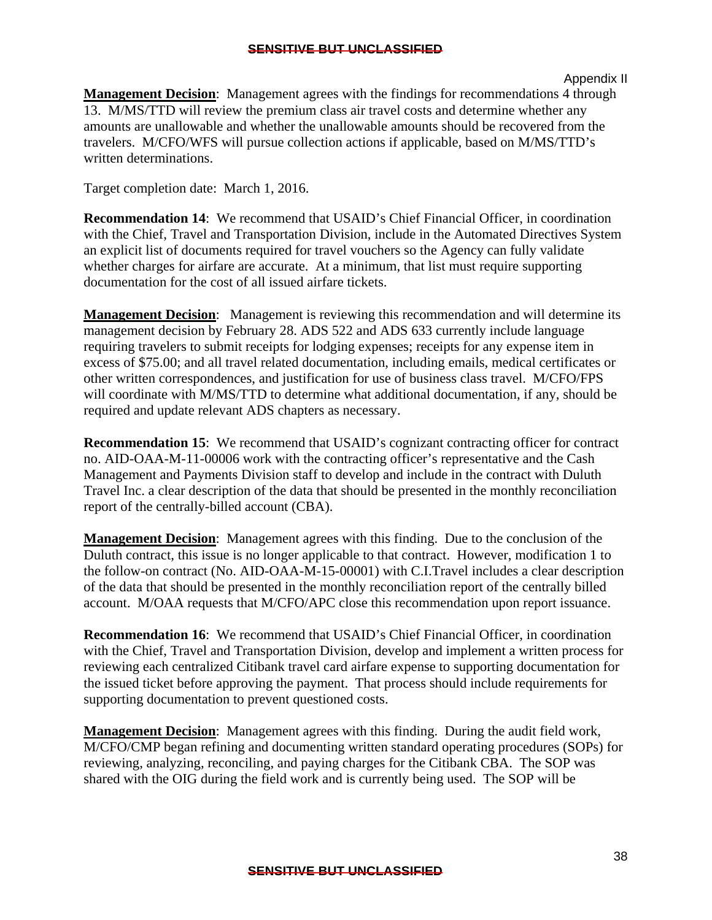Appendix II

**Management Decision**: Management agrees with the findings for recommendations 4 through 13. M/MS/TTD will review the premium class air travel costs and determine whether any amounts are unallowable and whether the unallowable amounts should be recovered from the travelers. M/CFO/WFS will pursue collection actions if applicable, based on M/MS/TTD's written determinations.

Target completion date: March 1, 2016.

**Recommendation 14**: We recommend that USAID's Chief Financial Officer, in coordination with the Chief, Travel and Transportation Division, include in the Automated Directives System an explicit list of documents required for travel vouchers so the Agency can fully validate whether charges for airfare are accurate. At a minimum, that list must require supporting documentation for the cost of all issued airfare tickets.

**Management Decision**: Management is reviewing this recommendation and will determine its management decision by February 28. ADS 522 and ADS 633 currently include language requiring travelers to submit receipts for lodging expenses; receipts for any expense item in excess of $75.00; and all travel related documentation, including emails, medical certificates or other written correspondences, and justification for use of business class travel. M/CFO/FPS will coordinate with M/MS/TTD to determine what additional documentation, if any, should be required and update relevant ADS chapters as necessary.

**Recommendation 15**: We recommend that USAID's cognizant contracting officer for contract no. AID-OAA-M-11-00006 work with the contracting officer's representative and the Cash Management and Payments Division staff to develop and include in the contract with Duluth Travel Inc. a clear description of the data that should be presented in the monthly reconciliation report of the centrally-billed account (CBA).

**Management Decision**: Management agrees with this finding. Due to the conclusion of the Duluth contract, this issue is no longer applicable to that contract. However, modification 1 to the follow-on contract (No. AID-OAA-M-15-00001) with C.I.Travel includes a clear description of the data that should be presented in the monthly reconciliation report of the centrally billed account. M/OAA requests that M/CFO/APC close this recommendation upon report issuance.

**Recommendation 16**: We recommend that USAID's Chief Financial Officer, in coordination with the Chief, Travel and Transportation Division, develop and implement a written process for reviewing each centralized Citibank travel card airfare expense to supporting documentation for the issued ticket before approving the payment. That process should include requirements for supporting documentation to prevent questioned costs.

**Management Decision**: Management agrees with this finding. During the audit field work, M/CFO/CMP began refining and documenting written standard operating procedures (SOPs) for reviewing, analyzing, reconciling, and paying charges for the Citibank CBA. The SOP was shared with the OIG during the field work and is currently being used. The SOP will be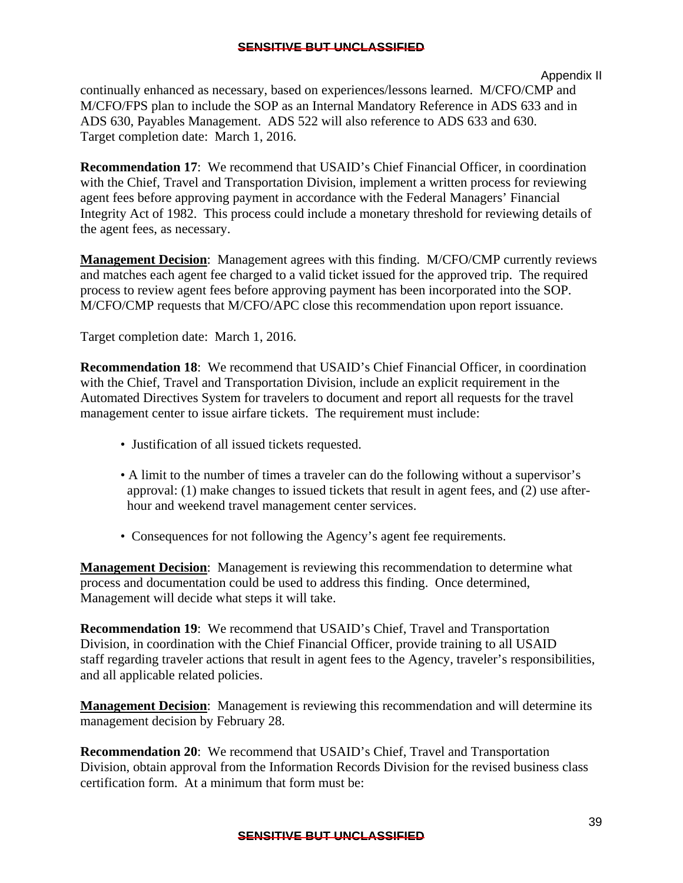continually enhanced as necessary, based on experiences/lessons learned. M/CFO/CMP and M/CFO/FPS plan to include the SOP as an Internal Mandatory Reference in ADS 633 and in ADS 630, Payables Management. ADS 522 will also reference to ADS 633 and 630. Target completion date: March 1, 2016.

**Recommendation 17**: We recommend that USAID's Chief Financial Officer, in coordination with the Chief, Travel and Transportation Division, implement a written process for reviewing agent fees before approving payment in accordance with the Federal Managers' Financial Integrity Act of 1982. This process could include a monetary threshold for reviewing details of the agent fees, as necessary.

**Management Decision**: Management agrees with this finding. M/CFO/CMP currently reviews and matches each agent fee charged to a valid ticket issued for the approved trip. The required process to review agent fees before approving payment has been incorporated into the SOP. M/CFO/CMP requests that M/CFO/APC close this recommendation upon report issuance.

Target completion date: March 1, 2016.

**Recommendation 18**: We recommend that USAID's Chief Financial Officer, in coordination with the Chief, Travel and Transportation Division, include an explicit requirement in the Automated Directives System for travelers to document and report all requests for the travel management center to issue airfare tickets. The requirement must include:

- Justification of all issued tickets requested.
- A limit to the number of times a traveler can do the following without a supervisor's approval: (1) make changes to issued tickets that result in agent fees, and (2) use after-hour and weekend travel management center services.
- Consequences for not following the Agency's agent fee requirements.

**Management Decision**: Management is reviewing this recommendation to determine what process and documentation could be used to address this finding. Once determined, Management will decide what steps it will take.

**Recommendation 19**: We recommend that USAID's Chief, Travel and Transportation Division, in coordination with the Chief Financial Officer, provide training to all USAID staff regarding traveler actions that result in agent fees to the Agency, traveler's responsibilities, and all applicable related policies.

**Management Decision**: Management is reviewing this recommendation and will determine its management decision by February 28.

**Recommendation 20**: We recommend that USAID's Chief, Travel and Transportation Division, obtain approval from the Information Records Division for the revised business class certification form. At a minimum that form must be: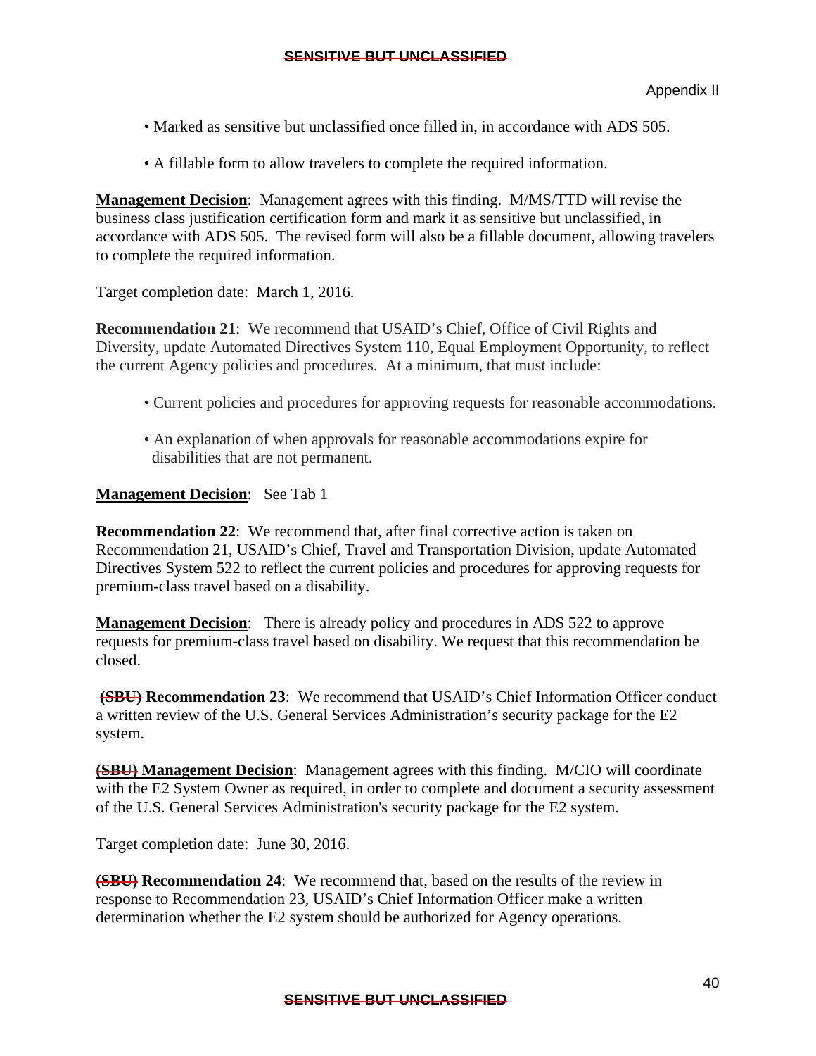Appendix II

- Marked as sensitive but unclassified once filled in, in accordance with ADS 505.
- A fillable form to allow travelers to complete the required information.

**Management Decision**: Management agrees with this finding. M/MS/TTD will revise the business class justification certification form and mark it as sensitive but unclassified, in accordance with ADS 505. The revised form will also be a fillable document, allowing travelers to complete the required information.

Target completion date: March 1, 2016.

**Recommendation 21**: We recommend that USAID's Chief, Office of Civil Rights and Diversity, update Automated Directives System 110, Equal Employment Opportunity, to reflect the current Agency policies and procedures. At a minimum, that must include:

- Current policies and procedures for approving requests for reasonable accommodations.
- An explanation of when approvals for reasonable accommodations expire for disabilities that are not permanent.

**Management Decision**: See Tab 1

**Recommendation 22**: We recommend that, after final corrective action is taken on Recommendation 21, USAID's Chief, Travel and Transportation Division, update Automated Directives System 522 to reflect the current policies and procedures for approving requests for premium-class travel based on a disability.

**Management Decision**: There is already policy and procedures in ADS 522 to approve requests for premium-class travel based on disability. We request that this recommendation be closed.

~~**(SBU)**~~ **Recommendation 23**: We recommend that USAID's Chief Information Officer conduct a written review of the U.S. General Services Administration's security package for the E2 system.

~~**(SBU)**~~ **Management Decision**: Management agrees with this finding. M/CIO will coordinate with the E2 System Owner as required, in order to complete and document a security assessment of the U.S. General Services Administration's security package for the E2 system.

Target completion date: June 30, 2016.

~~**(SBU)**~~ **Recommendation 24**: We recommend that, based on the results of the review in response to Recommendation 23, USAID's Chief Information Officer make a written determination whether the E2 system should be authorized for Agency operations.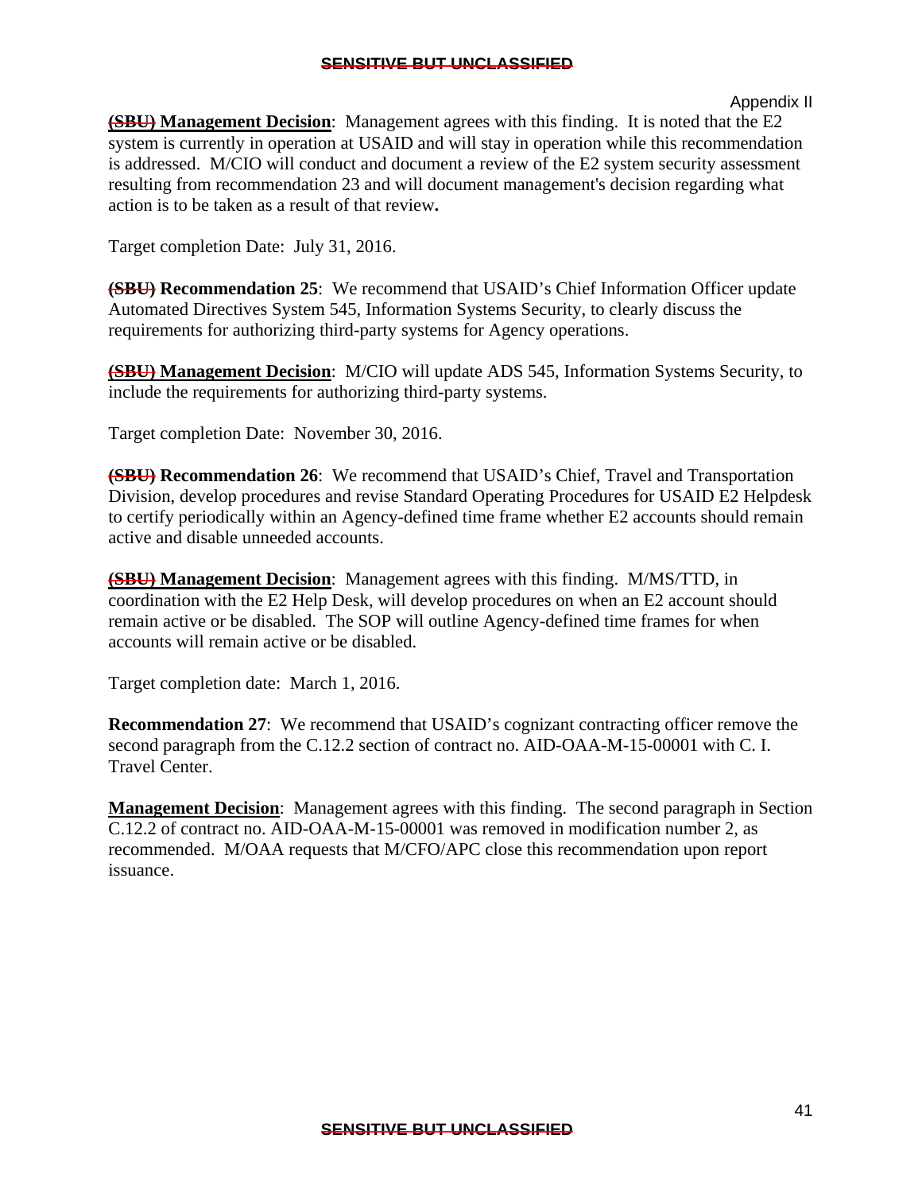Appendix II

~~(SBU)~~ **Management Decision**: Management agrees with this finding. It is noted that the E2 system is currently in operation at USAID and will stay in operation while this recommendation is addressed. M/CIO will conduct and document a review of the E2 system security assessment resulting from recommendation 23 and will document management's decision regarding what action is to be taken as a result of that review**.**

Target completion Date: July 31, 2016.

~~(SBU)~~ **Recommendation 25**: We recommend that USAID's Chief Information Officer update Automated Directives System 545, Information Systems Security, to clearly discuss the requirements for authorizing third-party systems for Agency operations.

~~(SBU)~~ **Management Decision**: M/CIO will update ADS 545, Information Systems Security, to include the requirements for authorizing third-party systems.

Target completion Date: November 30, 2016.

~~(SBU)~~ **Recommendation 26**: We recommend that USAID's Chief, Travel and Transportation Division, develop procedures and revise Standard Operating Procedures for USAID E2 Helpdesk to certify periodically within an Agency-defined time frame whether E2 accounts should remain active and disable unneeded accounts.

~~(SBU)~~ **Management Decision**: Management agrees with this finding. M/MS/TTD, in coordination with the E2 Help Desk, will develop procedures on when an E2 account should remain active or be disabled. The SOP will outline Agency-defined time frames for when accounts will remain active or be disabled.

Target completion date: March 1, 2016.

**Recommendation 27**: We recommend that USAID's cognizant contracting officer remove the second paragraph from the C.12.2 section of contract no. AID-OAA-M-15-00001 with C. I. Travel Center.

**Management Decision**: Management agrees with this finding. The second paragraph in Section C.12.2 of contract no. AID-OAA-M-15-00001 was removed in modification number 2, as recommended. M/OAA requests that M/CFO/APC close this recommendation upon report issuance.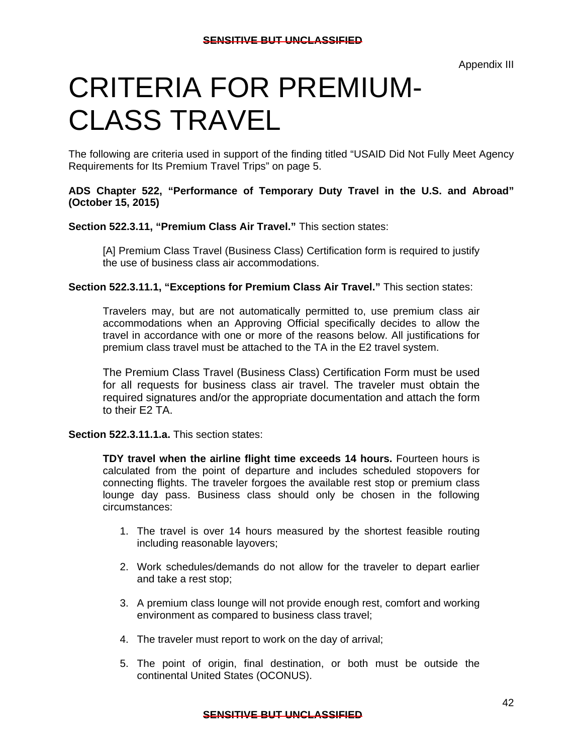Appendix III

# CRITERIA FOR PREMIUM-CLASS TRAVEL

The following are criteria used in support of the finding titled "USAID Did Not Fully Meet Agency Requirements for Its Premium Travel Trips" on page 5.

**ADS Chapter 522, "Performance of Temporary Duty Travel in the U.S. and Abroad" (October 15, 2015)**

**Section 522.3.11, "Premium Class Air Travel."** This section states:

> [A] Premium Class Travel (Business Class) Certification form is required to justify the use of business class air accommodations.

**Section 522.3.11.1, "Exceptions for Premium Class Air Travel."** This section states:

> Travelers may, but are not automatically permitted to, use premium class air accommodations when an Approving Official specifically decides to allow the travel in accordance with one or more of the reasons below. All justifications for premium class travel must be attached to the TA in the E2 travel system.
>
> The Premium Class Travel (Business Class) Certification Form must be used for all requests for business class air travel. The traveler must obtain the required signatures and/or the appropriate documentation and attach the form to their E2 TA.

**Section 522.3.11.1.a.** This section states:

> **TDY travel when the airline flight time exceeds 14 hours.** Fourteen hours is calculated from the point of departure and includes scheduled stopovers for connecting flights. The traveler forgoes the available rest stop or premium class lounge day pass. Business class should only be chosen in the following circumstances:
>
> 1. The travel is over 14 hours measured by the shortest feasible routing including reasonable layovers;
>
> 2. Work schedules/demands do not allow for the traveler to depart earlier and take a rest stop;
>
> 3. A premium class lounge will not provide enough rest, comfort and working environment as compared to business class travel;
>
> 4. The traveler must report to work on the day of arrival;
>
> 5. The point of origin, final destination, or both must be outside the continental United States (OCONUS).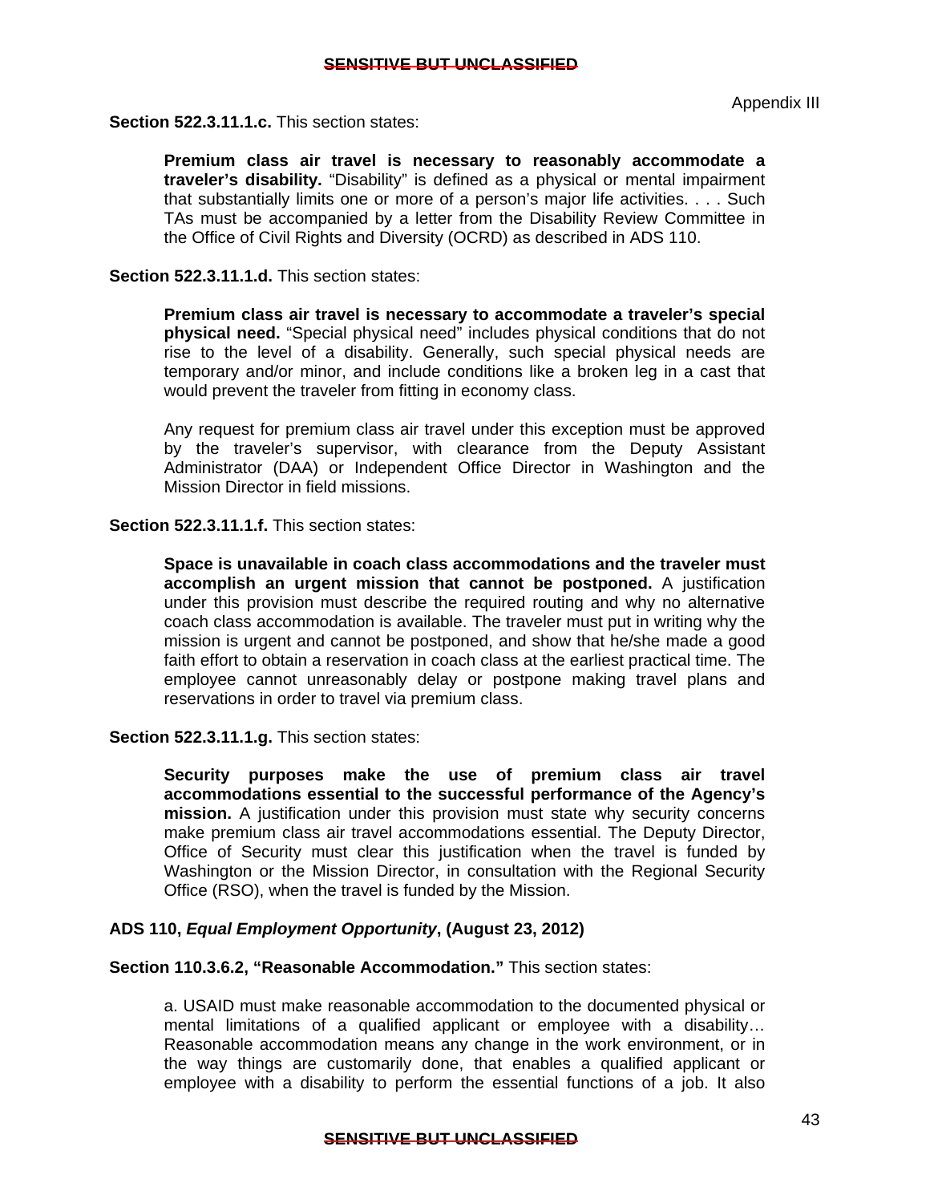Appendix III

**Section 522.3.11.1.c.** This section states:

> **Premium class air travel is necessary to reasonably accommodate a traveler's disability.** "Disability" is defined as a physical or mental impairment that substantially limits one or more of a person's major life activities. . . . Such TAs must be accompanied by a letter from the Disability Review Committee in the Office of Civil Rights and Diversity (OCRD) as described in ADS 110.

**Section 522.3.11.1.d.** This section states:

> **Premium class air travel is necessary to accommodate a traveler's special physical need.** "Special physical need" includes physical conditions that do not rise to the level of a disability. Generally, such special physical needs are temporary and/or minor, and include conditions like a broken leg in a cast that would prevent the traveler from fitting in economy class.
>
> Any request for premium class air travel under this exception must be approved by the traveler's supervisor, with clearance from the Deputy Assistant Administrator (DAA) or Independent Office Director in Washington and the Mission Director in field missions.

**Section 522.3.11.1.f.** This section states:

> **Space is unavailable in coach class accommodations and the traveler must accomplish an urgent mission that cannot be postponed.** A justification under this provision must describe the required routing and why no alternative coach class accommodation is available. The traveler must put in writing why the mission is urgent and cannot be postponed, and show that he/she made a good faith effort to obtain a reservation in coach class at the earliest practical time. The employee cannot unreasonably delay or postpone making travel plans and reservations in order to travel via premium class.

**Section 522.3.11.1.g.** This section states:

> **Security purposes make the use of premium class air travel accommodations essential to the successful performance of the Agency's mission.** A justification under this provision must state why security concerns make premium class air travel accommodations essential. The Deputy Director, Office of Security must clear this justification when the travel is funded by Washington or the Mission Director, in consultation with the Regional Security Office (RSO), when the travel is funded by the Mission.

**ADS 110, *Equal Employment Opportunity*, (August 23, 2012)**

**Section 110.3.6.2, "Reasonable Accommodation."** This section states:

> a. USAID must make reasonable accommodation to the documented physical or mental limitations of a qualified applicant or employee with a disability… Reasonable accommodation means any change in the work environment, or in the way things are customarily done, that enables a qualified applicant or employee with a disability to perform the essential functions of a job. It also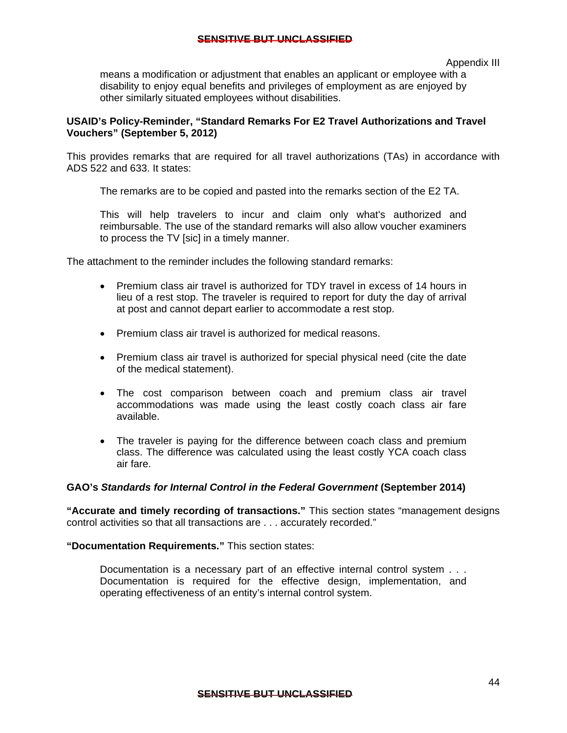means a modification or adjustment that enables an applicant or employee with a disability to enjoy equal benefits and privileges of employment as are enjoyed by other similarly situated employees without disabilities.

**USAID's Policy-Reminder, "Standard Remarks For E2 Travel Authorizations and Travel Vouchers" (September 5, 2012)**

This provides remarks that are required for all travel authorizations (TAs) in accordance with ADS 522 and 633. It states:

> The remarks are to be copied and pasted into the remarks section of the E2 TA.
>
> This will help travelers to incur and claim only what's authorized and reimbursable. The use of the standard remarks will also allow voucher examiners to process the TV [sic] in a timely manner.

The attachment to the reminder includes the following standard remarks:

- Premium class air travel is authorized for TDY travel in excess of 14 hours in lieu of a rest stop. The traveler is required to report for duty the day of arrival at post and cannot depart earlier to accommodate a rest stop.
- Premium class air travel is authorized for medical reasons.
- Premium class air travel is authorized for special physical need (cite the date of the medical statement).
- The cost comparison between coach and premium class air travel accommodations was made using the least costly coach class air fare available.
- The traveler is paying for the difference between coach class and premium class. The difference was calculated using the least costly YCA coach class air fare.

**GAO's *Standards for Internal Control in the Federal Government* (September 2014)**

**"Accurate and timely recording of transactions."** This section states "management designs control activities so that all transactions are . . . accurately recorded."

**"Documentation Requirements."** This section states:

> Documentation is a necessary part of an effective internal control system . . . Documentation is required for the effective design, implementation, and operating effectiveness of an entity's internal control system.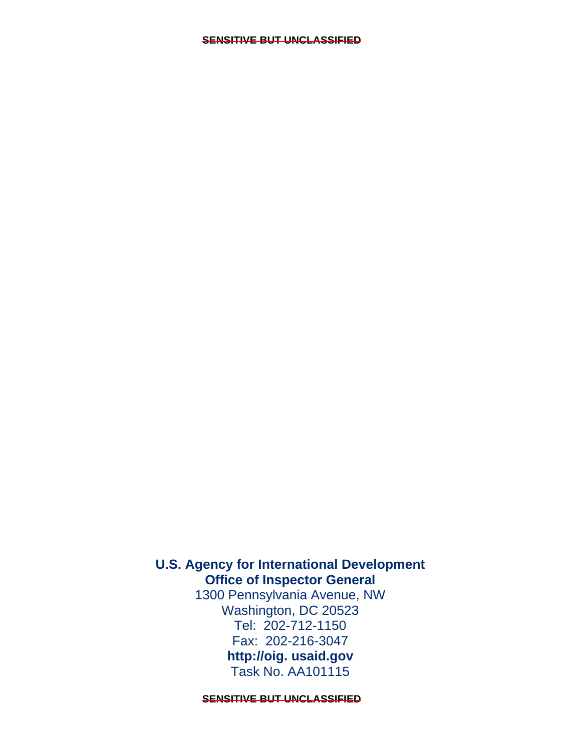~~SENSITIVE BUT UNCLASSIFIED~~

**U.S. Agency for International Development**
**Office of Inspector General**
1300 Pennsylvania Avenue, NW
Washington, DC 20523
Tel: 202-712-1150
Fax: 202-216-3047
**http://oig. usaid.gov**
Task No. AA101115

~~SENSITIVE BUT UNCLASSIFIED~~